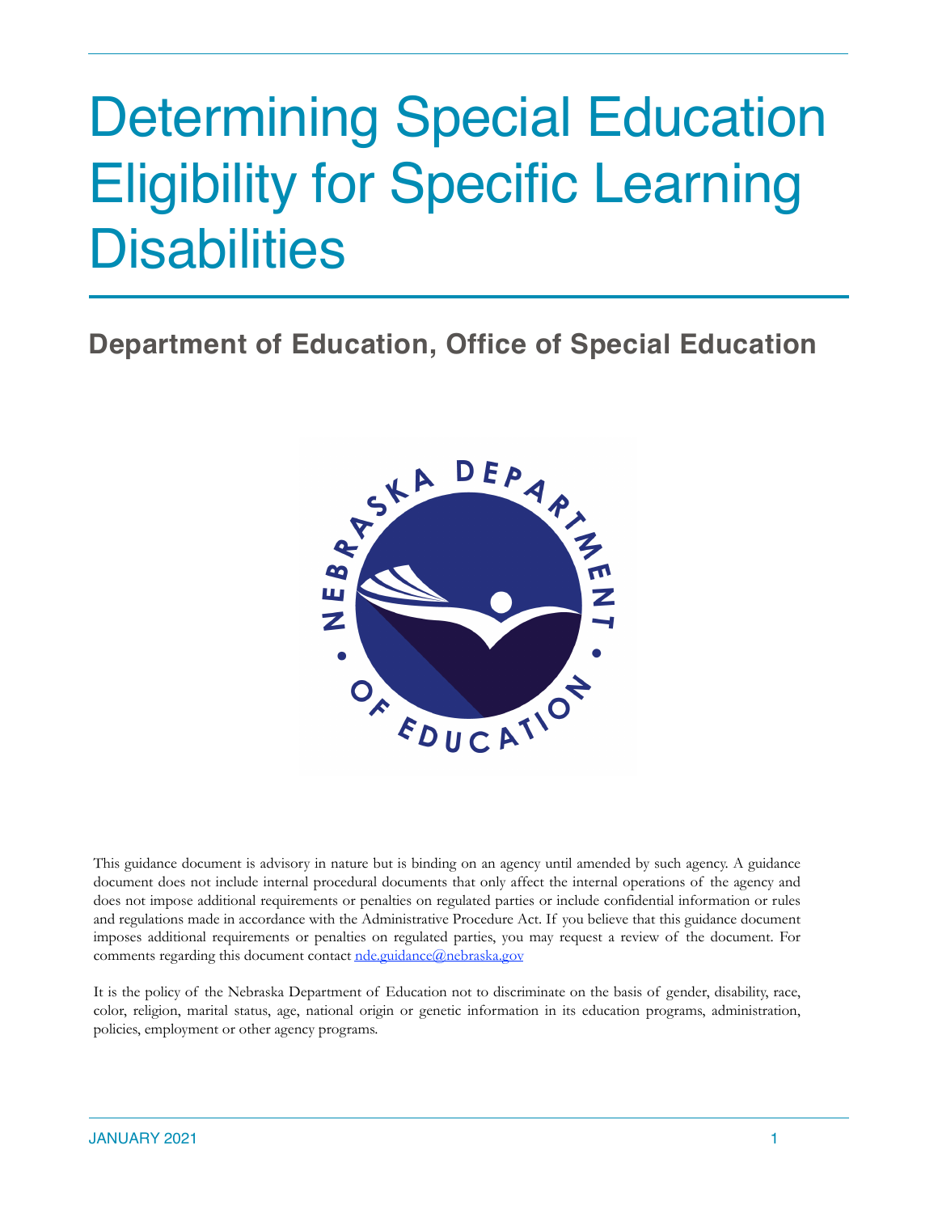# Determining Special Education Eligibility for Specific Learning Disabilities

## Department of Education, Office of Special Education

This guidance document is advisory in nature but is binding on an agency until amended by such agency. A guidance document does not include internal procedural documents that only affect the internal operations of the agency and does not impose additional requirements or penalties on regulated parties or include confidential information or rules and regulations made in accordance with the Administrative Procedure Act. If you believe that this guidance document imposes additional requirements or penalties on regulated parties, you may request a review of the document. For comments regarding this document contact nde.guidance@nebraska.gov

It is the policy of the Nebraska Department of Education not to discriminate on the basis of gender, disability, race, color, religion, marital status, age, national origin or genetic information in its education programs, administration, policies, employment or other agency programs.

JANUARY 2021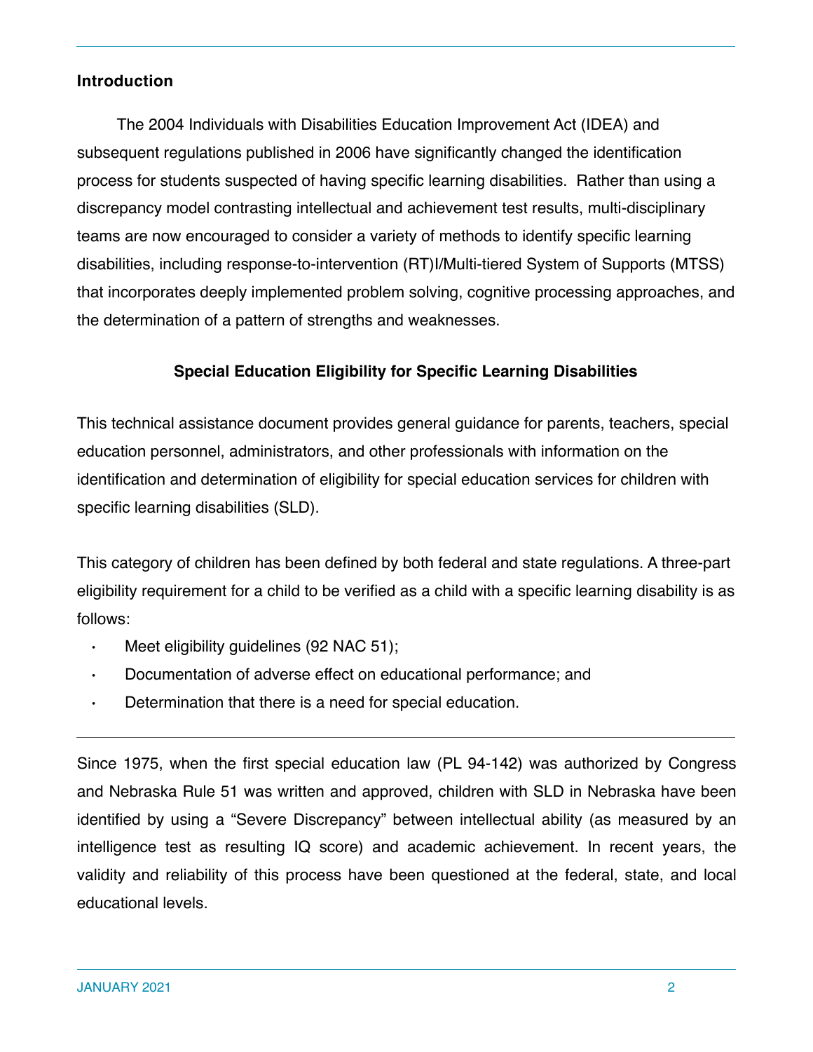## Introduction

The 2004 Individuals with Disabilities Education Improvement Act (IDEA) and subsequent regulations published in 2006 have significantly changed the identification process for students suspected of having specific learning disabilities. Rather than using a discrepancy model contrasting intellectual and achievement test results, multi-disciplinary teams are now encouraged to consider a variety of methods to identify specific learning disabilities, including response-to-intervention (RT)I/Multi-tiered System of Supports (MTSS) that incorporates deeply implemented problem solving, cognitive processing approaches, and the determination of a pattern of strengths and weaknesses.

### Special Education Eligibility for Specific Learning Disabilities

This technical assistance document provides general guidance for parents, teachers, special education personnel, administrators, and other professionals with information on the identification and determination of eligibility for special education services for children with specific learning disabilities (SLD).

This category of children has been defined by both federal and state regulations. A three-part eligibility requirement for a child to be verified as a child with a specific learning disability is as follows:

- Meet eligibility guidelines (92 NAC 51);
- Documentation of adverse effect on educational performance; and
- Determination that there is a need for special education.

---

Since 1975, when the first special education law (PL 94-142) was authorized by Congress and Nebraska Rule 51 was written and approved, children with SLD in Nebraska have been identified by using a "Severe Discrepancy" between intellectual ability (as measured by an intelligence test as resulting IQ score) and academic achievement. In recent years, the validity and reliability of this process have been questioned at the federal, state, and local educational levels.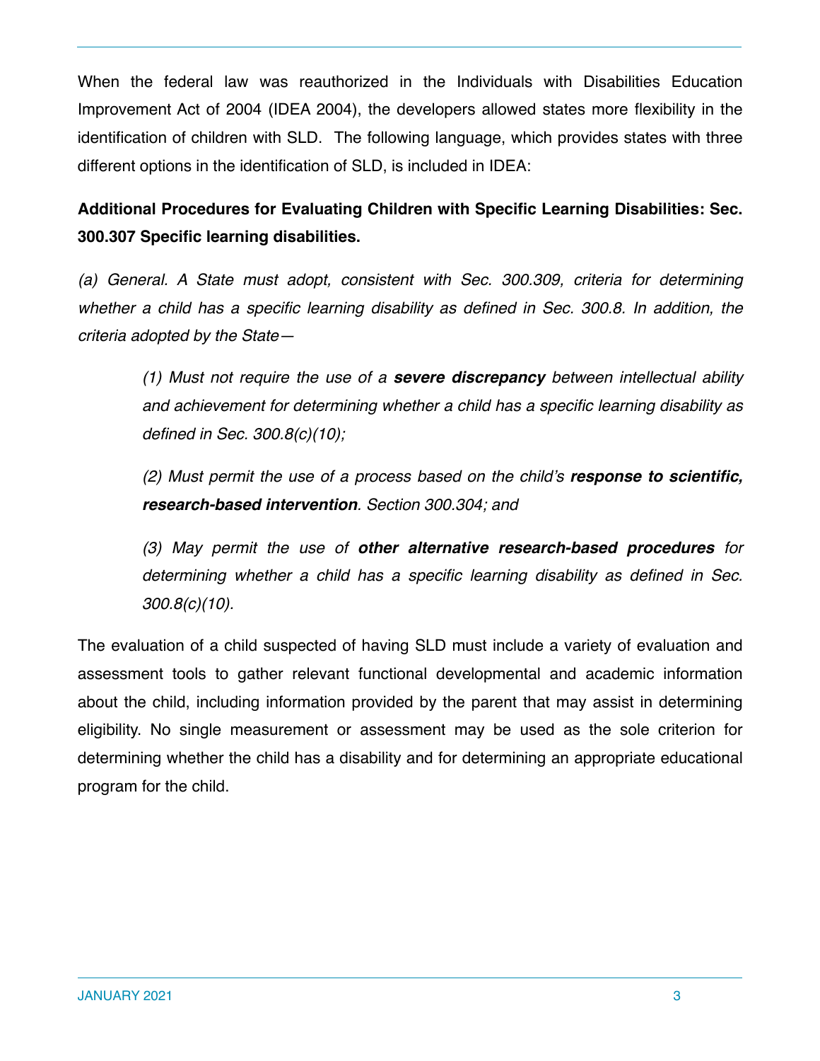When the federal law was reauthorized in the Individuals with Disabilities Education Improvement Act of 2004 (IDEA 2004), the developers allowed states more flexibility in the identification of children with SLD. The following language, which provides states with three different options in the identification of SLD, is included in IDEA:

**Additional Procedures for Evaluating Children with Specific Learning Disabilities: Sec. 300.307 Specific learning disabilities.**

*(a) General. A State must adopt, consistent with Sec. 300.309, criteria for determining whether a child has a specific learning disability as defined in Sec. 300.8. In addition, the criteria adopted by the State—*

> *(1) Must not require the use of a **severe discrepancy** between intellectual ability and achievement for determining whether a child has a specific learning disability as defined in Sec. 300.8(c)(10);*
>
> *(2) Must permit the use of a process based on the child's **response to scientific, research-based intervention**. Section 300.304; and*
>
> *(3) May permit the use of **other alternative research-based procedures** for determining whether a child has a specific learning disability as defined in Sec. 300.8(c)(10).*

The evaluation of a child suspected of having SLD must include a variety of evaluation and assessment tools to gather relevant functional developmental and academic information about the child, including information provided by the parent that may assist in determining eligibility. No single measurement or assessment may be used as the sole criterion for determining whether the child has a disability and for determining an appropriate educational program for the child.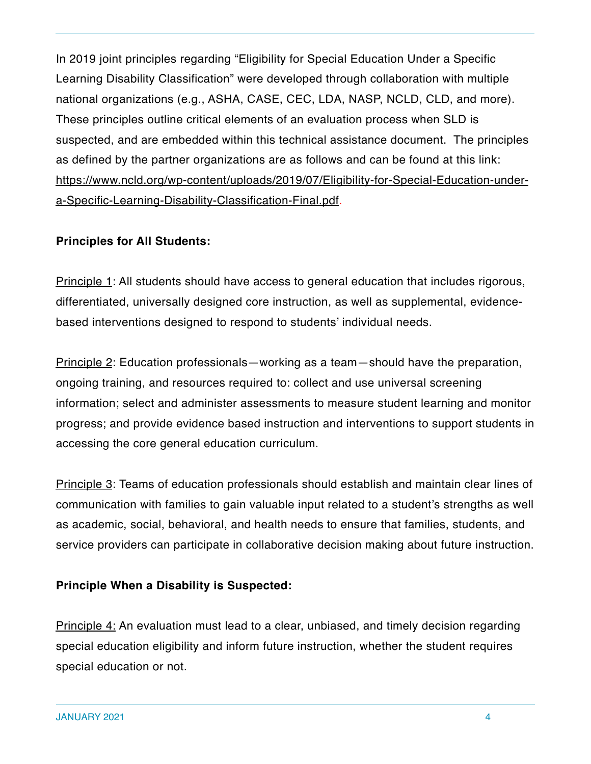In 2019 joint principles regarding "Eligibility for Special Education Under a Specific Learning Disability Classification" were developed through collaboration with multiple national organizations (e.g., ASHA, CASE, CEC, LDA, NASP, NCLD, CLD, and more). These principles outline critical elements of an evaluation process when SLD is suspected, and are embedded within this technical assistance document. The principles as defined by the partner organizations are as follows and can be found at this link: https://www.ncld.org/wp-content/uploads/2019/07/Eligibility-for-Special-Education-under-a-Specific-Learning-Disability-Classification-Final.pdf.

**Principles for All Students:**

Principle 1: All students should have access to general education that includes rigorous, differentiated, universally designed core instruction, as well as supplemental, evidence-based interventions designed to respond to students' individual needs.

Principle 2: Education professionals—working as a team—should have the preparation, ongoing training, and resources required to: collect and use universal screening information; select and administer assessments to measure student learning and monitor progress; and provide evidence based instruction and interventions to support students in accessing the core general education curriculum.

Principle 3: Teams of education professionals should establish and maintain clear lines of communication with families to gain valuable input related to a student's strengths as well as academic, social, behavioral, and health needs to ensure that families, students, and service providers can participate in collaborative decision making about future instruction.

**Principle When a Disability is Suspected:**

Principle 4: An evaluation must lead to a clear, unbiased, and timely decision regarding special education eligibility and inform future instruction, whether the student requires special education or not.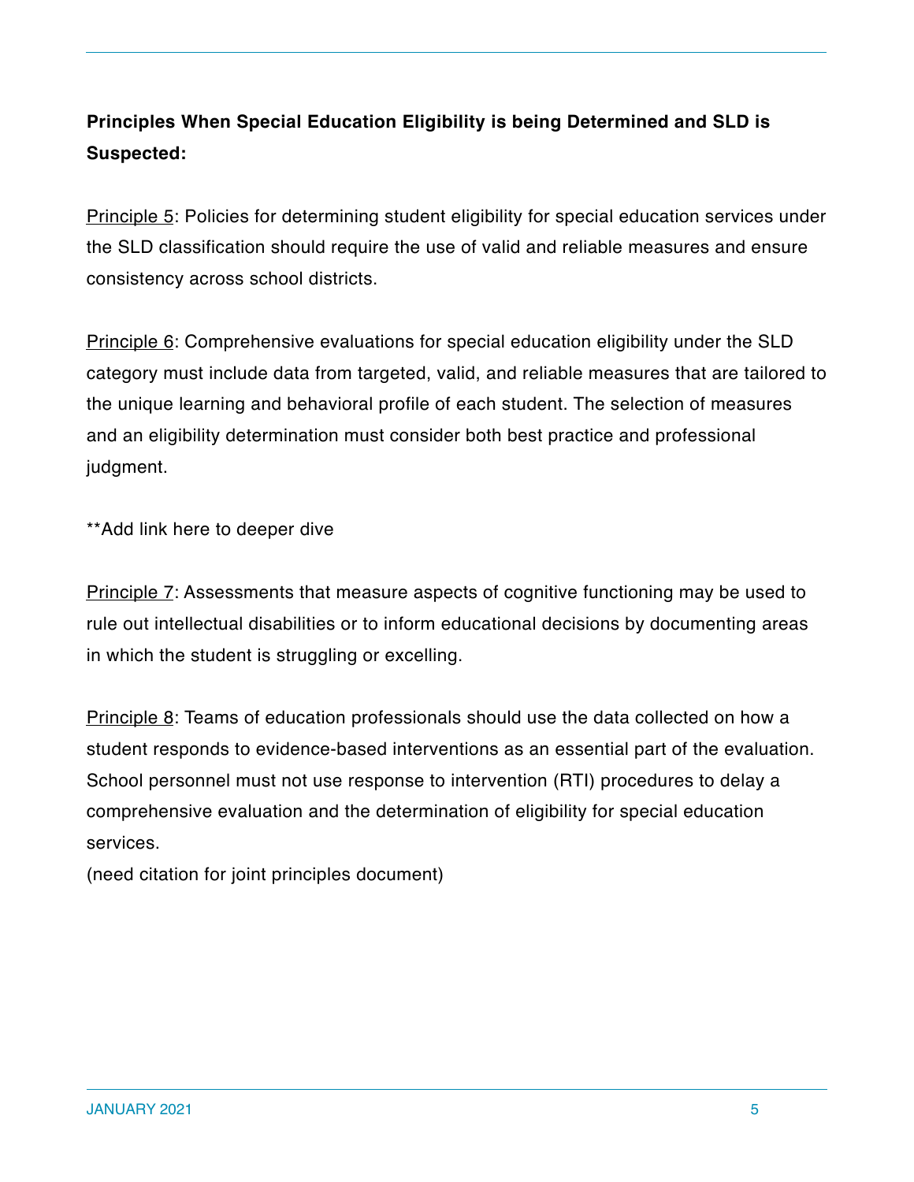**Principles When Special Education Eligibility is being Determined and SLD is Suspected:**

Principle 5: Policies for determining student eligibility for special education services under the SLD classification should require the use of valid and reliable measures and ensure consistency across school districts.

Principle 6: Comprehensive evaluations for special education eligibility under the SLD category must include data from targeted, valid, and reliable measures that are tailored to the unique learning and behavioral profile of each student. The selection of measures and an eligibility determination must consider both best practice and professional judgment.

**Add link here to deeper dive

Principle 7: Assessments that measure aspects of cognitive functioning may be used to rule out intellectual disabilities or to inform educational decisions by documenting areas in which the student is struggling or excelling.

Principle 8: Teams of education professionals should use the data collected on how a student responds to evidence-based interventions as an essential part of the evaluation. School personnel must not use response to intervention (RTI) procedures to delay a comprehensive evaluation and the determination of eligibility for special education services.
(need citation for joint principles document)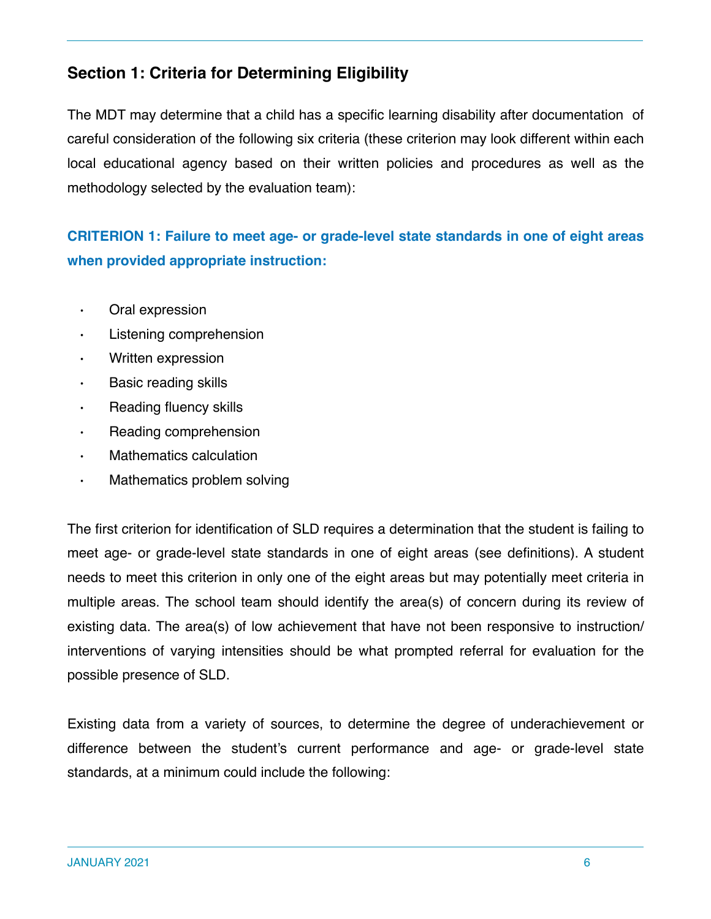## Section 1: Criteria for Determining Eligibility

The MDT may determine that a child has a specific learning disability after documentation of careful consideration of the following six criteria (these criterion may look different within each local educational agency based on their written policies and procedures as well as the methodology selected by the evaluation team):

### CRITERION 1: Failure to meet age- or grade-level state standards in one of eight areas when provided appropriate instruction:

- Oral expression
- Listening comprehension
- Written expression
- Basic reading skills
- Reading fluency skills
- Reading comprehension
- Mathematics calculation
- Mathematics problem solving

The first criterion for identification of SLD requires a determination that the student is failing to meet age- or grade-level state standards in one of eight areas (see definitions). A student needs to meet this criterion in only one of the eight areas but may potentially meet criteria in multiple areas. The school team should identify the area(s) of concern during its review of existing data. The area(s) of low achievement that have not been responsive to instruction/ interventions of varying intensities should be what prompted referral for evaluation for the possible presence of SLD.

Existing data from a variety of sources, to determine the degree of underachievement or difference between the student's current performance and age- or grade-level state standards, at a minimum could include the following: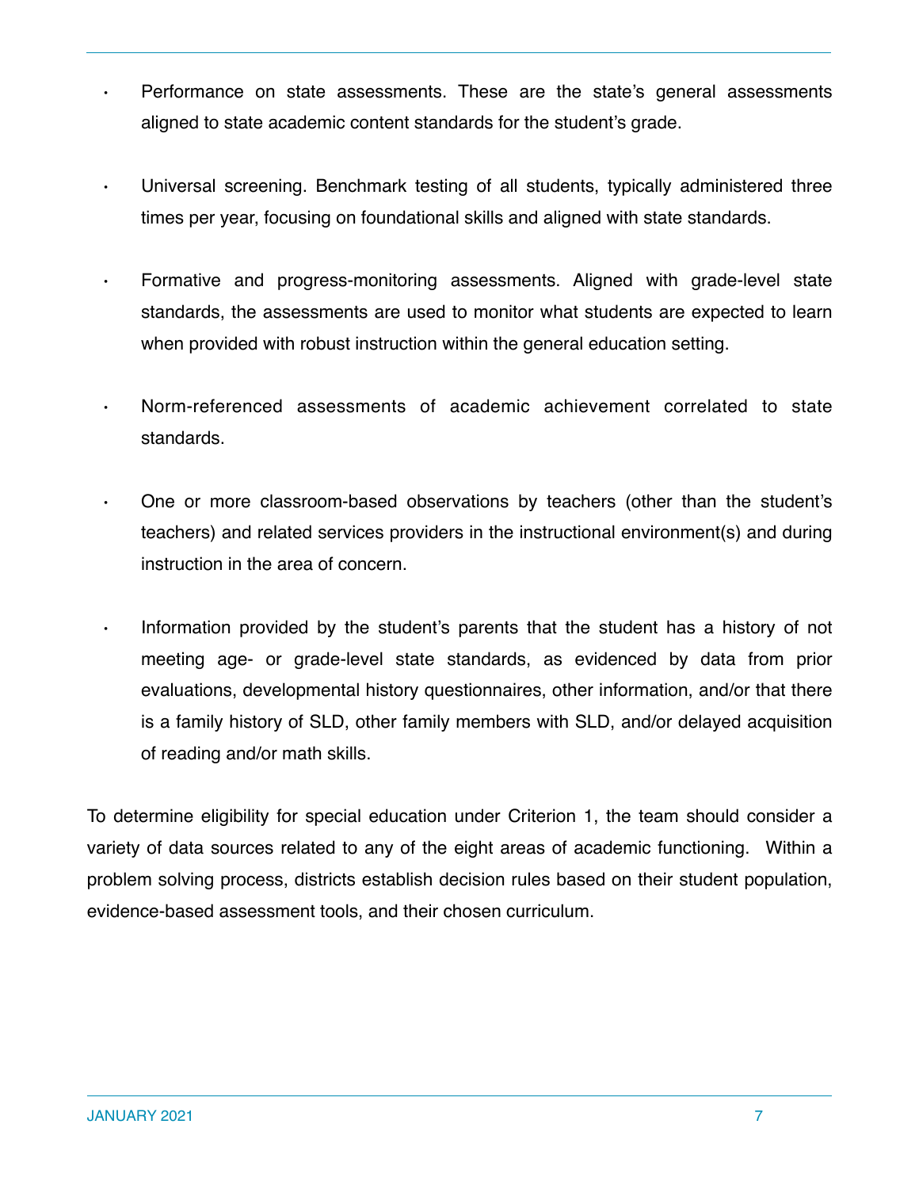- Performance on state assessments. These are the state's general assessments aligned to state academic content standards for the student's grade.

- Universal screening. Benchmark testing of all students, typically administered three times per year, focusing on foundational skills and aligned with state standards.

- Formative and progress-monitoring assessments. Aligned with grade-level state standards, the assessments are used to monitor what students are expected to learn when provided with robust instruction within the general education setting.

- Norm-referenced assessments of academic achievement correlated to state standards.

- One or more classroom-based observations by teachers (other than the student's teachers) and related services providers in the instructional environment(s) and during instruction in the area of concern.

- Information provided by the student's parents that the student has a history of not meeting age- or grade-level state standards, as evidenced by data from prior evaluations, developmental history questionnaires, other information, and/or that there is a family history of SLD, other family members with SLD, and/or delayed acquisition of reading and/or math skills.

To determine eligibility for special education under Criterion 1, the team should consider a variety of data sources related to any of the eight areas of academic functioning. Within a problem solving process, districts establish decision rules based on their student population, evidence-based assessment tools, and their chosen curriculum.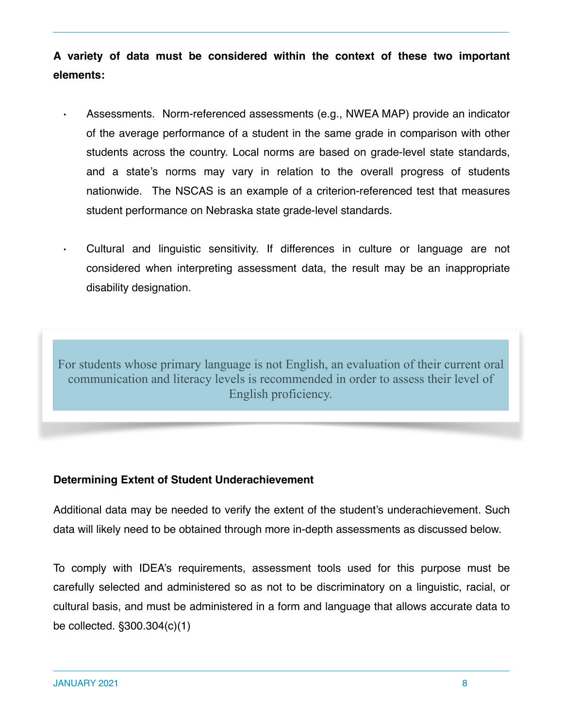**A variety of data must be considered within the context of these two important elements:**

- Assessments. Norm-referenced assessments (e.g., NWEA MAP) provide an indicator of the average performance of a student in the same grade in comparison with other students across the country. Local norms are based on grade-level state standards, and a state's norms may vary in relation to the overall progress of students nationwide. The NSCAS is an example of a criterion-referenced test that measures student performance on Nebraska state grade-level standards.

- Cultural and linguistic sensitivity. If differences in culture or language are not considered when interpreting assessment data, the result may be an inappropriate disability designation.

> For students whose primary language is not English, an evaluation of their current oral communication and literacy levels is recommended in order to assess their level of English proficiency.

**Determining Extent of Student Underachievement**

Additional data may be needed to verify the extent of the student's underachievement. Such data will likely need to be obtained through more in-depth assessments as discussed below.

To comply with IDEA's requirements, assessment tools used for this purpose must be carefully selected and administered so as not to be discriminatory on a linguistic, racial, or cultural basis, and must be administered in a form and language that allows accurate data to be collected. §300.304(c)(1)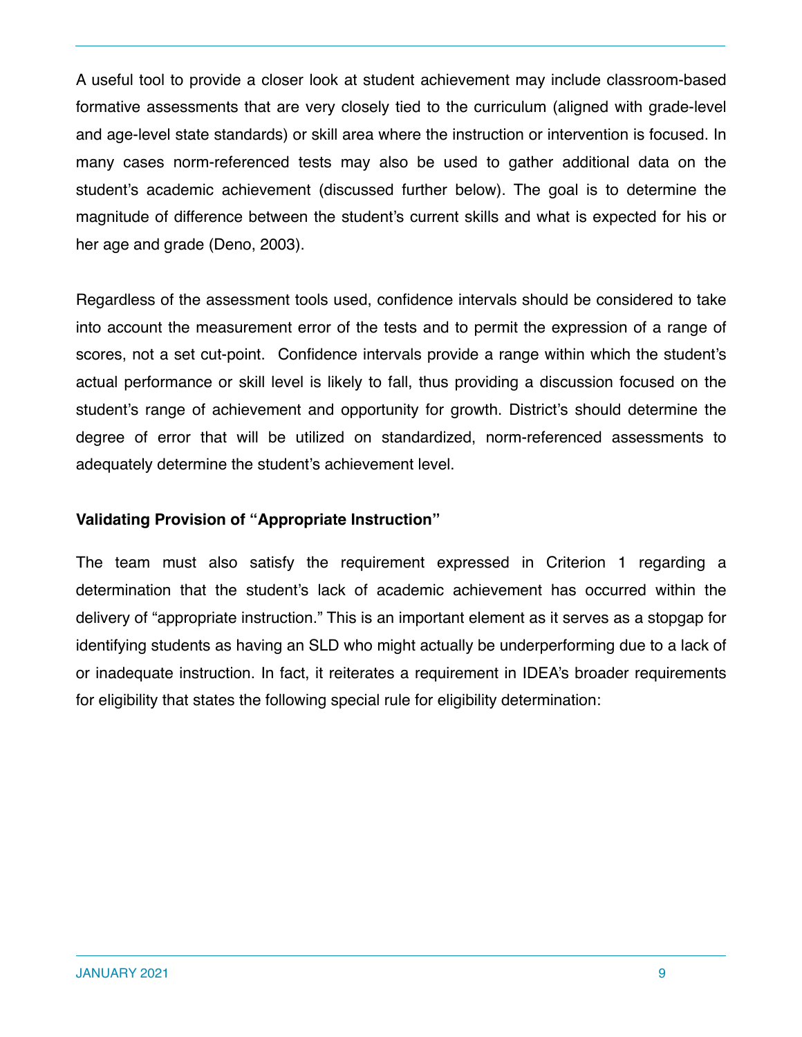A useful tool to provide a closer look at student achievement may include classroom-based formative assessments that are very closely tied to the curriculum (aligned with grade-level and age-level state standards) or skill area where the instruction or intervention is focused. In many cases norm-referenced tests may also be used to gather additional data on the student's academic achievement (discussed further below). The goal is to determine the magnitude of difference between the student's current skills and what is expected for his or her age and grade (Deno, 2003).

Regardless of the assessment tools used, confidence intervals should be considered to take into account the measurement error of the tests and to permit the expression of a range of scores, not a set cut-point. Confidence intervals provide a range within which the student's actual performance or skill level is likely to fall, thus providing a discussion focused on the student's range of achievement and opportunity for growth. District's should determine the degree of error that will be utilized on standardized, norm-referenced assessments to adequately determine the student's achievement level.

**Validating Provision of "Appropriate Instruction"**

The team must also satisfy the requirement expressed in Criterion 1 regarding a determination that the student's lack of academic achievement has occurred within the delivery of "appropriate instruction." This is an important element as it serves as a stopgap for identifying students as having an SLD who might actually be underperforming due to a lack of or inadequate instruction. In fact, it reiterates a requirement in IDEA's broader requirements for eligibility that states the following special rule for eligibility determination: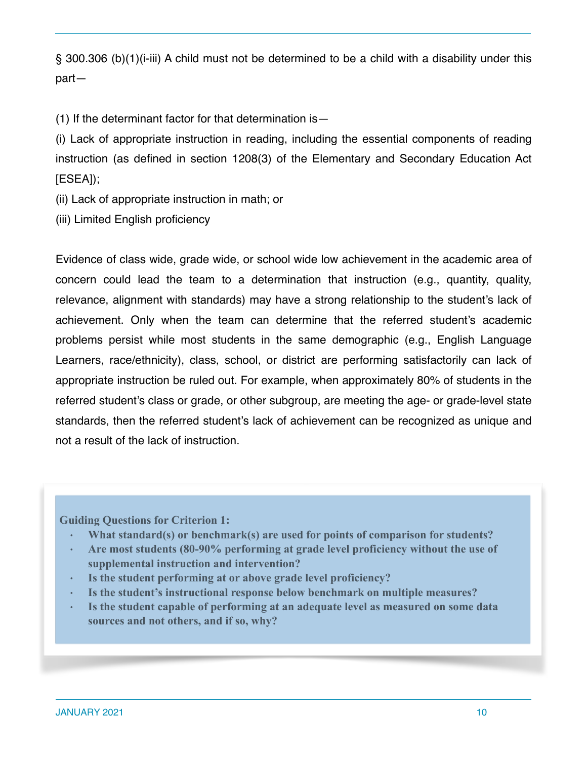§ 300.306 (b)(1)(i-iii) A child must not be determined to be a child with a disability under this part—

(1) If the determinant factor for that determination is—

(i) Lack of appropriate instruction in reading, including the essential components of reading instruction (as defined in section 1208(3) of the Elementary and Secondary Education Act [ESEA]);

(ii) Lack of appropriate instruction in math; or

(iii) Limited English proficiency

Evidence of class wide, grade wide, or school wide low achievement in the academic area of concern could lead the team to a determination that instruction (e.g., quantity, quality, relevance, alignment with standards) may have a strong relationship to the student's lack of achievement. Only when the team can determine that the referred student's academic problems persist while most students in the same demographic (e.g., English Language Learners, race/ethnicity), class, school, or district are performing satisfactorily can lack of appropriate instruction be ruled out. For example, when approximately 80% of students in the referred student's class or grade, or other subgroup, are meeting the age- or grade-level state standards, then the referred student's lack of achievement can be recognized as unique and not a result of the lack of instruction.

**Guiding Questions for Criterion 1:**

- **What standard(s) or benchmark(s) are used for points of comparison for students?**
- **Are most students (80-90% performing at grade level proficiency without the use of supplemental instruction and intervention?**
- **Is the student performing at or above grade level proficiency?**
- **Is the student's instructional response below benchmark on multiple measures?**
- **Is the student capable of performing at an adequate level as measured on some data sources and not others, and if so, why?**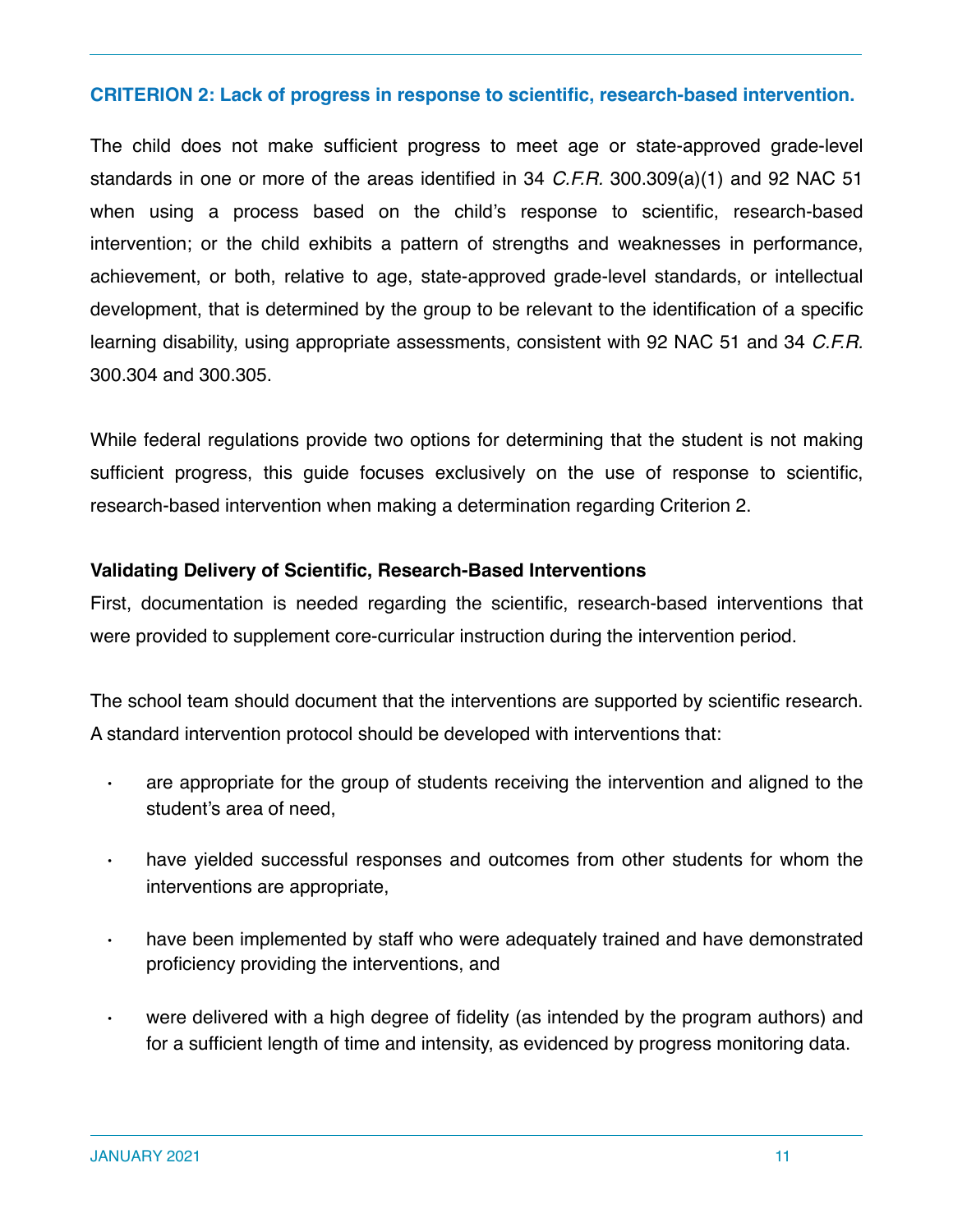## CRITERION 2: Lack of progress in response to scientific, research-based intervention.

The child does not make sufficient progress to meet age or state-approved grade-level standards in one or more of the areas identified in 34 *C.F.R.* 300.309(a)(1) and 92 NAC 51 when using a process based on the child's response to scientific, research-based intervention; or the child exhibits a pattern of strengths and weaknesses in performance, achievement, or both, relative to age, state-approved grade-level standards, or intellectual development, that is determined by the group to be relevant to the identification of a specific learning disability, using appropriate assessments, consistent with 92 NAC 51 and 34 *C.F.R.* 300.304 and 300.305.

While federal regulations provide two options for determining that the student is not making sufficient progress, this guide focuses exclusively on the use of response to scientific, research-based intervention when making a determination regarding Criterion 2.

### Validating Delivery of Scientific, Research-Based Interventions

First, documentation is needed regarding the scientific, research-based interventions that were provided to supplement core-curricular instruction during the intervention period.

The school team should document that the interventions are supported by scientific research. A standard intervention protocol should be developed with interventions that:

- are appropriate for the group of students receiving the intervention and aligned to the student's area of need,
- have yielded successful responses and outcomes from other students for whom the interventions are appropriate,
- have been implemented by staff who were adequately trained and have demonstrated proficiency providing the interventions, and
- were delivered with a high degree of fidelity (as intended by the program authors) and for a sufficient length of time and intensity, as evidenced by progress monitoring data.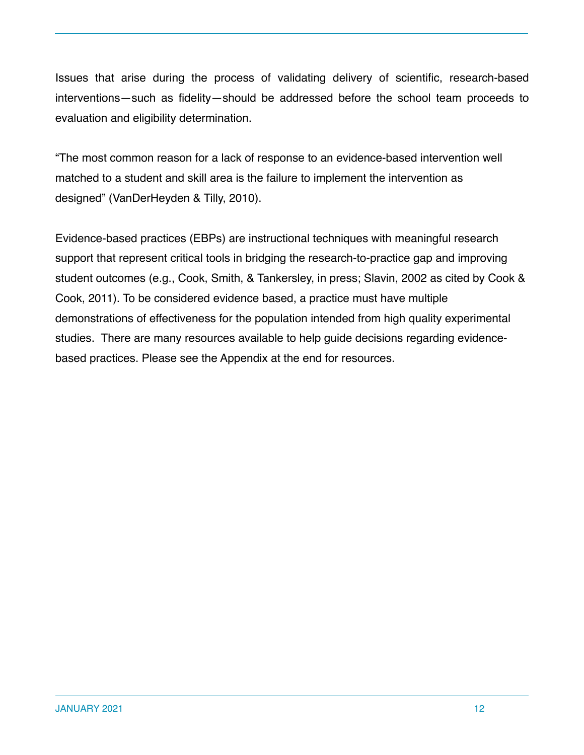Issues that arise during the process of validating delivery of scientific, research-based interventions—such as fidelity—should be addressed before the school team proceeds to evaluation and eligibility determination.

"The most common reason for a lack of response to an evidence-based intervention well matched to a student and skill area is the failure to implement the intervention as designed" (VanDerHeyden & Tilly, 2010).

Evidence-based practices (EBPs) are instructional techniques with meaningful research support that represent critical tools in bridging the research-to-practice gap and improving student outcomes (e.g., Cook, Smith, & Tankersley, in press; Slavin, 2002 as cited by Cook & Cook, 2011). To be considered evidence based, a practice must have multiple demonstrations of effectiveness for the population intended from high quality experimental studies. There are many resources available to help guide decisions regarding evidence-based practices. Please see the Appendix at the end for resources.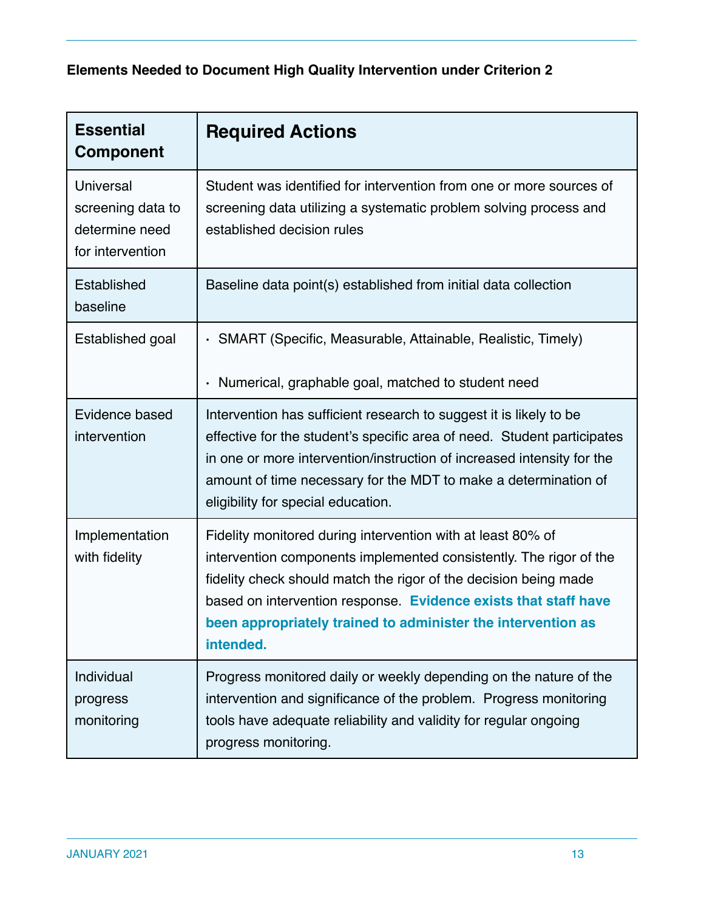**Elements Needed to Document High Quality Intervention under Criterion 2**

| Essential Component | Required Actions |
|---|---|
| Universal screening data to determine need for intervention | Student was identified for intervention from one or more sources of screening data utilizing a systematic problem solving process and established decision rules |
| Established baseline | Baseline data point(s) established from initial data collection |
| Established goal | • SMART (Specific, Measurable, Attainable, Realistic, Timely)<br>• Numerical, graphable goal, matched to student need |
| Evidence based intervention | Intervention has sufficient research to suggest it is likely to be effective for the student's specific area of need. Student participates in one or more intervention/instruction of increased intensity for the amount of time necessary for the MDT to make a determination of eligibility for special education. |
| Implementation with fidelity | Fidelity monitored during intervention with at least 80% of intervention components implemented consistently. The rigor of the fidelity check should match the rigor of the decision being made based on intervention response. **Evidence exists that staff have been appropriately trained to administer the intervention as intended.** |
| Individual progress monitoring | Progress monitored daily or weekly depending on the nature of the intervention and significance of the problem. Progress monitoring tools have adequate reliability and validity for regular ongoing progress monitoring. |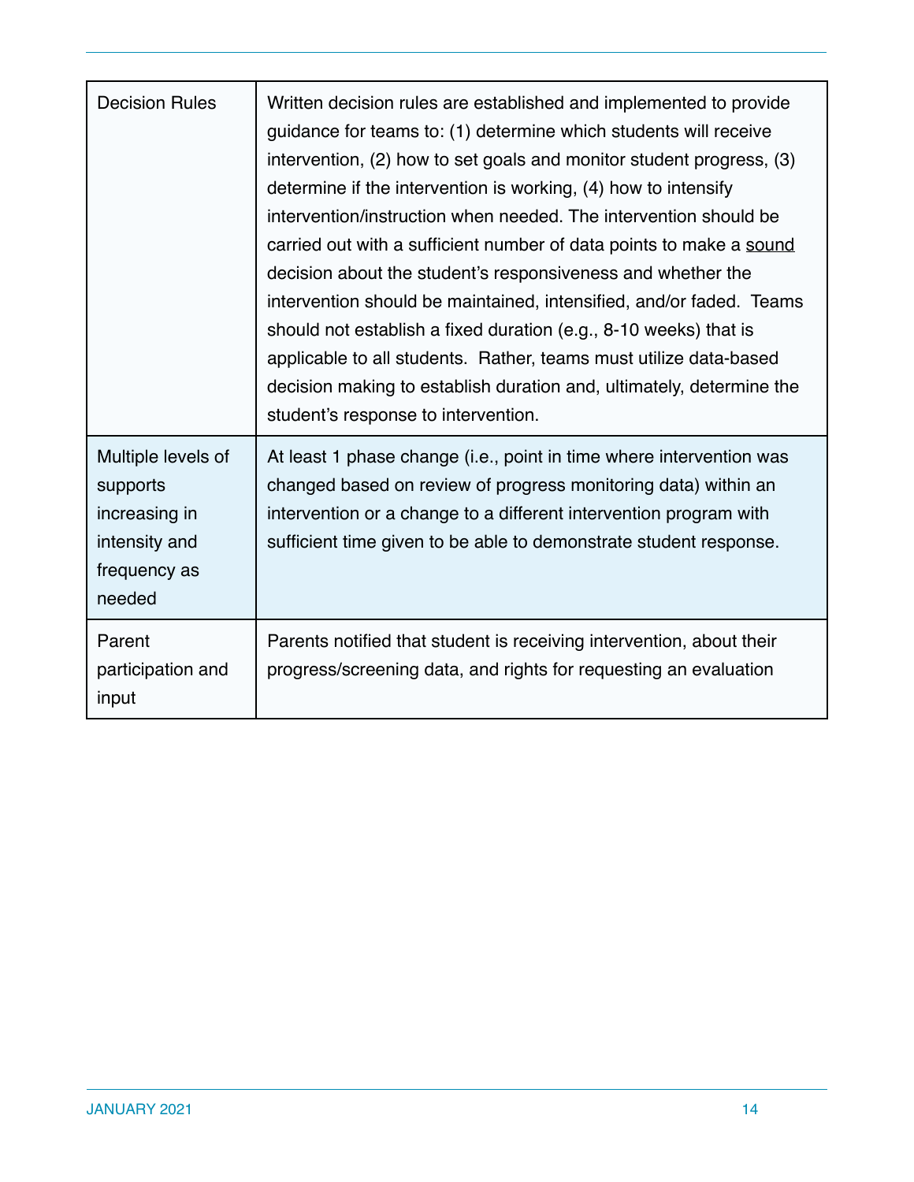| | |
|---|---|
| Decision Rules | Written decision rules are established and implemented to provide guidance for teams to: (1) determine which students will receive intervention, (2) how to set goals and monitor student progress, (3) determine if the intervention is working, (4) how to intensify intervention/instruction when needed. The intervention should be carried out with a sufficient number of data points to make a <u>sound</u> decision about the student's responsiveness and whether the intervention should be maintained, intensified, and/or faded. Teams should not establish a fixed duration (e.g., 8-10 weeks) that is applicable to all students. Rather, teams must utilize data-based decision making to establish duration and, ultimately, determine the student's response to intervention. |
| Multiple levels of supports increasing in intensity and frequency as needed | At least 1 phase change (i.e., point in time where intervention was changed based on review of progress monitoring data) within an intervention or a change to a different intervention program with sufficient time given to be able to demonstrate student response. |
| Parent participation and input | Parents notified that student is receiving intervention, about their progress/screening data, and rights for requesting an evaluation |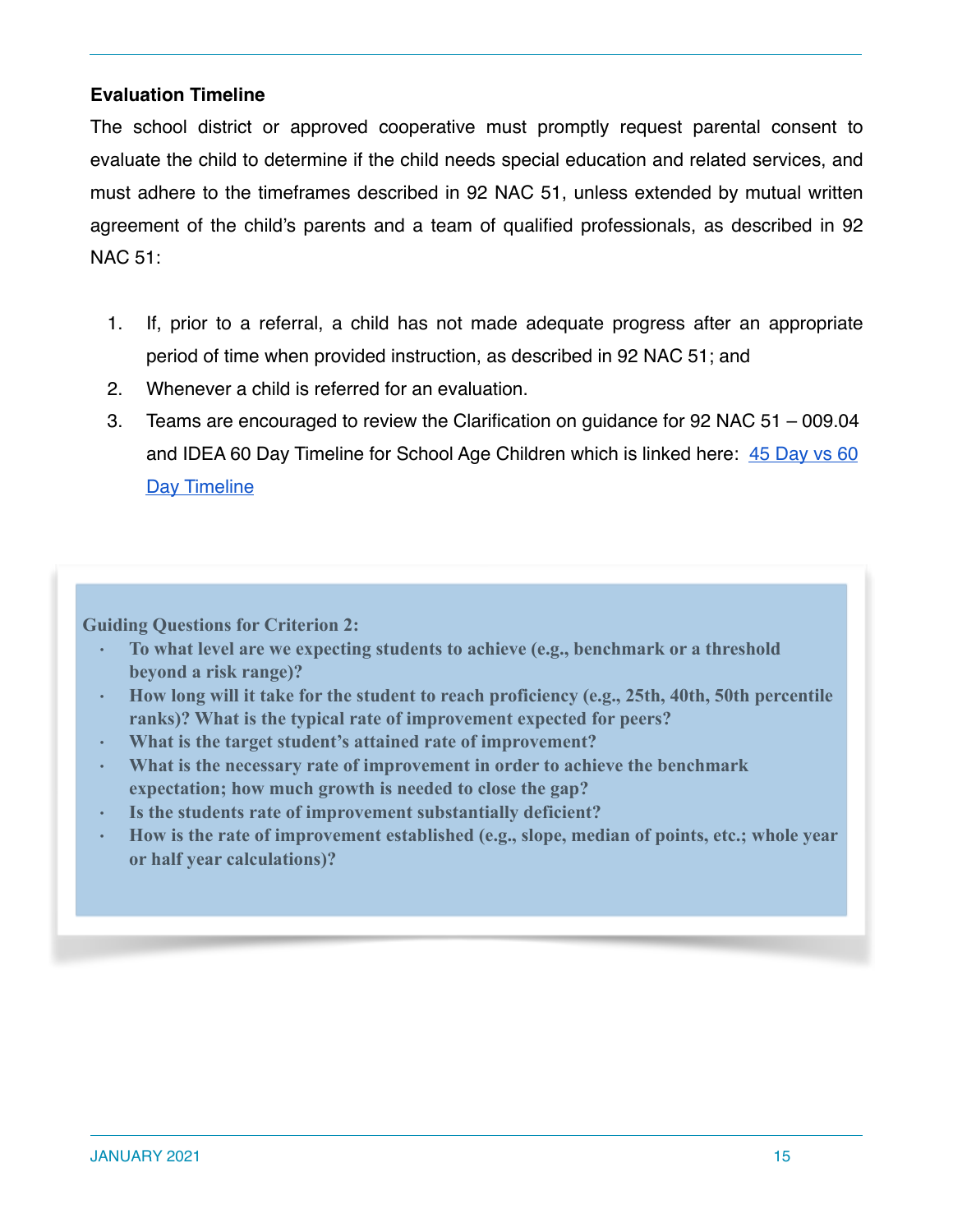**Evaluation Timeline**

The school district or approved cooperative must promptly request parental consent to evaluate the child to determine if the child needs special education and related services, and must adhere to the timeframes described in 92 NAC 51, unless extended by mutual written agreement of the child's parents and a team of qualified professionals, as described in 92 NAC 51:

1. If, prior to a referral, a child has not made adequate progress after an appropriate period of time when provided instruction, as described in 92 NAC 51; and
2. Whenever a child is referred for an evaluation.
3. Teams are encouraged to review the Clarification on guidance for 92 NAC 51 – 009.04 and IDEA 60 Day Timeline for School Age Children which is linked here: [45 Day vs 60 Day Timeline]

**Guiding Questions for Criterion 2:**

- To what level are we expecting students to achieve (e.g., benchmark or a threshold beyond a risk range)?
- How long will it take for the student to reach proficiency (e.g., 25th, 40th, 50th percentile ranks)? What is the typical rate of improvement expected for peers?
- What is the target student's attained rate of improvement?
- What is the necessary rate of improvement in order to achieve the benchmark expectation; how much growth is needed to close the gap?
- Is the students rate of improvement substantially deficient?
- How is the rate of improvement established (e.g., slope, median of points, etc.; whole year or half year calculations)?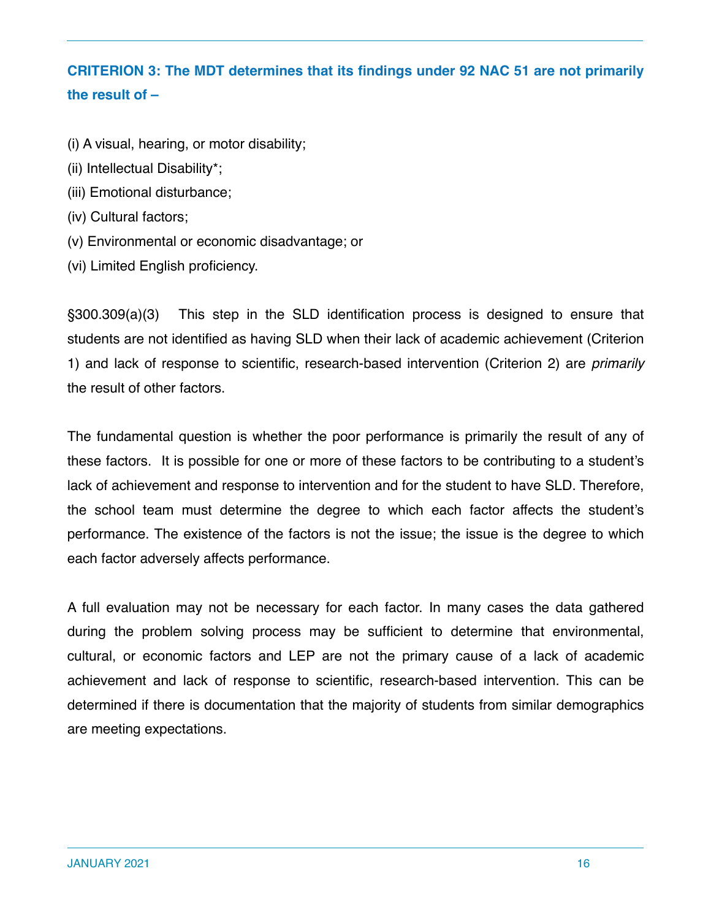### CRITERION 3: The MDT determines that its findings under 92 NAC 51 are not primarily the result of –

(i) A visual, hearing, or motor disability;
(ii) Intellectual Disability*;
(iii) Emotional disturbance;
(iv) Cultural factors;
(v) Environmental or economic disadvantage; or
(vi) Limited English proficiency.

§300.309(a)(3) This step in the SLD identification process is designed to ensure that students are not identified as having SLD when their lack of academic achievement (Criterion 1) and lack of response to scientific, research-based intervention (Criterion 2) are *primarily* the result of other factors.

The fundamental question is whether the poor performance is primarily the result of any of these factors. It is possible for one or more of these factors to be contributing to a student's lack of achievement and response to intervention and for the student to have SLD. Therefore, the school team must determine the degree to which each factor affects the student's performance. The existence of the factors is not the issue; the issue is the degree to which each factor adversely affects performance.

A full evaluation may not be necessary for each factor. In many cases the data gathered during the problem solving process may be sufficient to determine that environmental, cultural, or economic factors and LEP are not the primary cause of a lack of academic achievement and lack of response to scientific, research-based intervention. This can be determined if there is documentation that the majority of students from similar demographics are meeting expectations.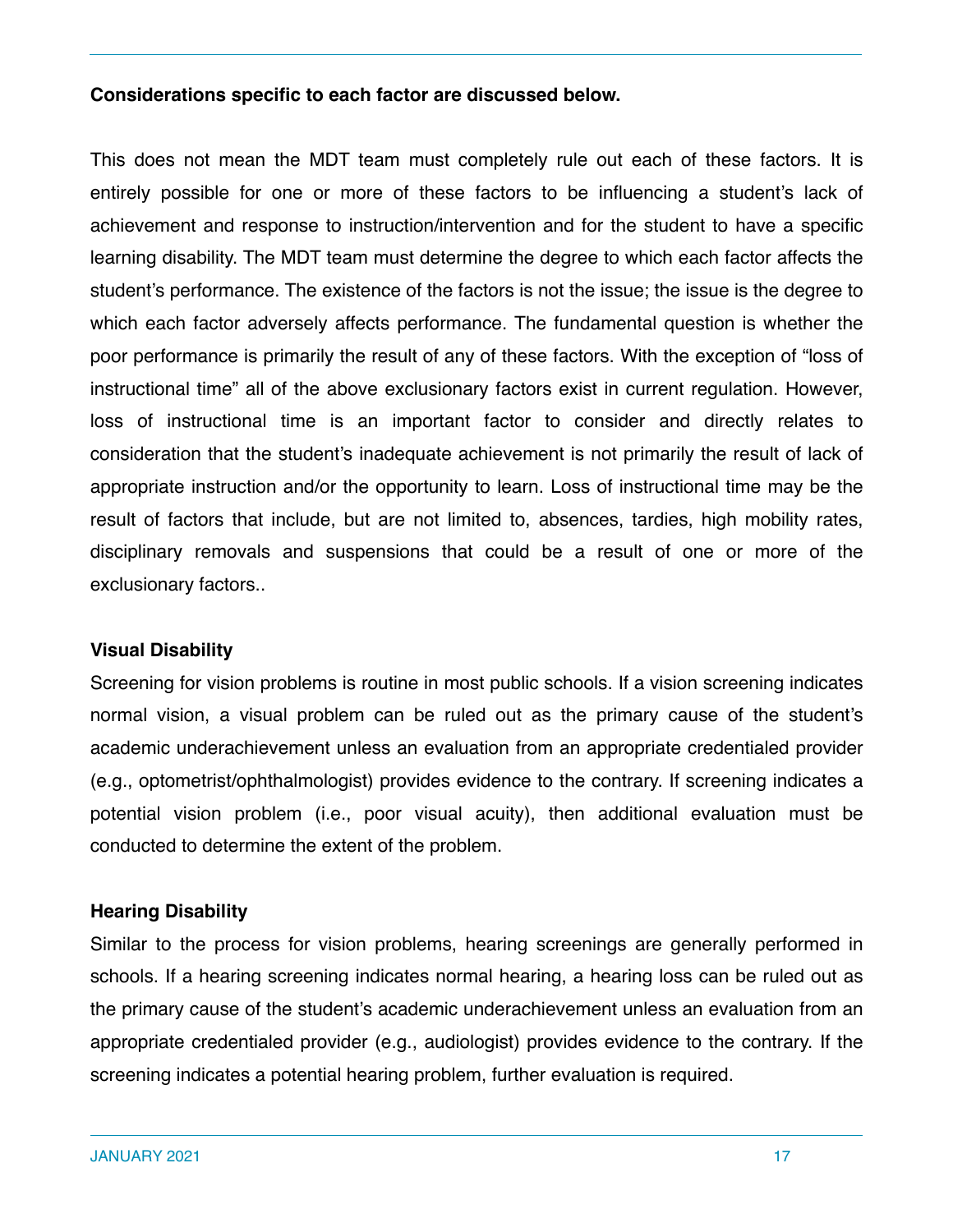**Considerations specific to each factor are discussed below.**

This does not mean the MDT team must completely rule out each of these factors. It is entirely possible for one or more of these factors to be influencing a student's lack of achievement and response to instruction/intervention and for the student to have a specific learning disability. The MDT team must determine the degree to which each factor affects the student's performance. The existence of the factors is not the issue; the issue is the degree to which each factor adversely affects performance. The fundamental question is whether the poor performance is primarily the result of any of these factors. With the exception of "loss of instructional time" all of the above exclusionary factors exist in current regulation. However, loss of instructional time is an important factor to consider and directly relates to consideration that the student's inadequate achievement is not primarily the result of lack of appropriate instruction and/or the opportunity to learn. Loss of instructional time may be the result of factors that include, but are not limited to, absences, tardies, high mobility rates, disciplinary removals and suspensions that could be a result of one or more of the exclusionary factors..

**Visual Disability**

Screening for vision problems is routine in most public schools. If a vision screening indicates normal vision, a visual problem can be ruled out as the primary cause of the student's academic underachievement unless an evaluation from an appropriate credentialed provider (e.g., optometrist/ophthalmologist) provides evidence to the contrary. If screening indicates a potential vision problem (i.e., poor visual acuity), then additional evaluation must be conducted to determine the extent of the problem.

**Hearing Disability**

Similar to the process for vision problems, hearing screenings are generally performed in schools. If a hearing screening indicates normal hearing, a hearing loss can be ruled out as the primary cause of the student's academic underachievement unless an evaluation from an appropriate credentialed provider (e.g., audiologist) provides evidence to the contrary. If the screening indicates a potential hearing problem, further evaluation is required.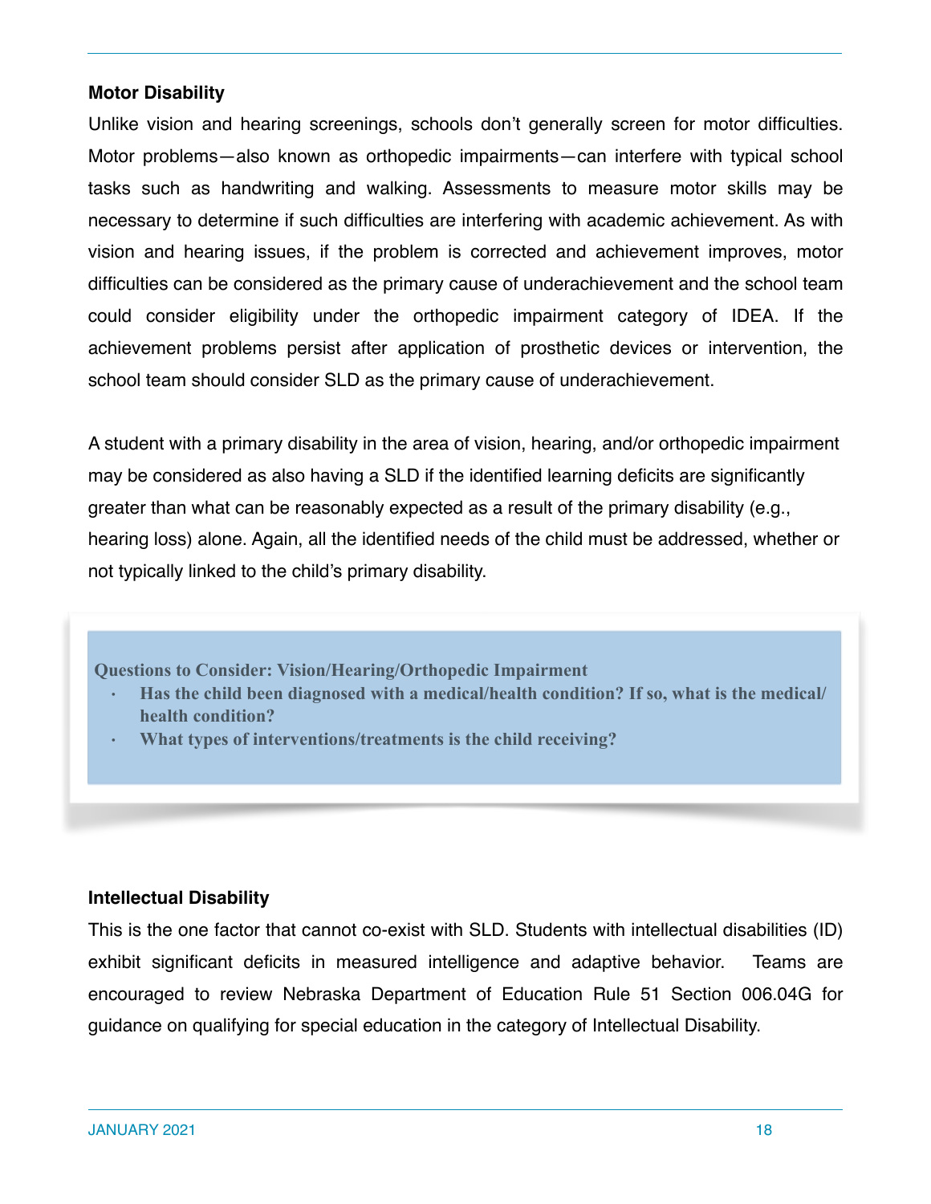**Motor Disability**

Unlike vision and hearing screenings, schools don't generally screen for motor difficulties. Motor problems—also known as orthopedic impairments—can interfere with typical school tasks such as handwriting and walking. Assessments to measure motor skills may be necessary to determine if such difficulties are interfering with academic achievement. As with vision and hearing issues, if the problem is corrected and achievement improves, motor difficulties can be considered as the primary cause of underachievement and the school team could consider eligibility under the orthopedic impairment category of IDEA. If the achievement problems persist after application of prosthetic devices or intervention, the school team should consider SLD as the primary cause of underachievement.

A student with a primary disability in the area of vision, hearing, and/or orthopedic impairment may be considered as also having a SLD if the identified learning deficits are significantly greater than what can be reasonably expected as a result of the primary disability (e.g., hearing loss) alone. Again, all the identified needs of the child must be addressed, whether or not typically linked to the child's primary disability.

**Questions to Consider: Vision/Hearing/Orthopedic Impairment**

- **Has the child been diagnosed with a medical/health condition? If so, what is the medical/health condition?**
- **What types of interventions/treatments is the child receiving?**

**Intellectual Disability**

This is the one factor that cannot co-exist with SLD. Students with intellectual disabilities (ID) exhibit significant deficits in measured intelligence and adaptive behavior. Teams are encouraged to review Nebraska Department of Education Rule 51 Section 006.04G for guidance on qualifying for special education in the category of Intellectual Disability.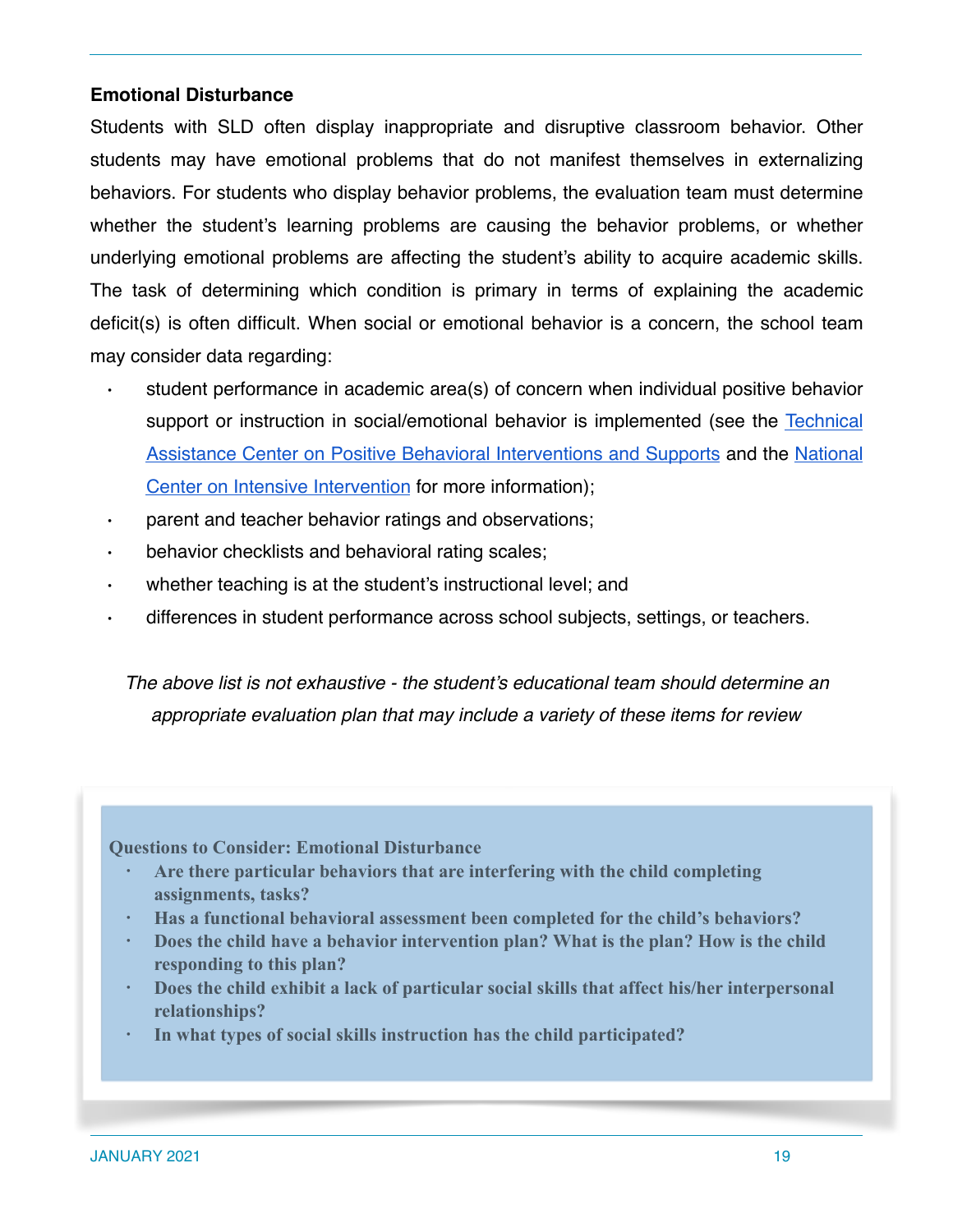### Emotional Disturbance

Students with SLD often display inappropriate and disruptive classroom behavior. Other students may have emotional problems that do not manifest themselves in externalizing behaviors. For students who display behavior problems, the evaluation team must determine whether the student's learning problems are causing the behavior problems, or whether underlying emotional problems are affecting the student's ability to acquire academic skills. The task of determining which condition is primary in terms of explaining the academic deficit(s) is often difficult. When social or emotional behavior is a concern, the school team may consider data regarding:

- student performance in academic area(s) of concern when individual positive behavior support or instruction in social/emotional behavior is implemented (see the Technical Assistance Center on Positive Behavioral Interventions and Supports and the National Center on Intensive Intervention for more information);
- parent and teacher behavior ratings and observations;
- behavior checklists and behavioral rating scales;
- whether teaching is at the student's instructional level; and
- differences in student performance across school subjects, settings, or teachers.

*The above list is not exhaustive - the student's educational team should determine an appropriate evaluation plan that may include a variety of these items for review*

**Questions to Consider: Emotional Disturbance**

- **Are there particular behaviors that are interfering with the child completing assignments, tasks?**
- **Has a functional behavioral assessment been completed for the child's behaviors?**
- **Does the child have a behavior intervention plan? What is the plan? How is the child responding to this plan?**
- **Does the child exhibit a lack of particular social skills that affect his/her interpersonal relationships?**
- **In what types of social skills instruction has the child participated?**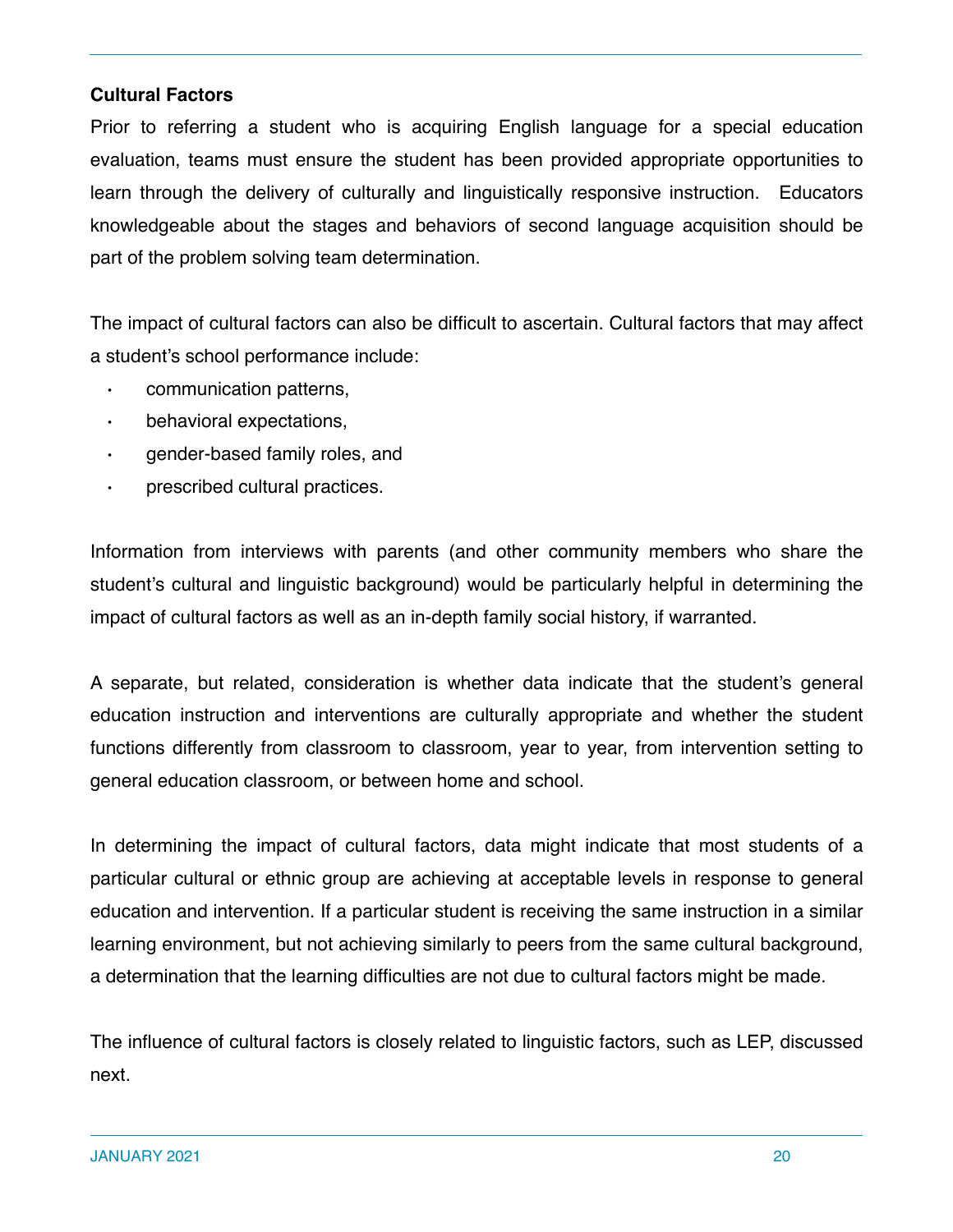### Cultural Factors

Prior to referring a student who is acquiring English language for a special education evaluation, teams must ensure the student has been provided appropriate opportunities to learn through the delivery of culturally and linguistically responsive instruction. Educators knowledgeable about the stages and behaviors of second language acquisition should be part of the problem solving team determination.

The impact of cultural factors can also be difficult to ascertain. Cultural factors that may affect a student's school performance include:

- communication patterns,
- behavioral expectations,
- gender-based family roles, and
- prescribed cultural practices.

Information from interviews with parents (and other community members who share the student's cultural and linguistic background) would be particularly helpful in determining the impact of cultural factors as well as an in-depth family social history, if warranted.

A separate, but related, consideration is whether data indicate that the student's general education instruction and interventions are culturally appropriate and whether the student functions differently from classroom to classroom, year to year, from intervention setting to general education classroom, or between home and school.

In determining the impact of cultural factors, data might indicate that most students of a particular cultural or ethnic group are achieving at acceptable levels in response to general education and intervention. If a particular student is receiving the same instruction in a similar learning environment, but not achieving similarly to peers from the same cultural background, a determination that the learning difficulties are not due to cultural factors might be made.

The influence of cultural factors is closely related to linguistic factors, such as LEP, discussed next.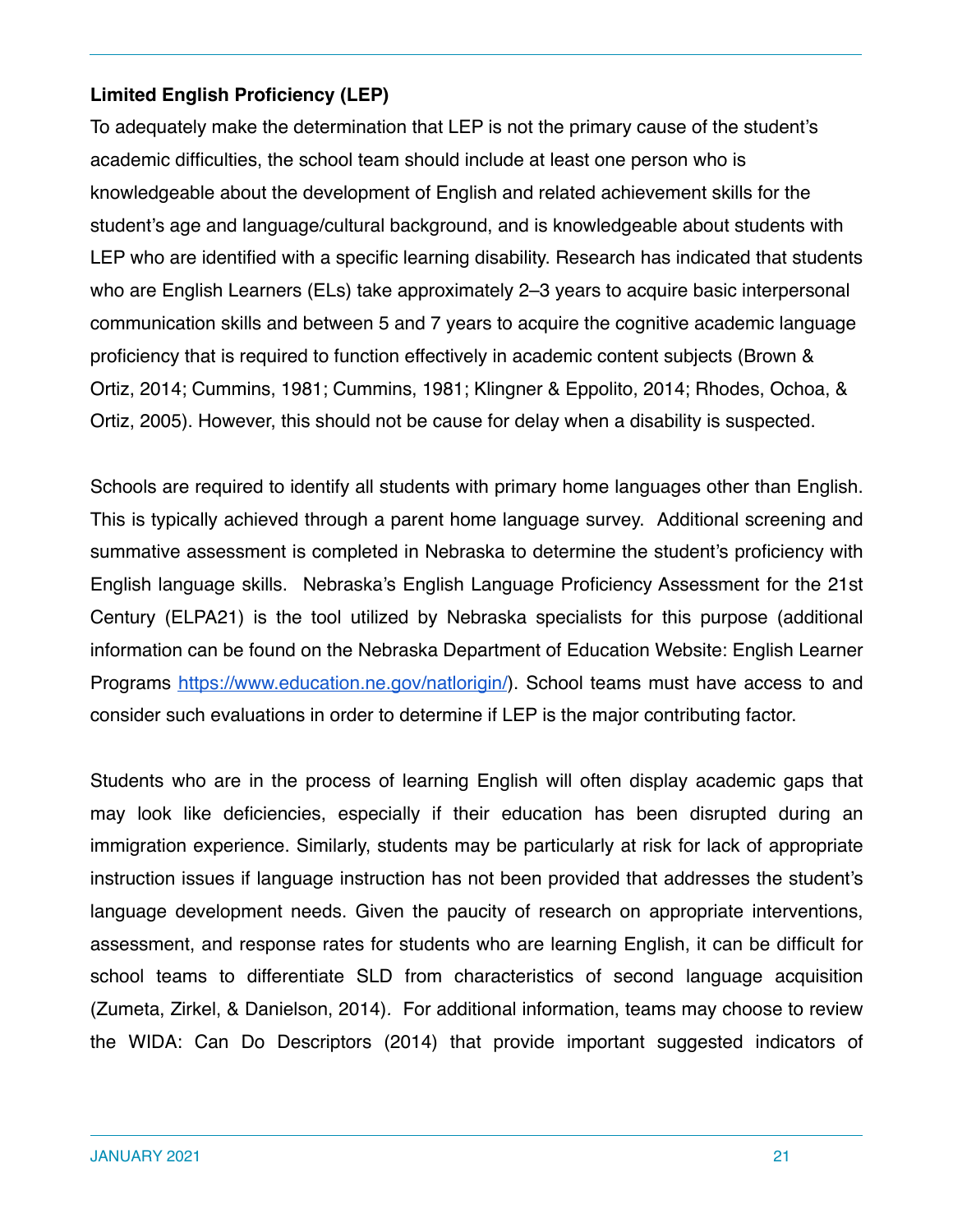**Limited English Proficiency (LEP)**

To adequately make the determination that LEP is not the primary cause of the student's academic difficulties, the school team should include at least one person who is knowledgeable about the development of English and related achievement skills for the student's age and language/cultural background, and is knowledgeable about students with LEP who are identified with a specific learning disability. Research has indicated that students who are English Learners (ELs) take approximately 2–3 years to acquire basic interpersonal communication skills and between 5 and 7 years to acquire the cognitive academic language proficiency that is required to function effectively in academic content subjects (Brown & Ortiz, 2014; Cummins, 1981; Cummins, 1981; Klingner & Eppolito, 2014; Rhodes, Ochoa, & Ortiz, 2005). However, this should not be cause for delay when a disability is suspected.

Schools are required to identify all students with primary home languages other than English. This is typically achieved through a parent home language survey. Additional screening and summative assessment is completed in Nebraska to determine the student's proficiency with English language skills. Nebraska's English Language Proficiency Assessment for the 21st Century (ELPA21) is the tool utilized by Nebraska specialists for this purpose (additional information can be found on the Nebraska Department of Education Website: English Learner Programs [https://www.education.ne.gov/natlorigin/](https://www.education.ne.gov/natlorigin/)). School teams must have access to and consider such evaluations in order to determine if LEP is the major contributing factor.

Students who are in the process of learning English will often display academic gaps that may look like deficiencies, especially if their education has been disrupted during an immigration experience. Similarly, students may be particularly at risk for lack of appropriate instruction issues if language instruction has not been provided that addresses the student's language development needs. Given the paucity of research on appropriate interventions, assessment, and response rates for students who are learning English, it can be difficult for school teams to differentiate SLD from characteristics of second language acquisition (Zumeta, Zirkel, & Danielson, 2014). For additional information, teams may choose to review the WIDA: Can Do Descriptors (2014) that provide important suggested indicators of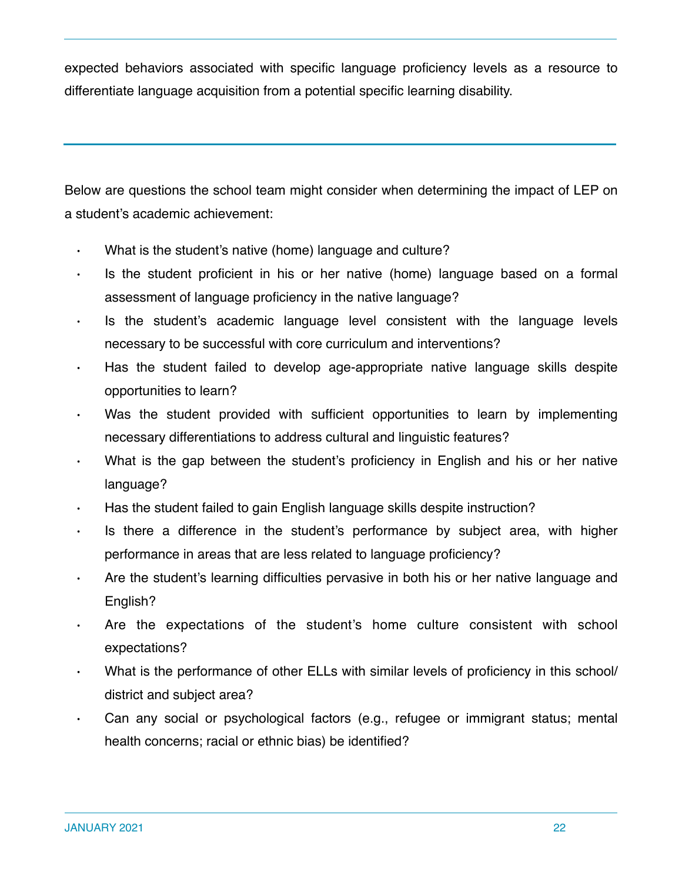expected behaviors associated with specific language proficiency levels as a resource to differentiate language acquisition from a potential specific learning disability.

---

Below are questions the school team might consider when determining the impact of LEP on a student's academic achievement:

- What is the student's native (home) language and culture?
- Is the student proficient in his or her native (home) language based on a formal assessment of language proficiency in the native language?
- Is the student's academic language level consistent with the language levels necessary to be successful with core curriculum and interventions?
- Has the student failed to develop age-appropriate native language skills despite opportunities to learn?
- Was the student provided with sufficient opportunities to learn by implementing necessary differentiations to address cultural and linguistic features?
- What is the gap between the student's proficiency in English and his or her native language?
- Has the student failed to gain English language skills despite instruction?
- Is there a difference in the student's performance by subject area, with higher performance in areas that are less related to language proficiency?
- Are the student's learning difficulties pervasive in both his or her native language and English?
- Are the expectations of the student's home culture consistent with school expectations?
- What is the performance of other ELLs with similar levels of proficiency in this school/district and subject area?
- Can any social or psychological factors (e.g., refugee or immigrant status; mental health concerns; racial or ethnic bias) be identified?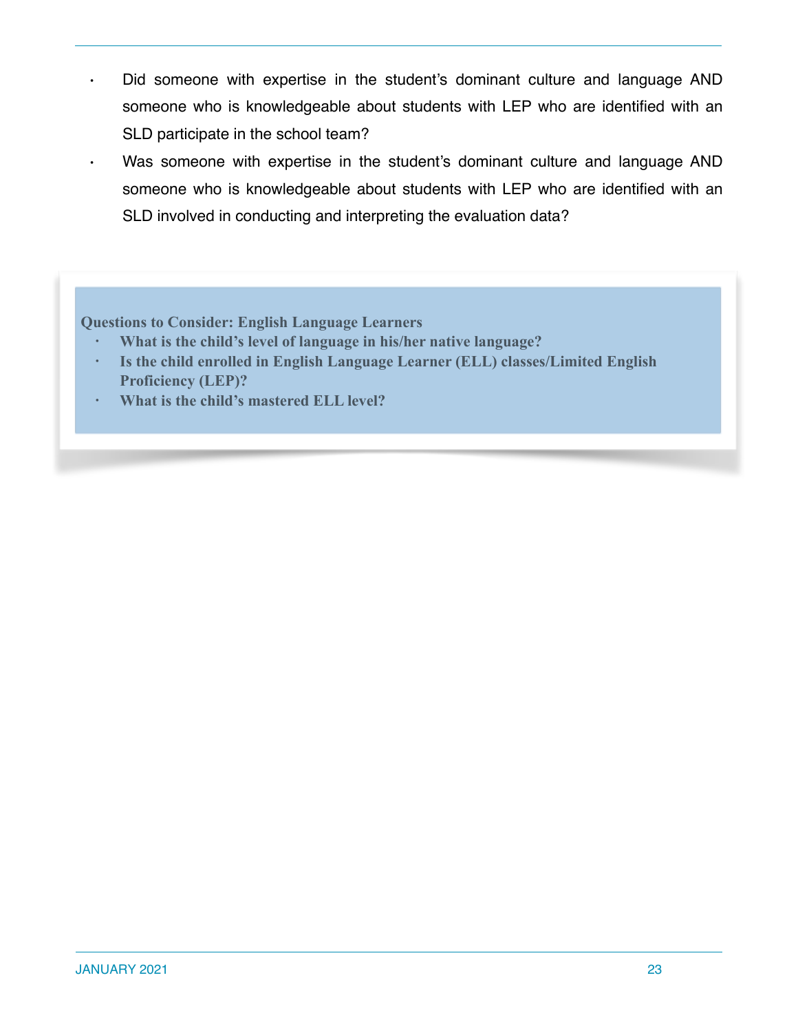- Did someone with expertise in the student's dominant culture and language AND someone who is knowledgeable about students with LEP who are identified with an SLD participate in the school team?
- Was someone with expertise in the student's dominant culture and language AND someone who is knowledgeable about students with LEP who are identified with an SLD involved in conducting and interpreting the evaluation data?

**Questions to Consider: English Language Learners**

- **What is the child's level of language in his/her native language?**
- **Is the child enrolled in English Language Learner (ELL) classes/Limited English Proficiency (LEP)?**
- **What is the child's mastered ELL level?**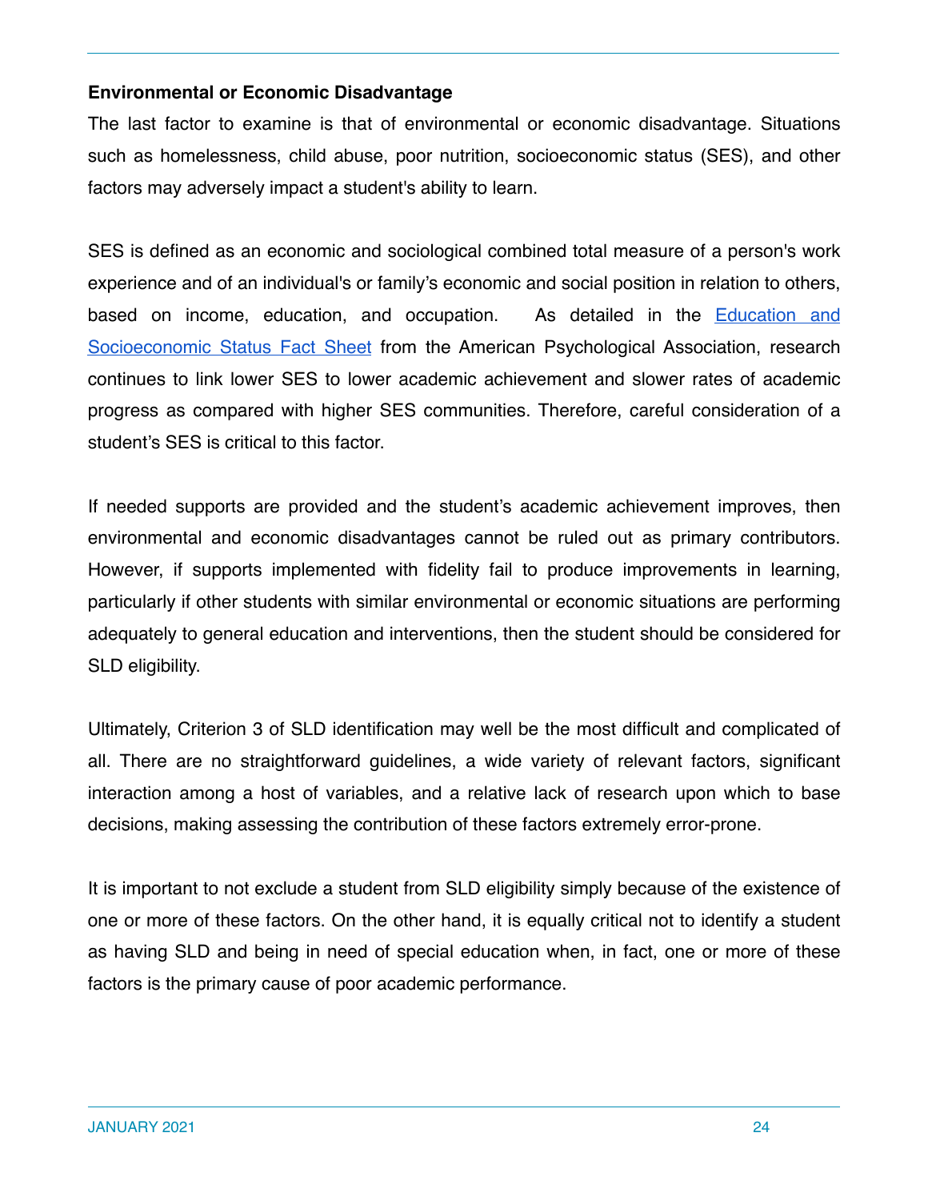**Environmental or Economic Disadvantage**

The last factor to examine is that of environmental or economic disadvantage. Situations such as homelessness, child abuse, poor nutrition, socioeconomic status (SES), and other factors may adversely impact a student's ability to learn.

SES is defined as an economic and sociological combined total measure of a person's work experience and of an individual's or family's economic and social position in relation to others, based on income, education, and occupation. As detailed in the Education and Socioeconomic Status Fact Sheet from the American Psychological Association, research continues to link lower SES to lower academic achievement and slower rates of academic progress as compared with higher SES communities. Therefore, careful consideration of a student's SES is critical to this factor.

If needed supports are provided and the student's academic achievement improves, then environmental and economic disadvantages cannot be ruled out as primary contributors. However, if supports implemented with fidelity fail to produce improvements in learning, particularly if other students with similar environmental or economic situations are performing adequately to general education and interventions, then the student should be considered for SLD eligibility.

Ultimately, Criterion 3 of SLD identification may well be the most difficult and complicated of all. There are no straightforward guidelines, a wide variety of relevant factors, significant interaction among a host of variables, and a relative lack of research upon which to base decisions, making assessing the contribution of these factors extremely error-prone.

It is important to not exclude a student from SLD eligibility simply because of the existence of one or more of these factors. On the other hand, it is equally critical not to identify a student as having SLD and being in need of special education when, in fact, one or more of these factors is the primary cause of poor academic performance.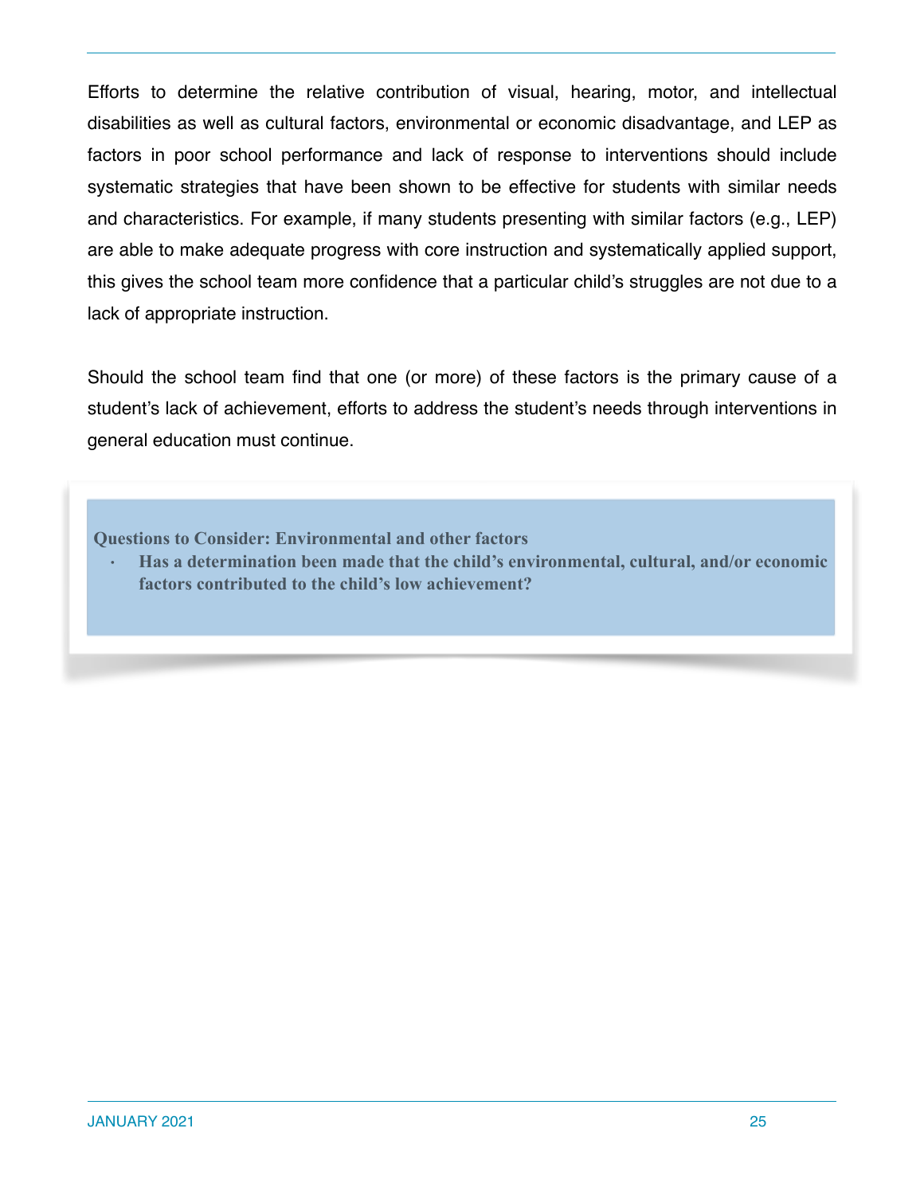Efforts to determine the relative contribution of visual, hearing, motor, and intellectual disabilities as well as cultural factors, environmental or economic disadvantage, and LEP as factors in poor school performance and lack of response to interventions should include systematic strategies that have been shown to be effective for students with similar needs and characteristics. For example, if many students presenting with similar factors (e.g., LEP) are able to make adequate progress with core instruction and systematically applied support, this gives the school team more confidence that a particular child's struggles are not due to a lack of appropriate instruction.

Should the school team find that one (or more) of these factors is the primary cause of a student's lack of achievement, efforts to address the student's needs through interventions in general education must continue.

**Questions to Consider: Environmental and other factors**

- **Has a determination been made that the child's environmental, cultural, and/or economic factors contributed to the child's low achievement?**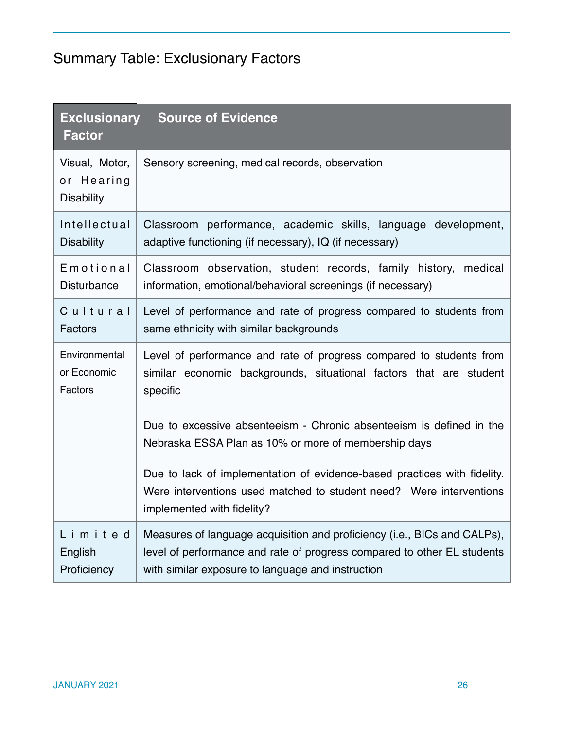## Summary Table: Exclusionary Factors

| Exclusionary Factor | Source of Evidence |
|---|---|
| Visual, Motor, or Hearing Disability | Sensory screening, medical records, observation |
| Intellectual Disability | Classroom performance, academic skills, language development, adaptive functioning (if necessary), IQ (if necessary) |
| Emotional Disturbance | Classroom observation, student records, family history, medical information, emotional/behavioral screenings (if necessary) |
| Cultural Factors | Level of performance and rate of progress compared to students from same ethnicity with similar backgrounds |
| Environmental or Economic Factors | Level of performance and rate of progress compared to students from similar economic backgrounds, situational factors that are student specific<br><br>Due to excessive absenteeism - Chronic absenteeism is defined in the Nebraska ESSA Plan as 10% or more of membership days<br><br>Due to lack of implementation of evidence-based practices with fidelity. Were interventions used matched to student need? Were interventions implemented with fidelity? |
| Limited English Proficiency | Measures of language acquisition and proficiency (i.e., BICs and CALPs), level of performance and rate of progress compared to other EL students with similar exposure to language and instruction |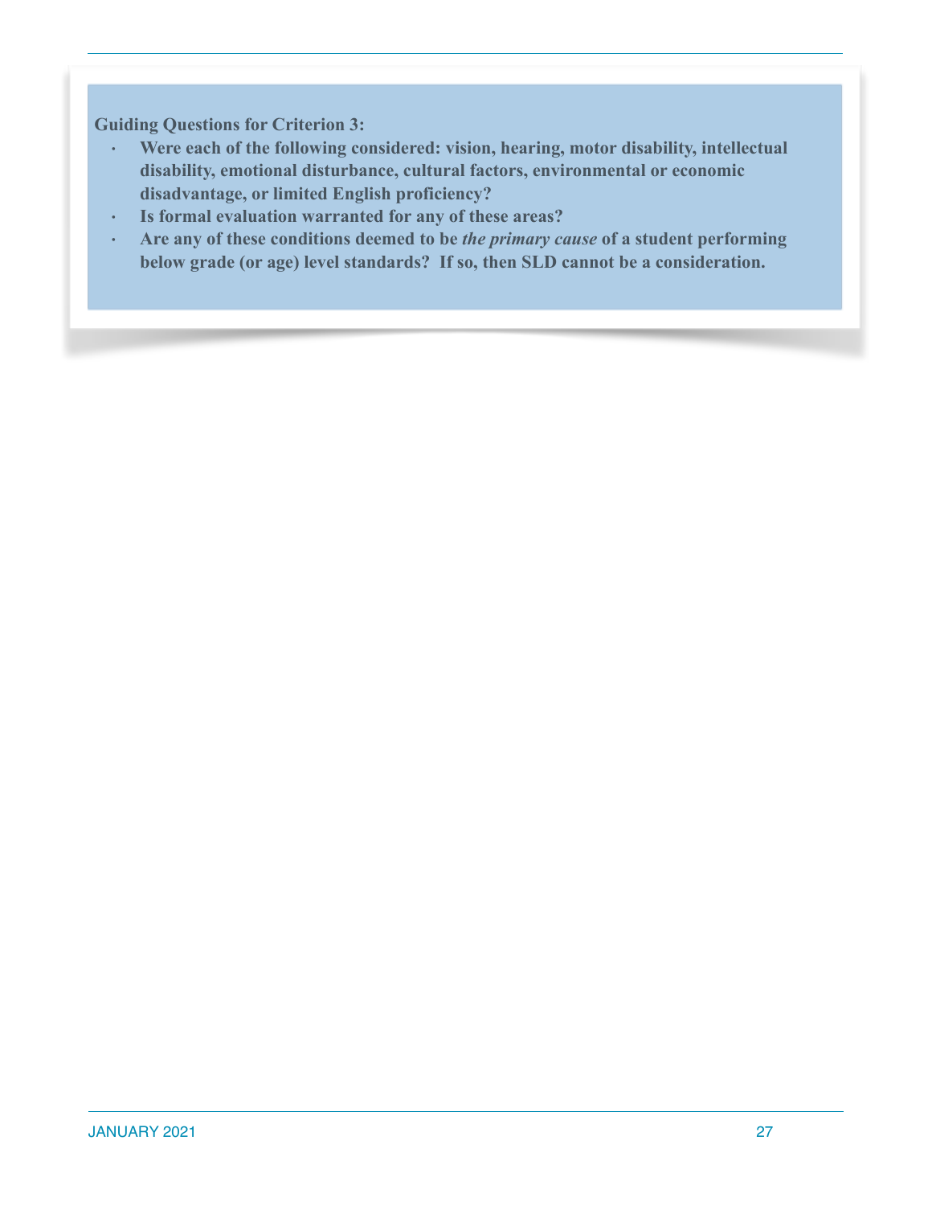**Guiding Questions for Criterion 3:**

- **Were each of the following considered: vision, hearing, motor disability, intellectual disability, emotional disturbance, cultural factors, environmental or economic disadvantage, or limited English proficiency?**
- **Is formal evaluation warranted for any of these areas?**
- **Are any of these conditions deemed to be *the primary cause* of a student performing below grade (or age) level standards? If so, then SLD cannot be a consideration.**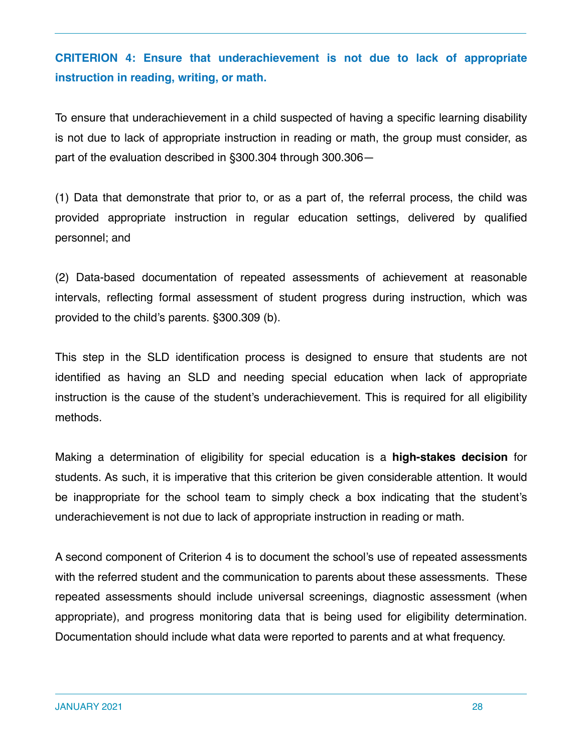**CRITERION 4: Ensure that underachievement is not due to lack of appropriate instruction in reading, writing, or math.**

To ensure that underachievement in a child suspected of having a specific learning disability is not due to lack of appropriate instruction in reading or math, the group must consider, as part of the evaluation described in §300.304 through 300.306—

(1) Data that demonstrate that prior to, or as a part of, the referral process, the child was provided appropriate instruction in regular education settings, delivered by qualified personnel; and

(2) Data-based documentation of repeated assessments of achievement at reasonable intervals, reflecting formal assessment of student progress during instruction, which was provided to the child's parents. §300.309 (b).

This step in the SLD identification process is designed to ensure that students are not identified as having an SLD and needing special education when lack of appropriate instruction is the cause of the student's underachievement. This is required for all eligibility methods.

Making a determination of eligibility for special education is a **high-stakes decision** for students. As such, it is imperative that this criterion be given considerable attention. It would be inappropriate for the school team to simply check a box indicating that the student's underachievement is not due to lack of appropriate instruction in reading or math.

A second component of Criterion 4 is to document the school's use of repeated assessments with the referred student and the communication to parents about these assessments. These repeated assessments should include universal screenings, diagnostic assessment (when appropriate), and progress monitoring data that is being used for eligibility determination. Documentation should include what data were reported to parents and at what frequency.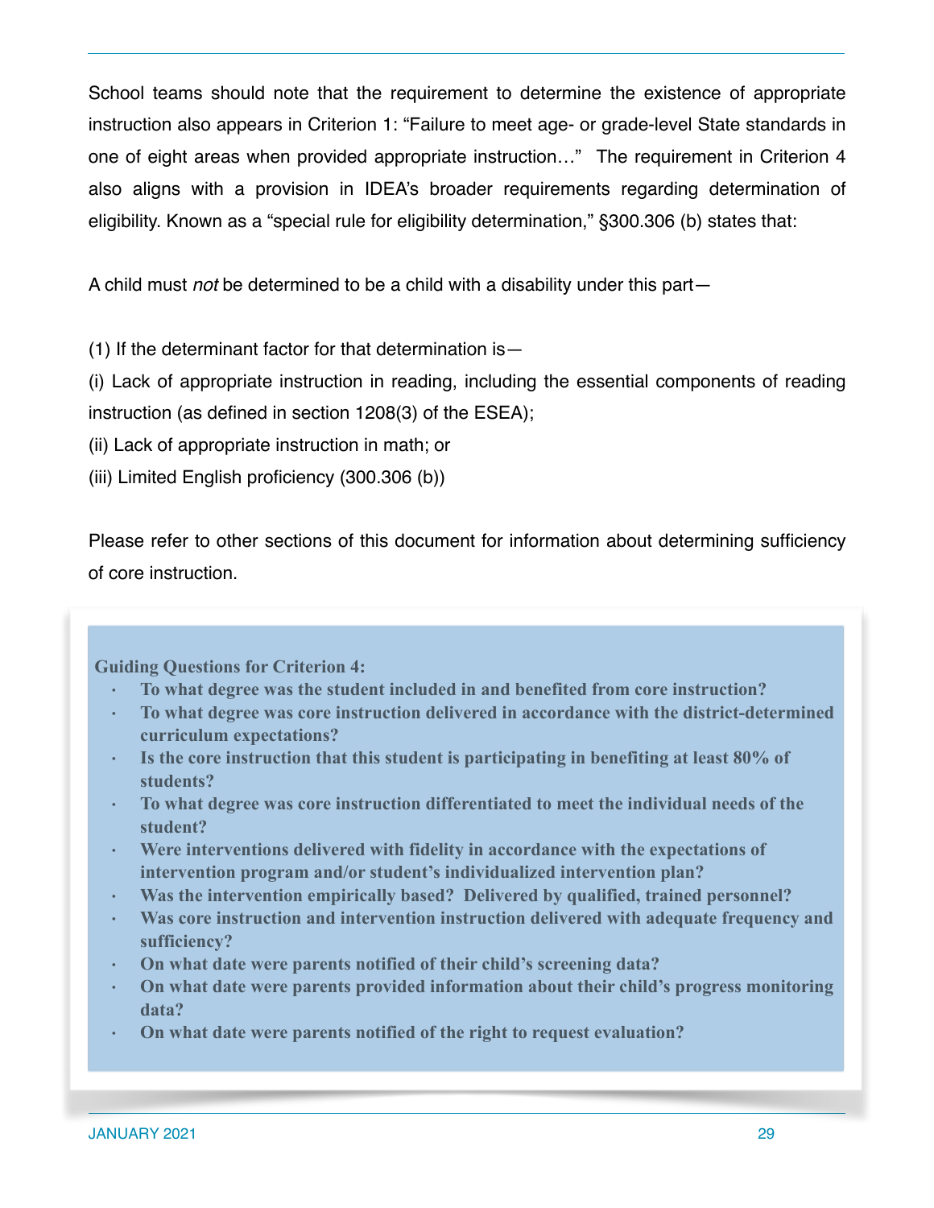School teams should note that the requirement to determine the existence of appropriate instruction also appears in Criterion 1: "Failure to meet age- or grade-level State standards in one of eight areas when provided appropriate instruction…" The requirement in Criterion 4 also aligns with a provision in IDEA's broader requirements regarding determination of eligibility. Known as a "special rule for eligibility determination," §300.306 (b) states that:

A child must *not* be determined to be a child with a disability under this part—

(1) If the determinant factor for that determination is—

(i) Lack of appropriate instruction in reading, including the essential components of reading instruction (as defined in section 1208(3) of the ESEA);

(ii) Lack of appropriate instruction in math; or

(iii) Limited English proficiency (300.306 (b))

Please refer to other sections of this document for information about determining sufficiency of core instruction.

**Guiding Questions for Criterion 4:**

- **To what degree was the student included in and benefited from core instruction?**
- **To what degree was core instruction delivered in accordance with the district-determined curriculum expectations?**
- **Is the core instruction that this student is participating in benefiting at least 80% of students?**
- **To what degree was core instruction differentiated to meet the individual needs of the student?**
- **Were interventions delivered with fidelity in accordance with the expectations of intervention program and/or student's individualized intervention plan?**
- **Was the intervention empirically based? Delivered by qualified, trained personnel?**
- **Was core instruction and intervention instruction delivered with adequate frequency and sufficiency?**
- **On what date were parents notified of their child's screening data?**
- **On what date were parents provided information about their child's progress monitoring data?**
- **On what date were parents notified of the right to request evaluation?**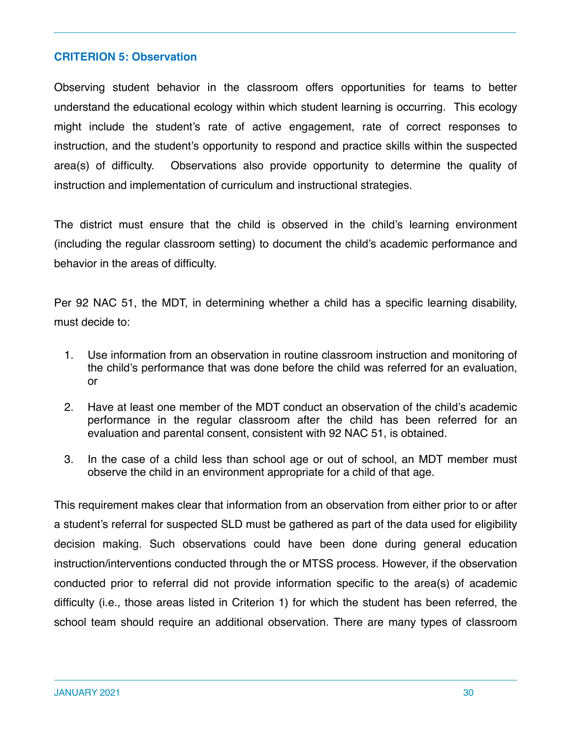### CRITERION 5: Observation

Observing student behavior in the classroom offers opportunities for teams to better understand the educational ecology within which student learning is occurring. This ecology might include the student's rate of active engagement, rate of correct responses to instruction, and the student's opportunity to respond and practice skills within the suspected area(s) of difficulty. Observations also provide opportunity to determine the quality of instruction and implementation of curriculum and instructional strategies.

The district must ensure that the child is observed in the child's learning environment (including the regular classroom setting) to document the child's academic performance and behavior in the areas of difficulty.

Per 92 NAC 51, the MDT, in determining whether a child has a specific learning disability, must decide to:

1. Use information from an observation in routine classroom instruction and monitoring of the child's performance that was done before the child was referred for an evaluation, or
2. Have at least one member of the MDT conduct an observation of the child's academic performance in the regular classroom after the child has been referred for an evaluation and parental consent, consistent with 92 NAC 51, is obtained.
3. In the case of a child less than school age or out of school, an MDT member must observe the child in an environment appropriate for a child of that age.

This requirement makes clear that information from an observation from either prior to or after a student's referral for suspected SLD must be gathered as part of the data used for eligibility decision making. Such observations could have been done during general education instruction/interventions conducted through the or MTSS process. However, if the observation conducted prior to referral did not provide information specific to the area(s) of academic difficulty (i.e., those areas listed in Criterion 1) for which the student has been referred, the school team should require an additional observation. There are many types of classroom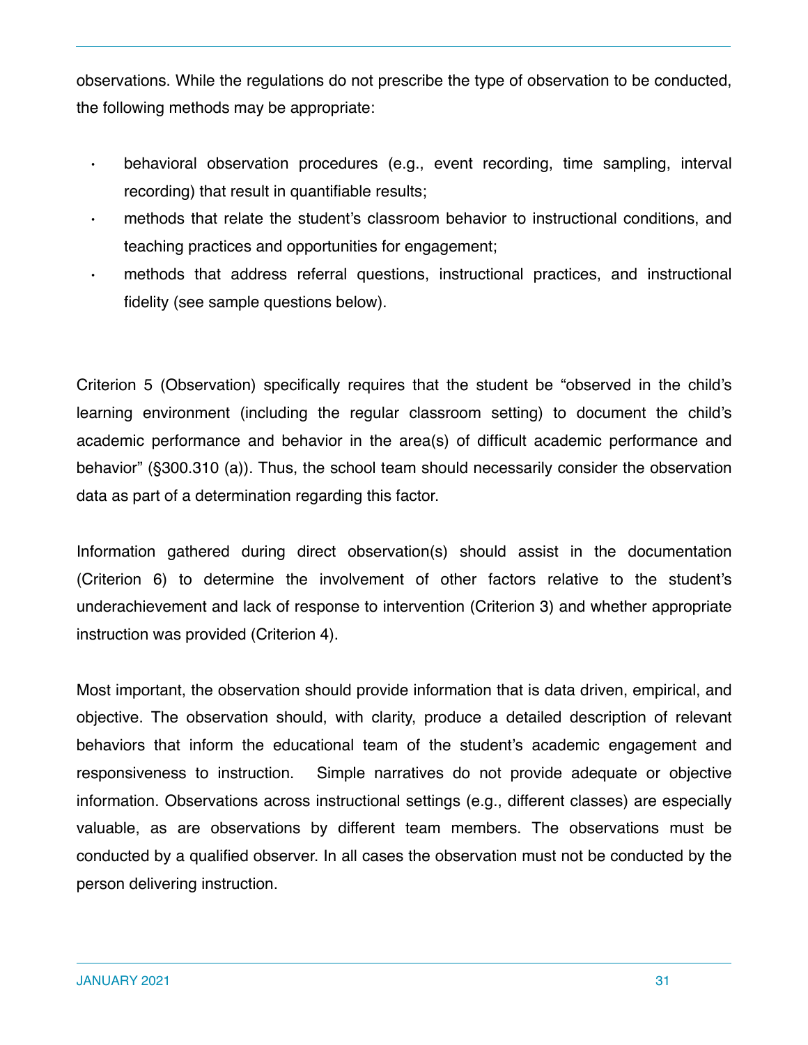observations. While the regulations do not prescribe the type of observation to be conducted, the following methods may be appropriate:

- behavioral observation procedures (e.g., event recording, time sampling, interval recording) that result in quantifiable results;
- methods that relate the student's classroom behavior to instructional conditions, and teaching practices and opportunities for engagement;
- methods that address referral questions, instructional practices, and instructional fidelity (see sample questions below).

Criterion 5 (Observation) specifically requires that the student be "observed in the child's learning environment (including the regular classroom setting) to document the child's academic performance and behavior in the area(s) of difficult academic performance and behavior" (§300.310 (a)). Thus, the school team should necessarily consider the observation data as part of a determination regarding this factor.

Information gathered during direct observation(s) should assist in the documentation (Criterion 6) to determine the involvement of other factors relative to the student's underachievement and lack of response to intervention (Criterion 3) and whether appropriate instruction was provided (Criterion 4).

Most important, the observation should provide information that is data driven, empirical, and objective. The observation should, with clarity, produce a detailed description of relevant behaviors that inform the educational team of the student's academic engagement and responsiveness to instruction. Simple narratives do not provide adequate or objective information. Observations across instructional settings (e.g., different classes) are especially valuable, as are observations by different team members. The observations must be conducted by a qualified observer. In all cases the observation must not be conducted by the person delivering instruction.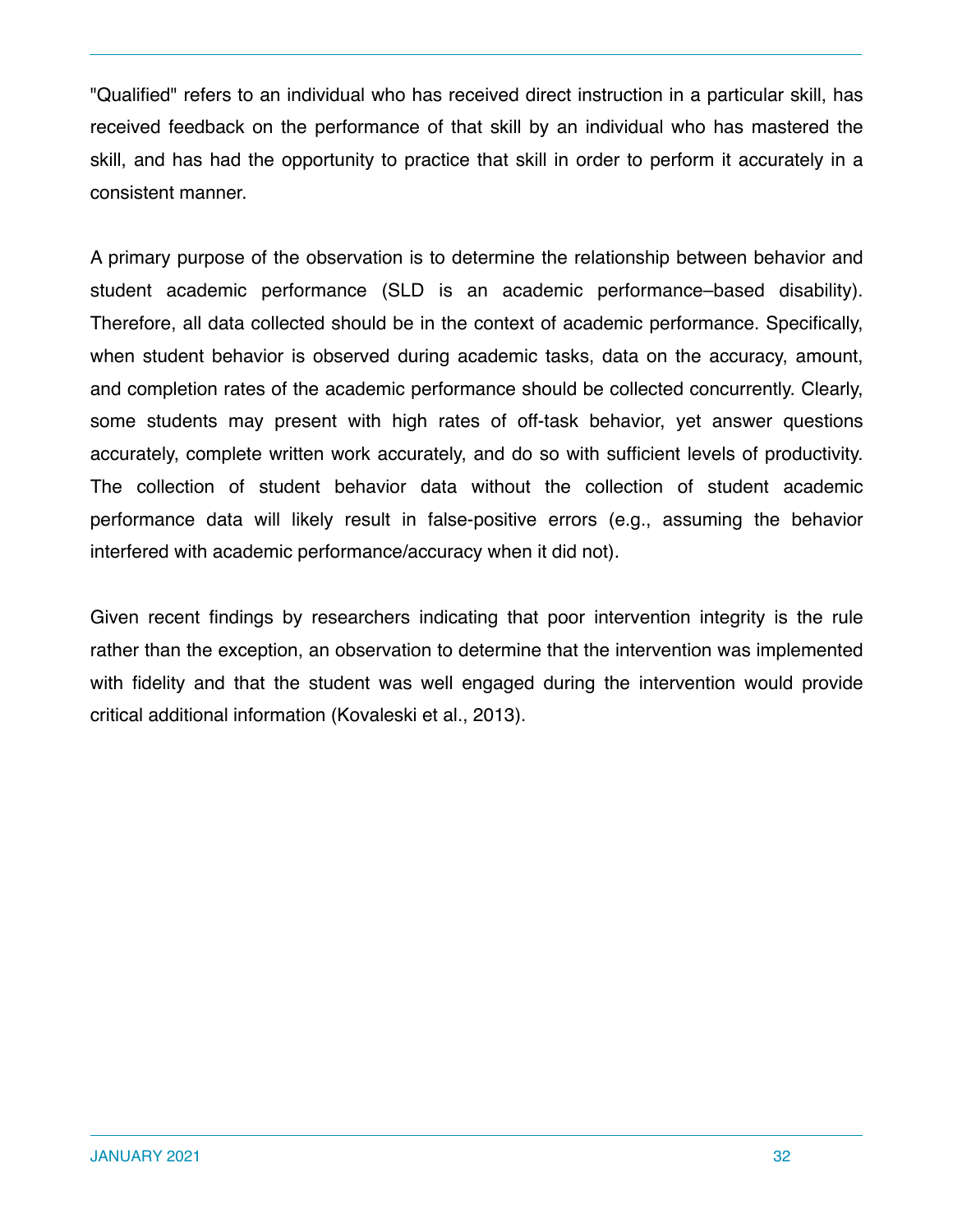"Qualified" refers to an individual who has received direct instruction in a particular skill, has received feedback on the performance of that skill by an individual who has mastered the skill, and has had the opportunity to practice that skill in order to perform it accurately in a consistent manner.

A primary purpose of the observation is to determine the relationship between behavior and student academic performance (SLD is an academic performance–based disability). Therefore, all data collected should be in the context of academic performance. Specifically, when student behavior is observed during academic tasks, data on the accuracy, amount, and completion rates of the academic performance should be collected concurrently. Clearly, some students may present with high rates of off-task behavior, yet answer questions accurately, complete written work accurately, and do so with sufficient levels of productivity. The collection of student behavior data without the collection of student academic performance data will likely result in false-positive errors (e.g., assuming the behavior interfered with academic performance/accuracy when it did not).

Given recent findings by researchers indicating that poor intervention integrity is the rule rather than the exception, an observation to determine that the intervention was implemented with fidelity and that the student was well engaged during the intervention would provide critical additional information (Kovaleski et al., 2013).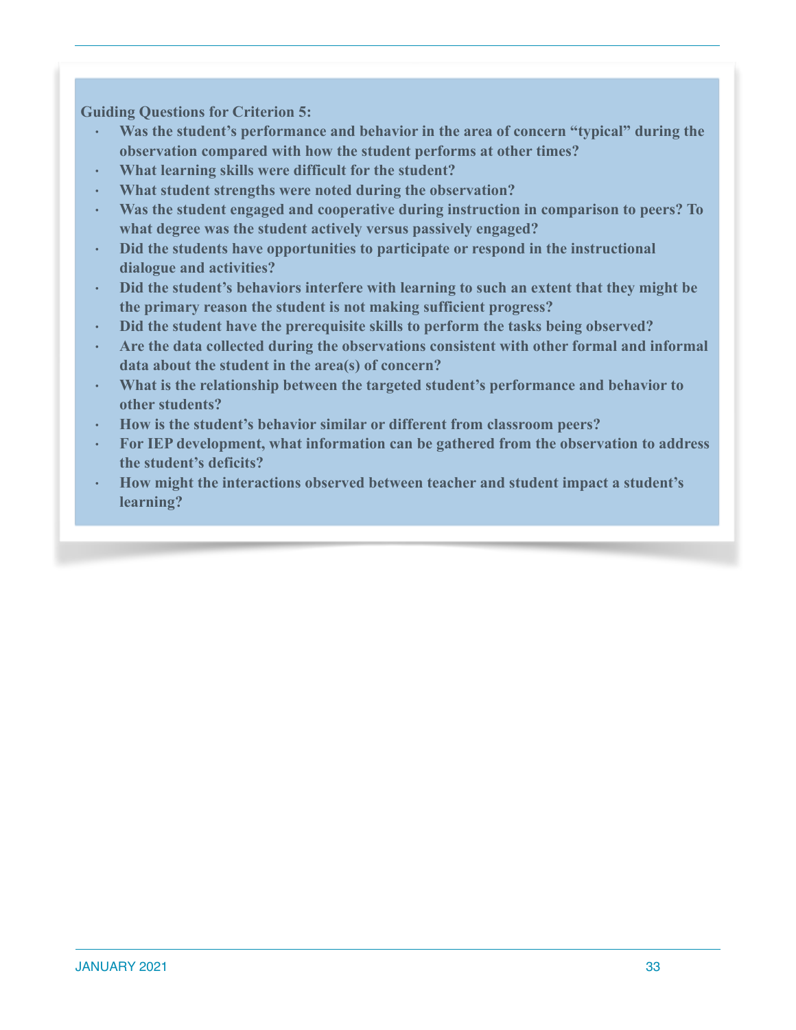**Guiding Questions for Criterion 5:**

- **Was the student's performance and behavior in the area of concern "typical" during the observation compared with how the student performs at other times?**
- **What learning skills were difficult for the student?**
- **What student strengths were noted during the observation?**
- **Was the student engaged and cooperative during instruction in comparison to peers? To what degree was the student actively versus passively engaged?**
- **Did the students have opportunities to participate or respond in the instructional dialogue and activities?**
- **Did the student's behaviors interfere with learning to such an extent that they might be the primary reason the student is not making sufficient progress?**
- **Did the student have the prerequisite skills to perform the tasks being observed?**
- **Are the data collected during the observations consistent with other formal and informal data about the student in the area(s) of concern?**
- **What is the relationship between the targeted student's performance and behavior to other students?**
- **How is the student's behavior similar or different from classroom peers?**
- **For IEP development, what information can be gathered from the observation to address the student's deficits?**
- **How might the interactions observed between teacher and student impact a student's learning?**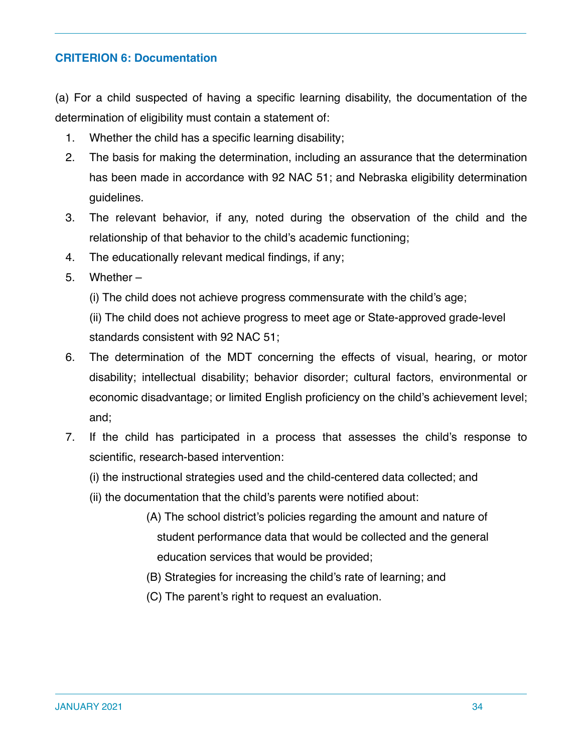## CRITERION 6: Documentation

(a) For a child suspected of having a specific learning disability, the documentation of the determination of eligibility must contain a statement of:

1. Whether the child has a specific learning disability;
2. The basis for making the determination, including an assurance that the determination has been made in accordance with 92 NAC 51; and Nebraska eligibility determination guidelines.
3. The relevant behavior, if any, noted during the observation of the child and the relationship of that behavior to the child's academic functioning;
4. The educationally relevant medical findings, if any;
5. Whether –

   (i) The child does not achieve progress commensurate with the child's age;

   (ii) The child does not achieve progress to meet age or State-approved grade-level standards consistent with 92 NAC 51;
6. The determination of the MDT concerning the effects of visual, hearing, or motor disability; intellectual disability; behavior disorder; cultural factors, environmental or economic disadvantage; or limited English proficiency on the child's achievement level; and;
7. If the child has participated in a process that assesses the child's response to scientific, research-based intervention:

   (i) the instructional strategies used and the child-centered data collected; and

   (ii) the documentation that the child's parents were notified about:

   (A) The school district's policies regarding the amount and nature of student performance data that would be collected and the general education services that would be provided;

   (B) Strategies for increasing the child's rate of learning; and

   (C) The parent's right to request an evaluation.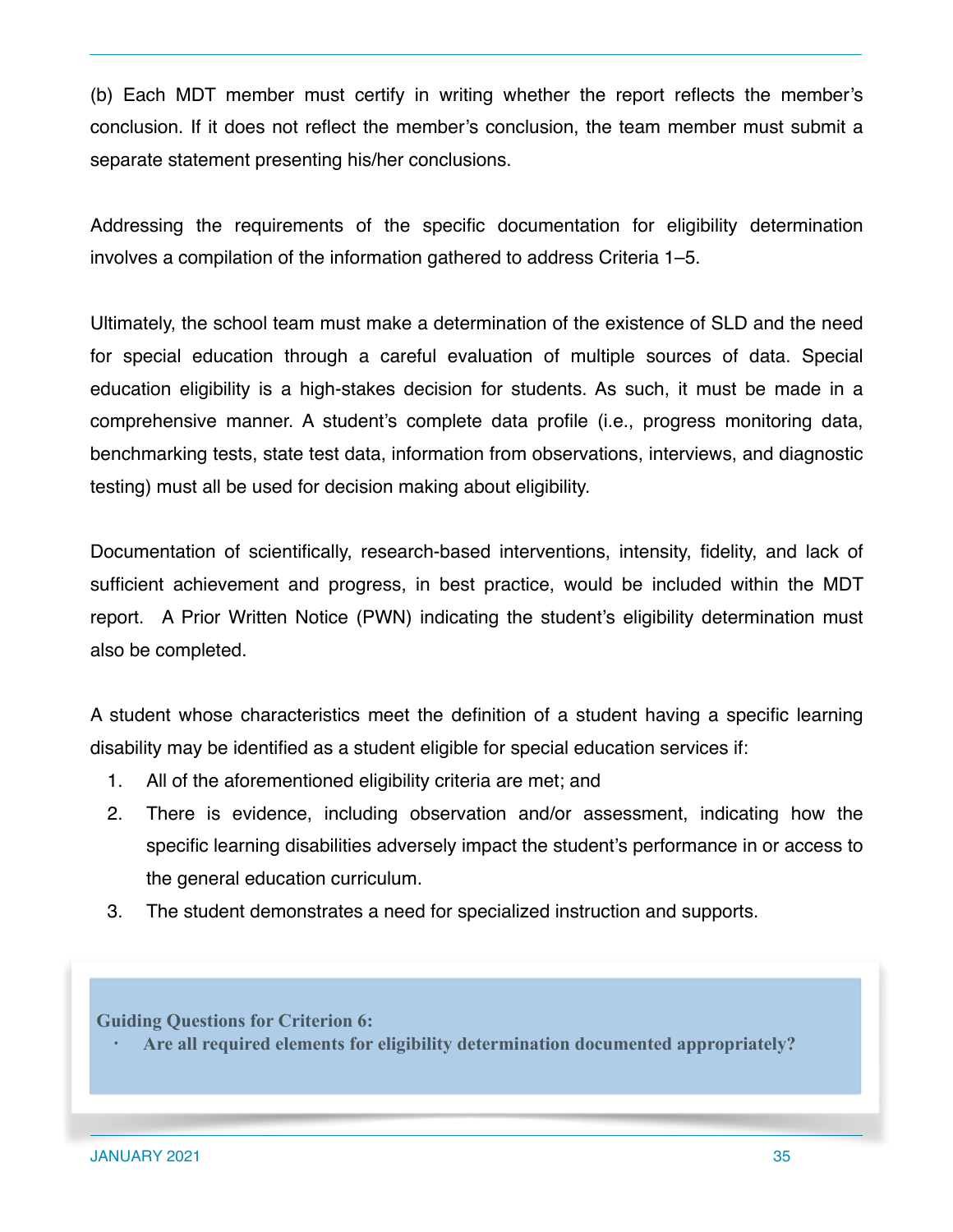(b) Each MDT member must certify in writing whether the report reflects the member's conclusion. If it does not reflect the member's conclusion, the team member must submit a separate statement presenting his/her conclusions.

Addressing the requirements of the specific documentation for eligibility determination involves a compilation of the information gathered to address Criteria 1–5.

Ultimately, the school team must make a determination of the existence of SLD and the need for special education through a careful evaluation of multiple sources of data. Special education eligibility is a high-stakes decision for students. As such, it must be made in a comprehensive manner. A student's complete data profile (i.e., progress monitoring data, benchmarking tests, state test data, information from observations, interviews, and diagnostic testing) must all be used for decision making about eligibility.

Documentation of scientifically, research-based interventions, intensity, fidelity, and lack of sufficient achievement and progress, in best practice, would be included within the MDT report. A Prior Written Notice (PWN) indicating the student's eligibility determination must also be completed.

A student whose characteristics meet the definition of a student having a specific learning disability may be identified as a student eligible for special education services if:

1. All of the aforementioned eligibility criteria are met; and
2. There is evidence, including observation and/or assessment, indicating how the specific learning disabilities adversely impact the student's performance in or access to the general education curriculum.
3. The student demonstrates a need for specialized instruction and supports.

**Guiding Questions for Criterion 6:**

- **Are all required elements for eligibility determination documented appropriately?**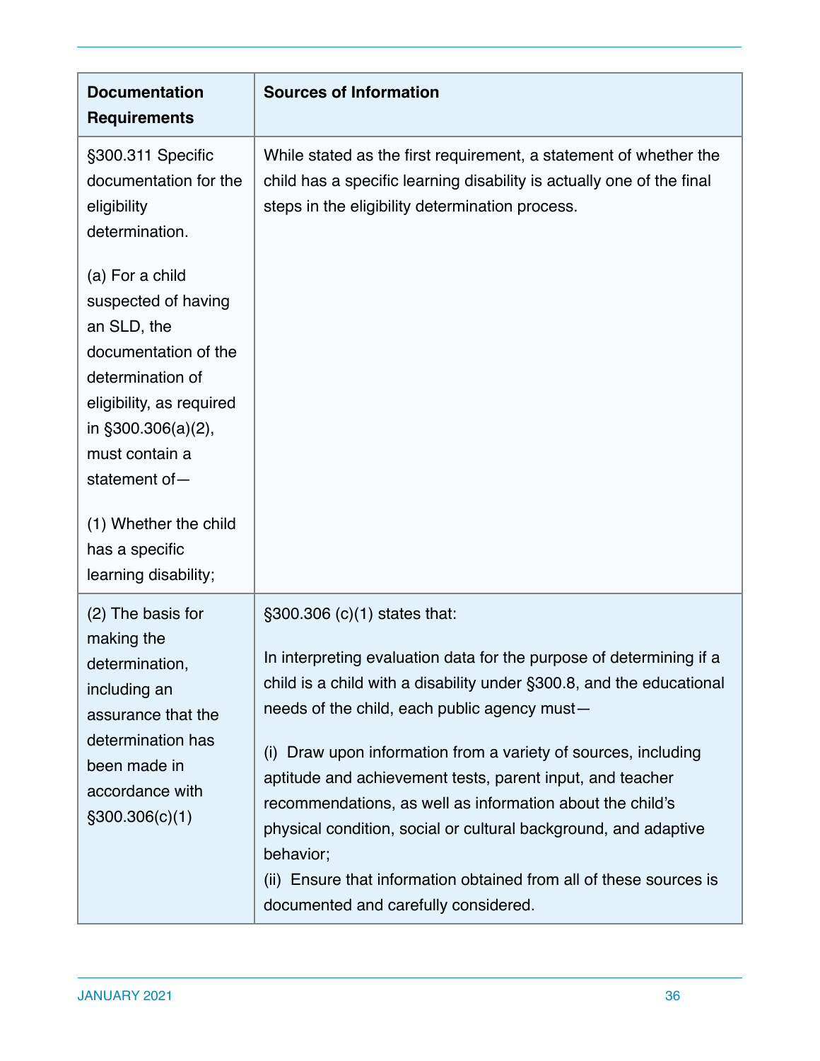| Documentation Requirements | Sources of Information |
|---|---|
| §300.311 Specific documentation for the eligibility determination.<br><br>(a) For a child suspected of having an SLD, the documentation of the determination of eligibility, as required in §300.306(a)(2), must contain a statement of—<br><br>(1) Whether the child has a specific learning disability; | While stated as the first requirement, a statement of whether the child has a specific learning disability is actually one of the final steps in the eligibility determination process. |
| (2) The basis for making the determination, including an assurance that the determination has been made in accordance with §300.306(c)(1) | §300.306 (c)(1) states that:<br><br>In interpreting evaluation data for the purpose of determining if a child is a child with a disability under §300.8, and the educational needs of the child, each public agency must—<br><br>(i) Draw upon information from a variety of sources, including aptitude and achievement tests, parent input, and teacher recommendations, as well as information about the child's physical condition, social or cultural background, and adaptive behavior;<br>(ii) Ensure that information obtained from all of these sources is documented and carefully considered. |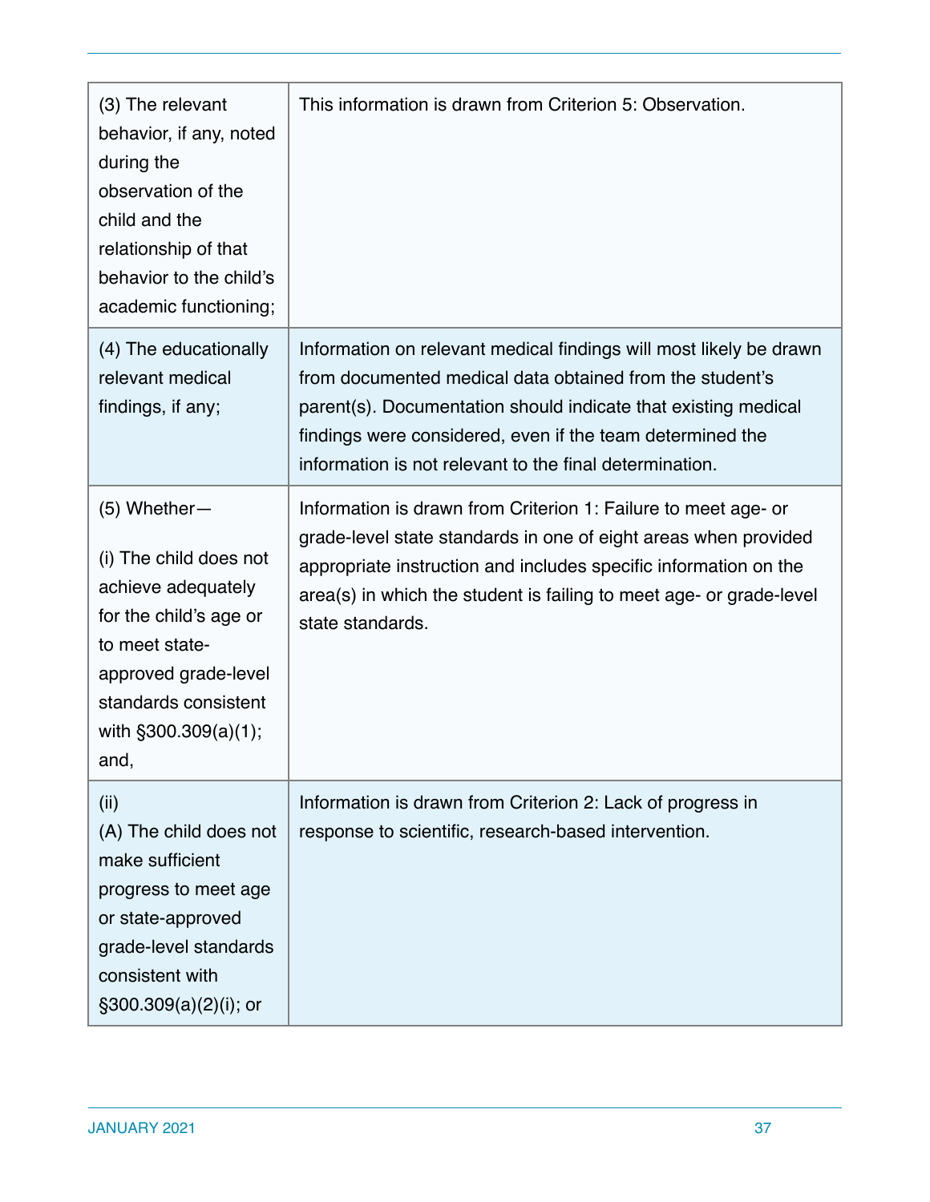| | |
|---|---|
| (3) The relevant behavior, if any, noted during the observation of the child and the relationship of that behavior to the child's academic functioning; | This information is drawn from Criterion 5: Observation. |
| (4) The educationally relevant medical findings, if any; | Information on relevant medical findings will most likely be drawn from documented medical data obtained from the student's parent(s). Documentation should indicate that existing medical findings were considered, even if the team determined the information is not relevant to the final determination. |
| (5) Whether—<br><br>(i) The child does not achieve adequately for the child's age or to meet state-approved grade-level standards consistent with §300.309(a)(1); and, | Information is drawn from Criterion 1: Failure to meet age- or grade-level state standards in one of eight areas when provided appropriate instruction and includes specific information on the area(s) in which the student is failing to meet age- or grade-level state standards. |
| (ii)<br>(A) The child does not make sufficient progress to meet age or state-approved grade-level standards consistent with §300.309(a)(2)(i); or | Information is drawn from Criterion 2: Lack of progress in response to scientific, research-based intervention. |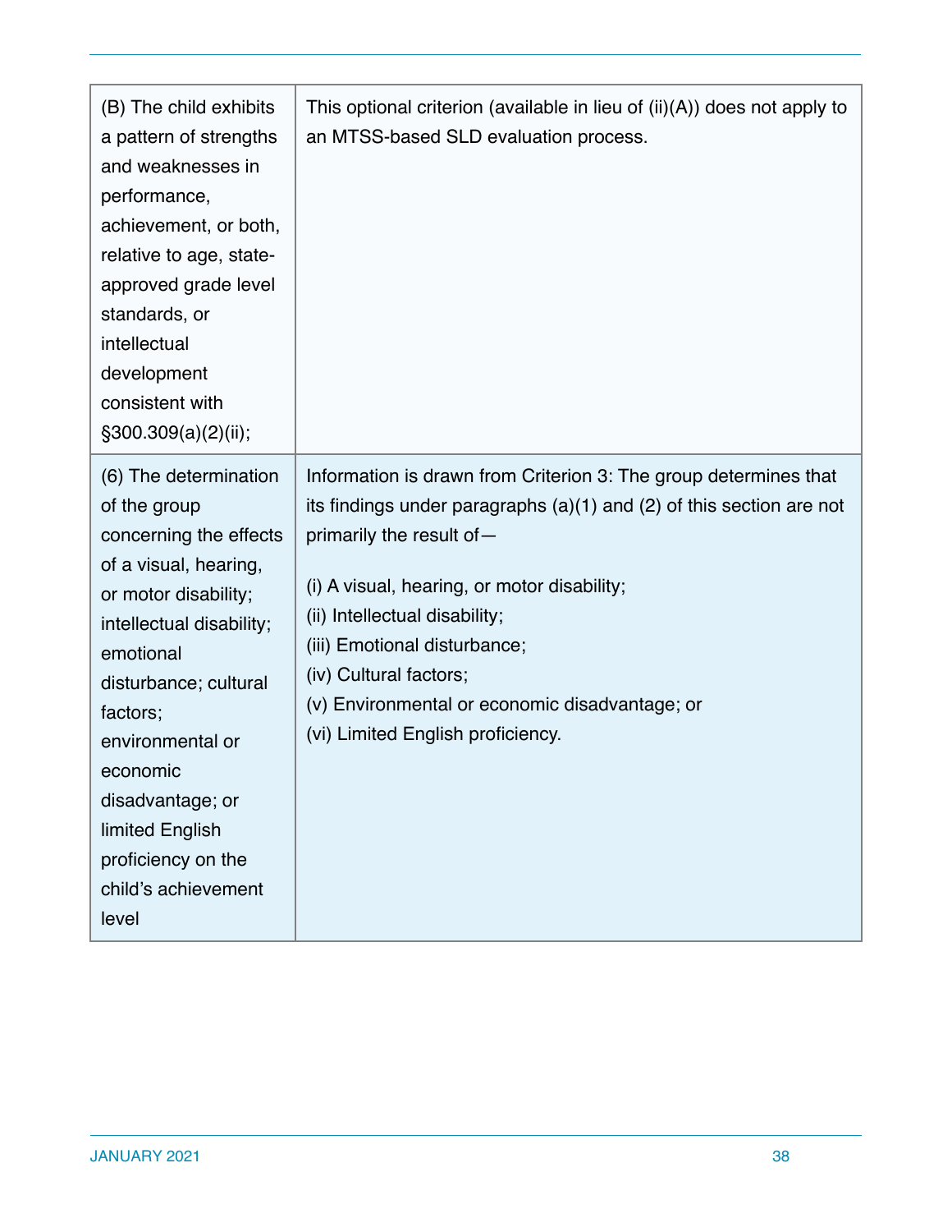| | |
|---|---|
| (B) The child exhibits a pattern of strengths and weaknesses in performance, achievement, or both, relative to age, state-approved grade level standards, or intellectual development consistent with §300.309(a)(2)(ii); | This optional criterion (available in lieu of (ii)(A)) does not apply to an MTSS-based SLD evaluation process. |
| (6) The determination of the group concerning the effects of a visual, hearing, or motor disability; intellectual disability; emotional disturbance; cultural factors; environmental or economic disadvantage; or limited English proficiency on the child's achievement level | Information is drawn from Criterion 3: The group determines that its findings under paragraphs (a)(1) and (2) of this section are not primarily the result of—<br><br>(i) A visual, hearing, or motor disability;<br>(ii) Intellectual disability;<br>(iii) Emotional disturbance;<br>(iv) Cultural factors;<br>(v) Environmental or economic disadvantage; or<br>(vi) Limited English proficiency. |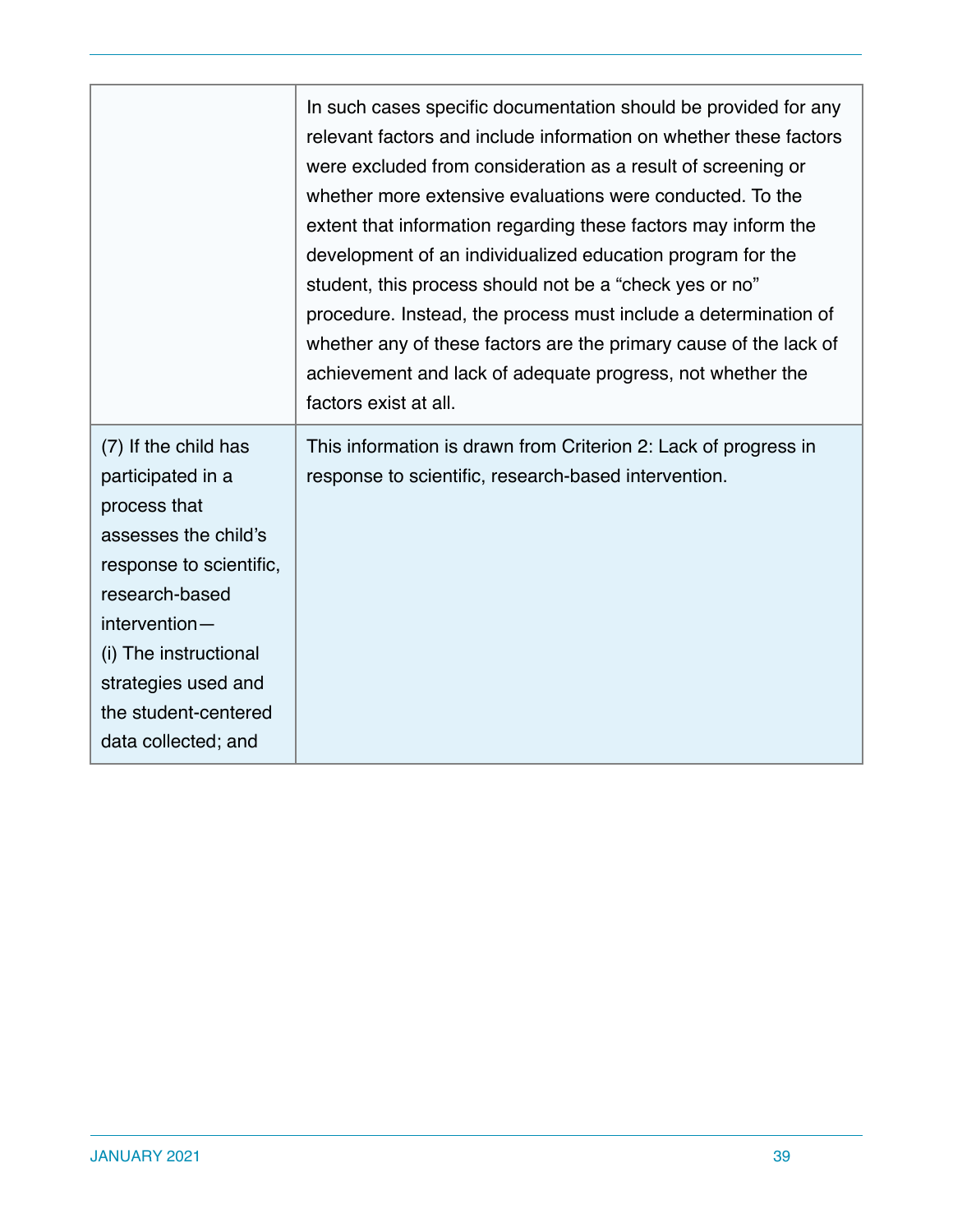| | |
|---|---|
| | In such cases specific documentation should be provided for any relevant factors and include information on whether these factors were excluded from consideration as a result of screening or whether more extensive evaluations were conducted. To the extent that information regarding these factors may inform the development of an individualized education program for the student, this process should not be a "check yes or no" procedure. Instead, the process must include a determination of whether any of these factors are the primary cause of the lack of achievement and lack of adequate progress, not whether the factors exist at all. |
| (7) If the child has participated in a process that assesses the child's response to scientific, research-based intervention— (i) The instructional strategies used and the student-centered data collected; and | This information is drawn from Criterion 2: Lack of progress in response to scientific, research-based intervention. |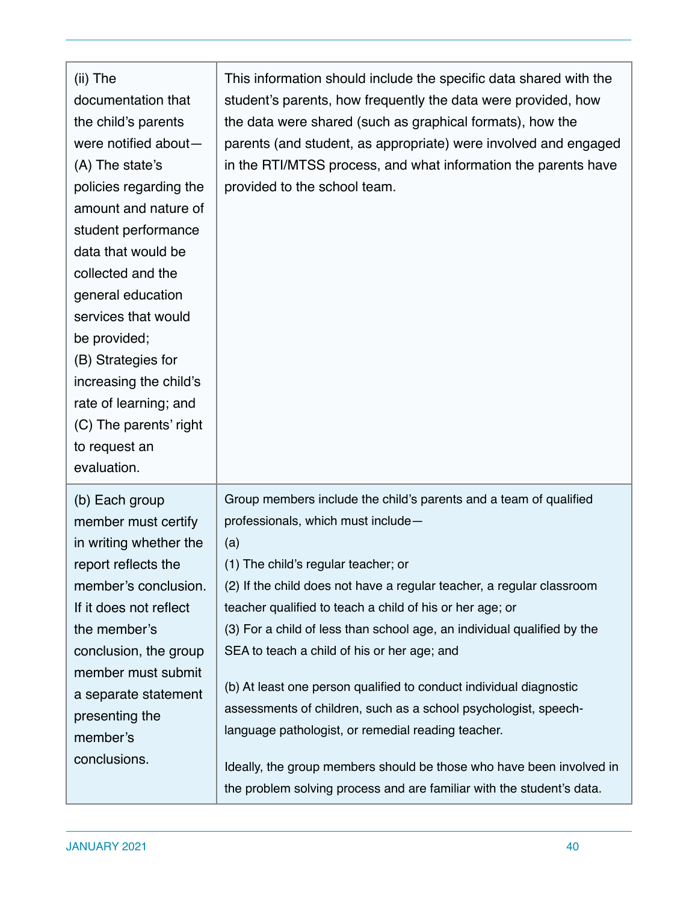| | |
|---|---|
| (ii) The documentation that the child's parents were notified about—<br>(A) The state's policies regarding the amount and nature of student performance data that would be collected and the general education services that would be provided;<br>(B) Strategies for increasing the child's rate of learning; and<br>(C) The parents' right to request an evaluation. | This information should include the specific data shared with the student's parents, how frequently the data were provided, how the data were shared (such as graphical formats), how the parents (and student, as appropriate) were involved and engaged in the RTI/MTSS process, and what information the parents have provided to the school team. |
| (b) Each group member must certify in writing whether the report reflects the member's conclusion. If it does not reflect the member's conclusion, the group member must submit a separate statement presenting the member's conclusions. | Group members include the child's parents and a team of qualified professionals, which must include—<br>(a)<br>(1) The child's regular teacher; or<br>(2) If the child does not have a regular teacher, a regular classroom teacher qualified to teach a child of his or her age; or<br>(3) For a child of less than school age, an individual qualified by the SEA to teach a child of his or her age; and<br><br>(b) At least one person qualified to conduct individual diagnostic assessments of children, such as a school psychologist, speech-language pathologist, or remedial reading teacher.<br><br>Ideally, the group members should be those who have been involved in the problem solving process and are familiar with the student's data. |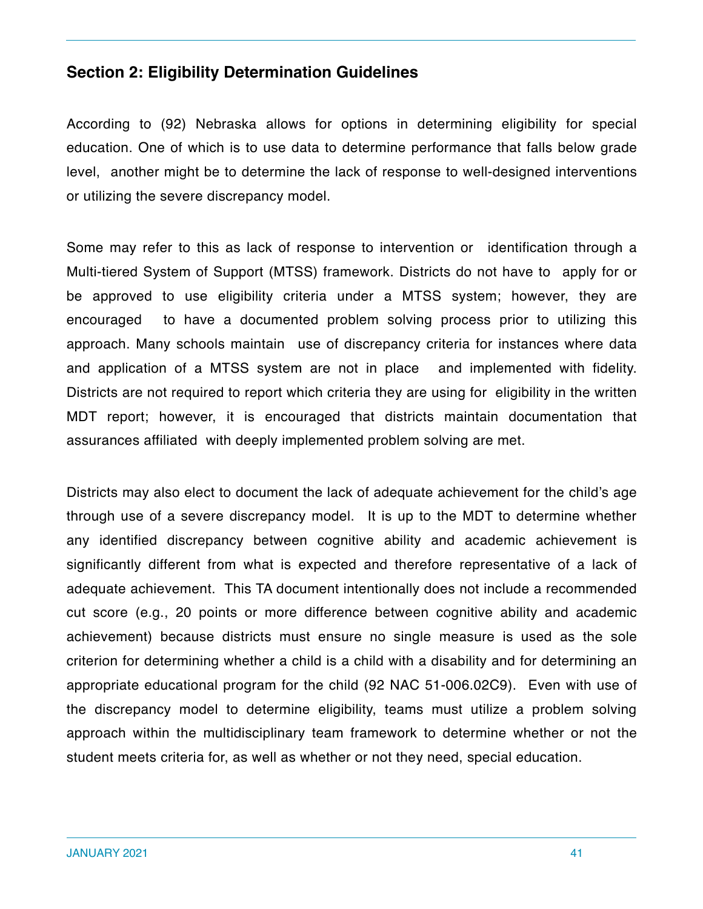## Section 2: Eligibility Determination Guidelines

According to (92) Nebraska allows for options in determining eligibility for special education. One of which is to use data to determine performance that falls below grade level, another might be to determine the lack of response to well-designed interventions or utilizing the severe discrepancy model.

Some may refer to this as lack of response to intervention or identification through a Multi-tiered System of Support (MTSS) framework. Districts do not have to apply for or be approved to use eligibility criteria under a MTSS system; however, they are encouraged to have a documented problem solving process prior to utilizing this approach. Many schools maintain use of discrepancy criteria for instances where data and application of a MTSS system are not in place and implemented with fidelity. Districts are not required to report which criteria they are using for eligibility in the written MDT report; however, it is encouraged that districts maintain documentation that assurances affiliated with deeply implemented problem solving are met.

Districts may also elect to document the lack of adequate achievement for the child's age through use of a severe discrepancy model. It is up to the MDT to determine whether any identified discrepancy between cognitive ability and academic achievement is significantly different from what is expected and therefore representative of a lack of adequate achievement. This TA document intentionally does not include a recommended cut score (e.g., 20 points or more difference between cognitive ability and academic achievement) because districts must ensure no single measure is used as the sole criterion for determining whether a child is a child with a disability and for determining an appropriate educational program for the child (92 NAC 51-006.02C9). Even with use of the discrepancy model to determine eligibility, teams must utilize a problem solving approach within the multidisciplinary team framework to determine whether or not the student meets criteria for, as well as whether or not they need, special education.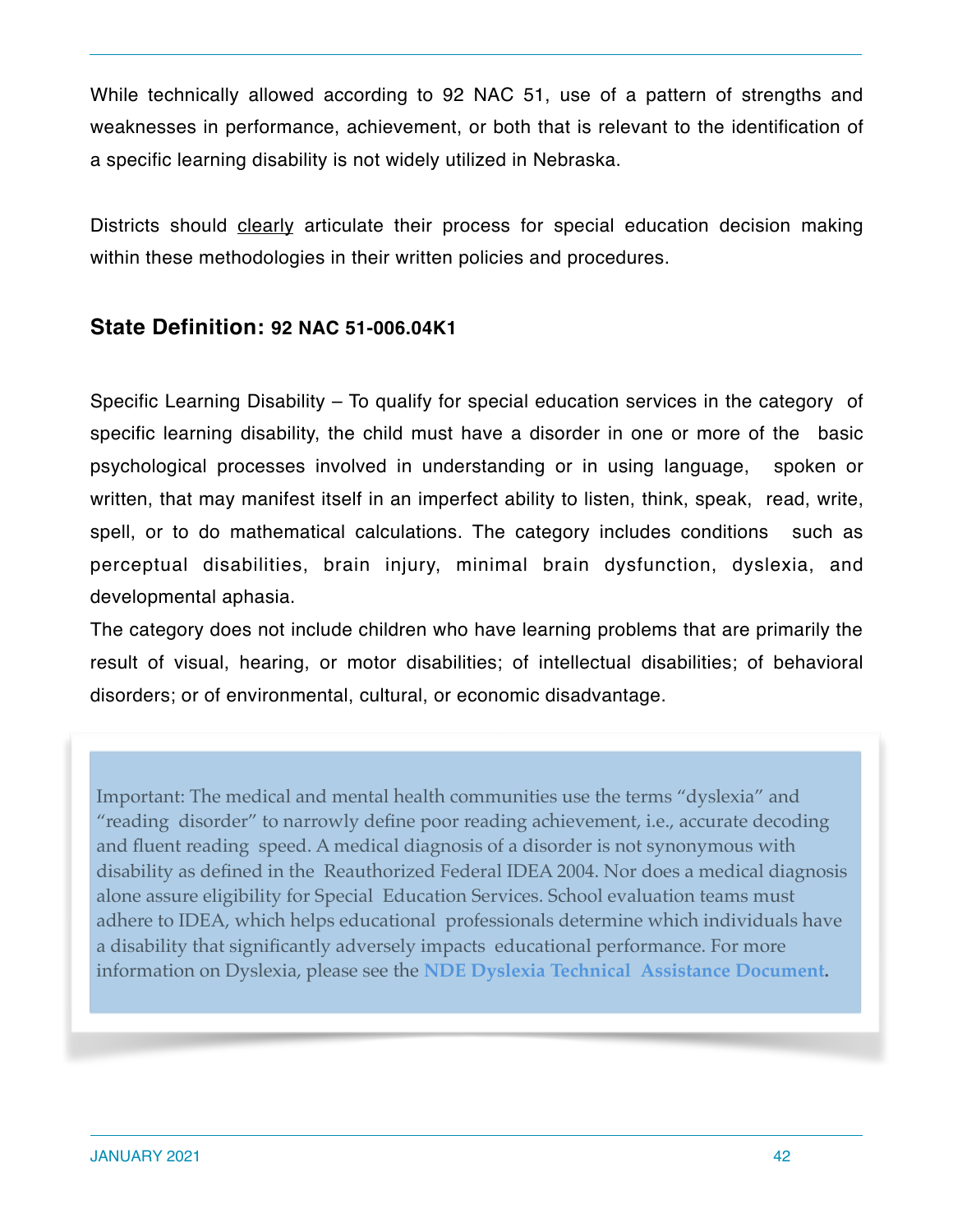While technically allowed according to 92 NAC 51, use of a pattern of strengths and weaknesses in performance, achievement, or both that is relevant to the identification of a specific learning disability is not widely utilized in Nebraska.

Districts should clearly articulate their process for special education decision making within these methodologies in their written policies and procedures.

## State Definition: 92 NAC 51-006.04K1

Specific Learning Disability – To qualify for special education services in the category of specific learning disability, the child must have a disorder in one or more of the basic psychological processes involved in understanding or in using language, spoken or written, that may manifest itself in an imperfect ability to listen, think, speak, read, write, spell, or to do mathematical calculations. The category includes conditions such as perceptual disabilities, brain injury, minimal brain dysfunction, dyslexia, and developmental aphasia.

The category does not include children who have learning problems that are primarily the result of visual, hearing, or motor disabilities; of intellectual disabilities; of behavioral disorders; or of environmental, cultural, or economic disadvantage.

> Important: The medical and mental health communities use the terms "dyslexia" and "reading disorder" to narrowly define poor reading achievement, i.e., accurate decoding and fluent reading speed. A medical diagnosis of a disorder is not synonymous with disability as defined in the Reauthorized Federal IDEA 2004. Nor does a medical diagnosis alone assure eligibility for Special Education Services. School evaluation teams must adhere to IDEA, which helps educational professionals determine which individuals have a disability that significantly adversely impacts educational performance. For more information on Dyslexia, please see the **NDE Dyslexia Technical Assistance Document**.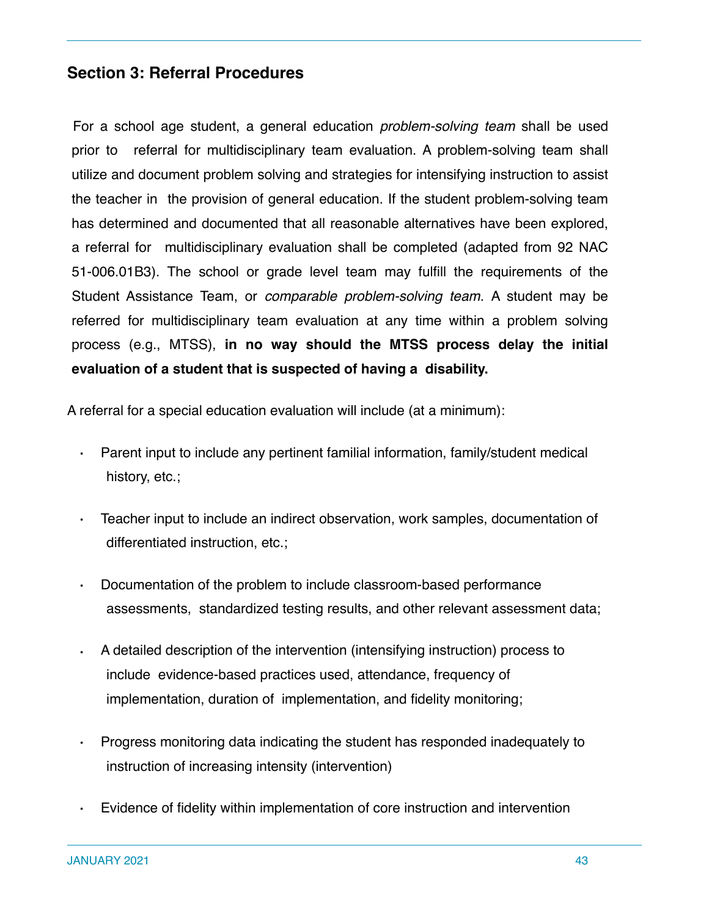## Section 3: Referral Procedures

For a school age student, a general education *problem-solving team* shall be used prior to referral for multidisciplinary team evaluation. A problem-solving team shall utilize and document problem solving and strategies for intensifying instruction to assist the teacher in the provision of general education. If the student problem-solving team has determined and documented that all reasonable alternatives have been explored, a referral for multidisciplinary evaluation shall be completed (adapted from 92 NAC 51-006.01B3). The school or grade level team may fulfill the requirements of the Student Assistance Team, or *comparable problem-solving team.* A student may be referred for multidisciplinary team evaluation at any time within a problem solving process (e.g., MTSS), **in no way should the MTSS process delay the initial evaluation of a student that is suspected of having a disability.**

A referral for a special education evaluation will include (at a minimum):

- Parent input to include any pertinent familial information, family/student medical history, etc.;
- Teacher input to include an indirect observation, work samples, documentation of differentiated instruction, etc.;
- Documentation of the problem to include classroom-based performance assessments, standardized testing results, and other relevant assessment data;
- A detailed description of the intervention (intensifying instruction) process to include evidence-based practices used, attendance, frequency of implementation, duration of implementation, and fidelity monitoring;
- Progress monitoring data indicating the student has responded inadequately to instruction of increasing intensity (intervention)
- Evidence of fidelity within implementation of core instruction and intervention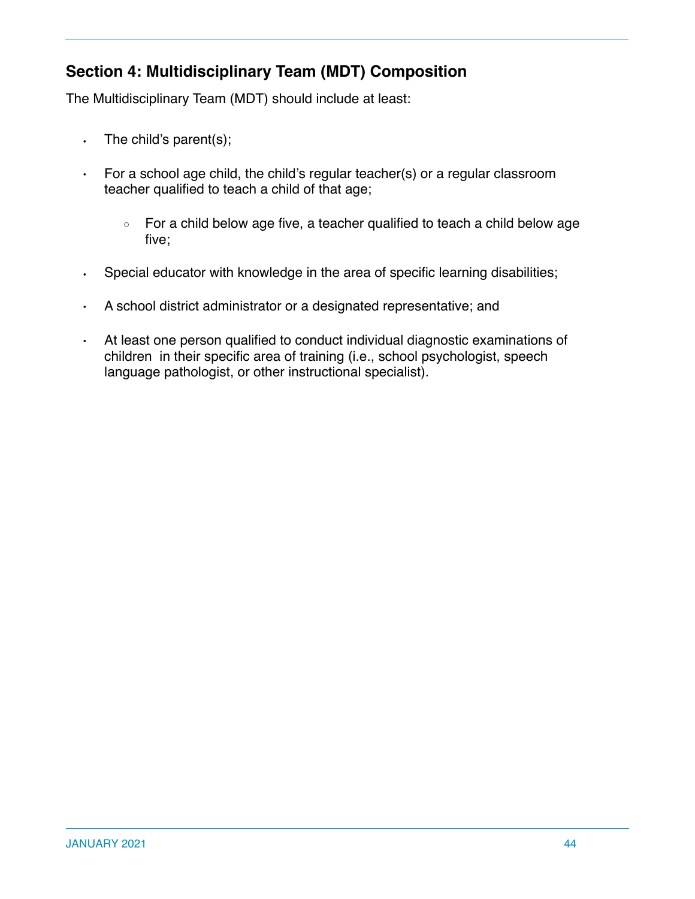## Section 4: Multidisciplinary Team (MDT) Composition

The Multidisciplinary Team (MDT) should include at least:

- The child's parent(s);
- For a school age child, the child's regular teacher(s) or a regular classroom teacher qualified to teach a child of that age;
    - For a child below age five, a teacher qualified to teach a child below age five;
- Special educator with knowledge in the area of specific learning disabilities;
- A school district administrator or a designated representative; and
- At least one person qualified to conduct individual diagnostic examinations of children in their specific area of training (i.e., school psychologist, speech language pathologist, or other instructional specialist).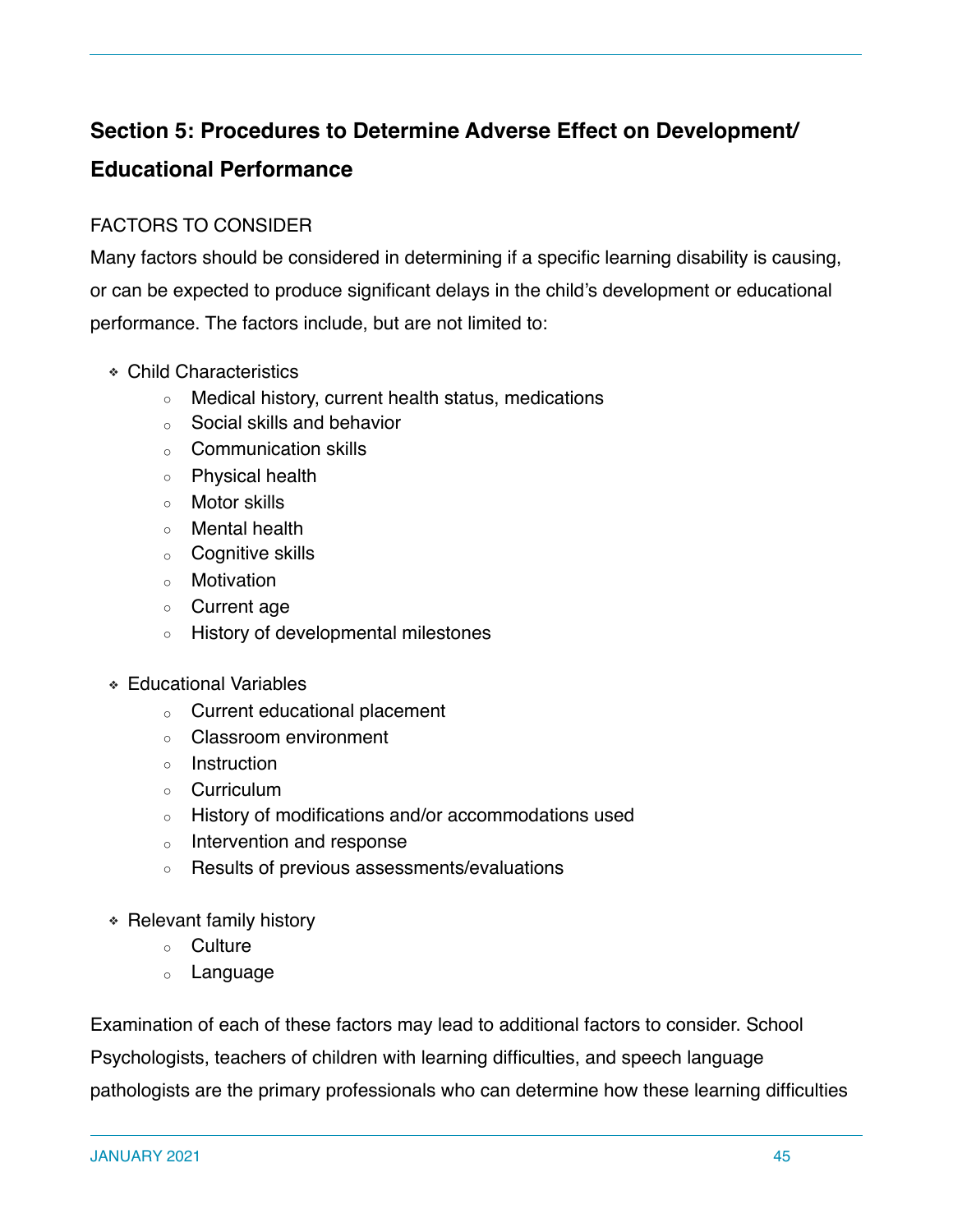## Section 5: Procedures to Determine Adverse Effect on Development/ Educational Performance

FACTORS TO CONSIDER

Many factors should be considered in determining if a specific learning disability is causing, or can be expected to produce significant delays in the child's development or educational performance. The factors include, but are not limited to:

- Child Characteristics
  - Medical history, current health status, medications
  - Social skills and behavior
  - Communication skills
  - Physical health
  - Motor skills
  - Mental health
  - Cognitive skills
  - Motivation
  - Current age
  - History of developmental milestones

- Educational Variables
  - Current educational placement
  - Classroom environment
  - Instruction
  - Curriculum
  - History of modifications and/or accommodations used
  - Intervention and response
  - Results of previous assessments/evaluations

- Relevant family history
  - Culture
  - Language

Examination of each of these factors may lead to additional factors to consider. School Psychologists, teachers of children with learning difficulties, and speech language pathologists are the primary professionals who can determine how these learning difficulties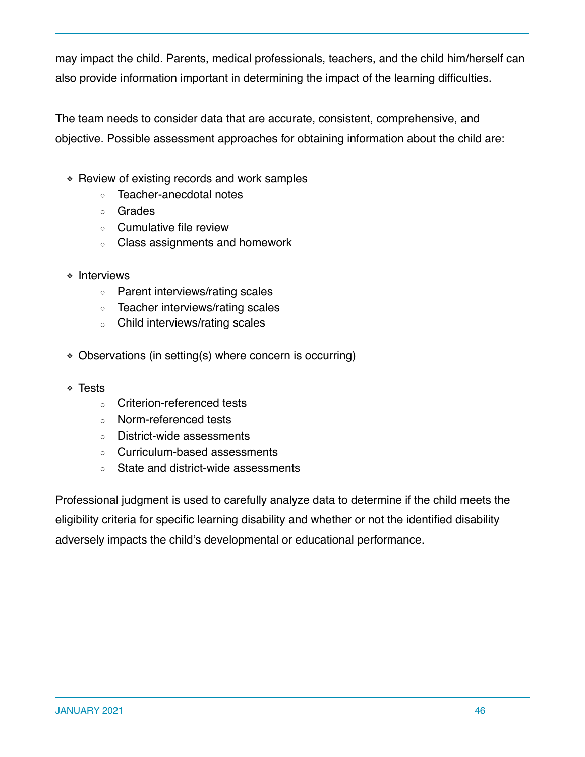may impact the child. Parents, medical professionals, teachers, and the child him/herself can also provide information important in determining the impact of the learning difficulties.

The team needs to consider data that are accurate, consistent, comprehensive, and objective. Possible assessment approaches for obtaining information about the child are:

- Review of existing records and work samples
  - Teacher-anecdotal notes
  - Grades
  - Cumulative file review
  - Class assignments and homework
- Interviews
  - Parent interviews/rating scales
  - Teacher interviews/rating scales
  - Child interviews/rating scales
- Observations (in setting(s) where concern is occurring)
- Tests
  - Criterion-referenced tests
  - Norm-referenced tests
  - District-wide assessments
  - Curriculum-based assessments
  - State and district-wide assessments

Professional judgment is used to carefully analyze data to determine if the child meets the eligibility criteria for specific learning disability and whether or not the identified disability adversely impacts the child's developmental or educational performance.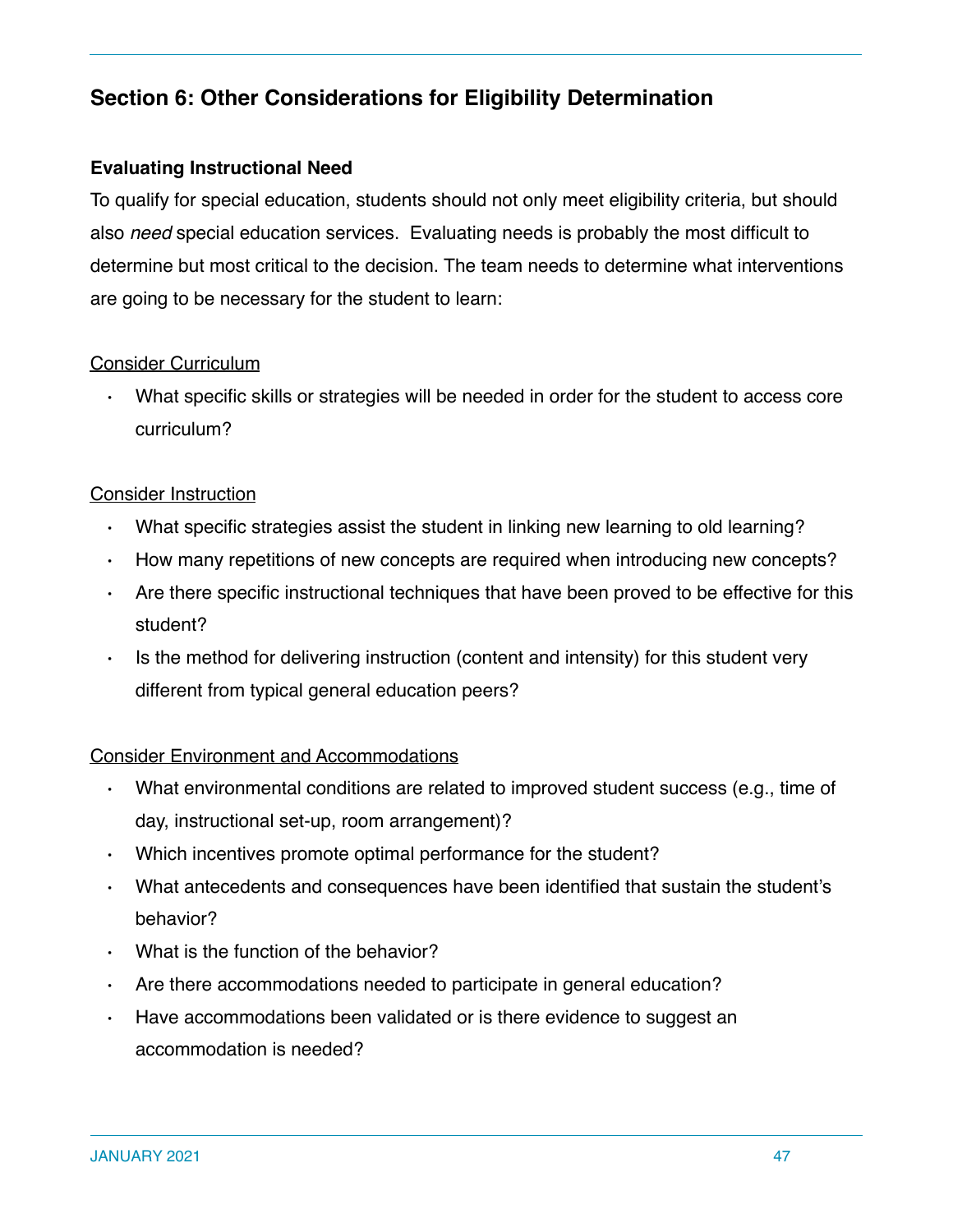## Section 6: Other Considerations for Eligibility Determination

### Evaluating Instructional Need

To qualify for special education, students should not only meet eligibility criteria, but should also *need* special education services. Evaluating needs is probably the most difficult to determine but most critical to the decision. The team needs to determine what interventions are going to be necessary for the student to learn:

Consider Curriculum

- What specific skills or strategies will be needed in order for the student to access core curriculum?

Consider Instruction

- What specific strategies assist the student in linking new learning to old learning?
- How many repetitions of new concepts are required when introducing new concepts?
- Are there specific instructional techniques that have been proved to be effective for this student?
- Is the method for delivering instruction (content and intensity) for this student very different from typical general education peers?

Consider Environment and Accommodations

- What environmental conditions are related to improved student success (e.g., time of day, instructional set-up, room arrangement)?
- Which incentives promote optimal performance for the student?
- What antecedents and consequences have been identified that sustain the student's behavior?
- What is the function of the behavior?
- Are there accommodations needed to participate in general education?
- Have accommodations been validated or is there evidence to suggest an accommodation is needed?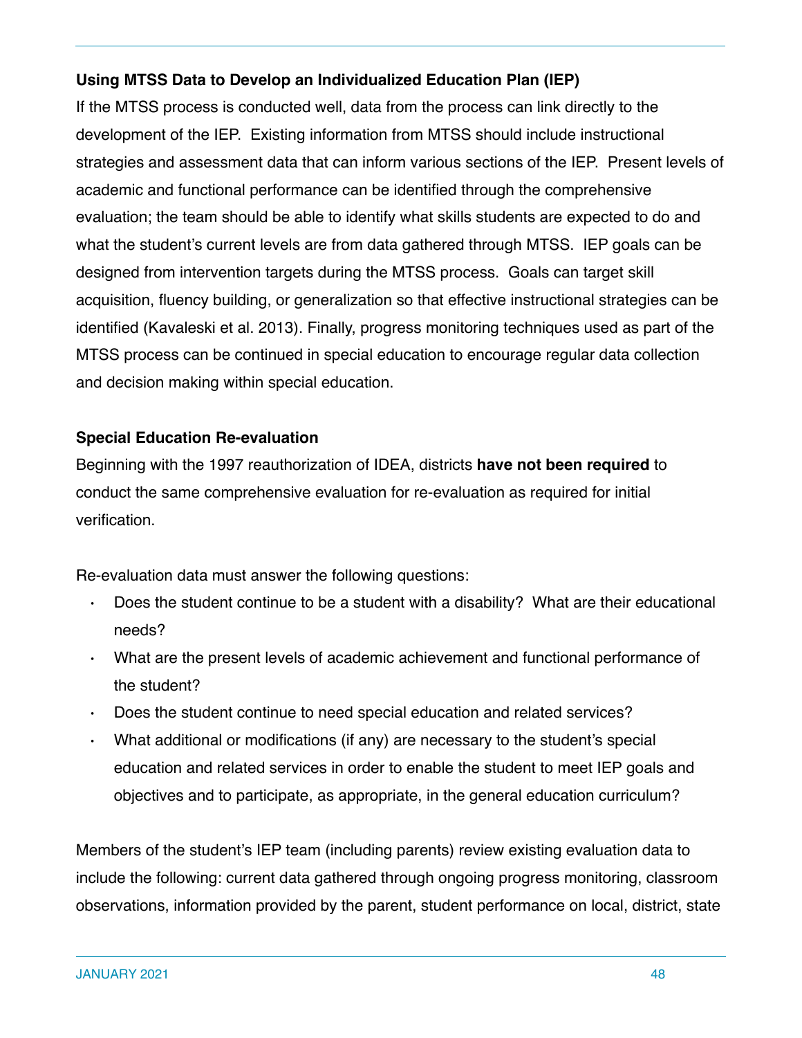**Using MTSS Data to Develop an Individualized Education Plan (IEP)**

If the MTSS process is conducted well, data from the process can link directly to the development of the IEP. Existing information from MTSS should include instructional strategies and assessment data that can inform various sections of the IEP. Present levels of academic and functional performance can be identified through the comprehensive evaluation; the team should be able to identify what skills students are expected to do and what the student's current levels are from data gathered through MTSS. IEP goals can be designed from intervention targets during the MTSS process. Goals can target skill acquisition, fluency building, or generalization so that effective instructional strategies can be identified (Kavaleski et al. 2013). Finally, progress monitoring techniques used as part of the MTSS process can be continued in special education to encourage regular data collection and decision making within special education.

**Special Education Re-evaluation**

Beginning with the 1997 reauthorization of IDEA, districts **have not been required** to conduct the same comprehensive evaluation for re-evaluation as required for initial verification.

Re-evaluation data must answer the following questions:

- Does the student continue to be a student with a disability? What are their educational needs?
- What are the present levels of academic achievement and functional performance of the student?
- Does the student continue to need special education and related services?
- What additional or modifications (if any) are necessary to the student's special education and related services in order to enable the student to meet IEP goals and objectives and to participate, as appropriate, in the general education curriculum?

Members of the student's IEP team (including parents) review existing evaluation data to include the following: current data gathered through ongoing progress monitoring, classroom observations, information provided by the parent, student performance on local, district, state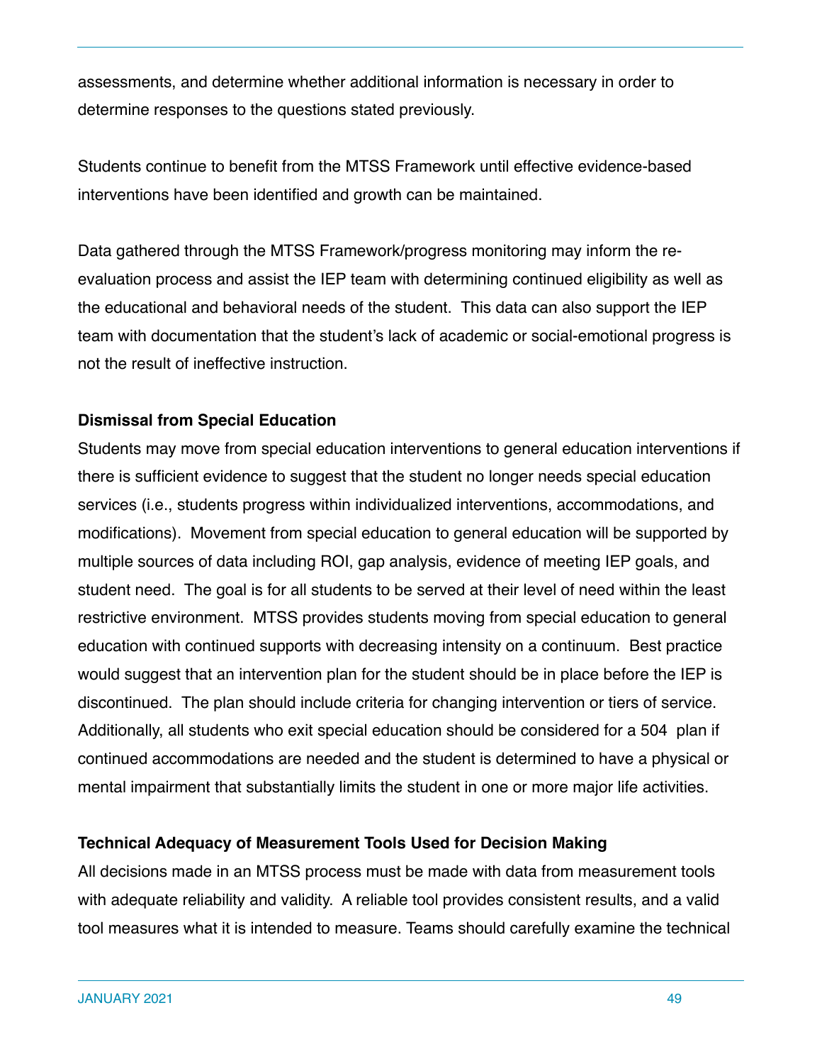assessments, and determine whether additional information is necessary in order to determine responses to the questions stated previously.

Students continue to benefit from the MTSS Framework until effective evidence-based interventions have been identified and growth can be maintained.

Data gathered through the MTSS Framework/progress monitoring may inform the re-evaluation process and assist the IEP team with determining continued eligibility as well as the educational and behavioral needs of the student. This data can also support the IEP team with documentation that the student's lack of academic or social-emotional progress is not the result of ineffective instruction.

**Dismissal from Special Education**

Students may move from special education interventions to general education interventions if there is sufficient evidence to suggest that the student no longer needs special education services (i.e., students progress within individualized interventions, accommodations, and modifications). Movement from special education to general education will be supported by multiple sources of data including ROI, gap analysis, evidence of meeting IEP goals, and student need. The goal is for all students to be served at their level of need within the least restrictive environment. MTSS provides students moving from special education to general education with continued supports with decreasing intensity on a continuum. Best practice would suggest that an intervention plan for the student should be in place before the IEP is discontinued. The plan should include criteria for changing intervention or tiers of service. Additionally, all students who exit special education should be considered for a 504 plan if continued accommodations are needed and the student is determined to have a physical or mental impairment that substantially limits the student in one or more major life activities.

**Technical Adequacy of Measurement Tools Used for Decision Making**

All decisions made in an MTSS process must be made with data from measurement tools with adequate reliability and validity. A reliable tool provides consistent results, and a valid tool measures what it is intended to measure. Teams should carefully examine the technical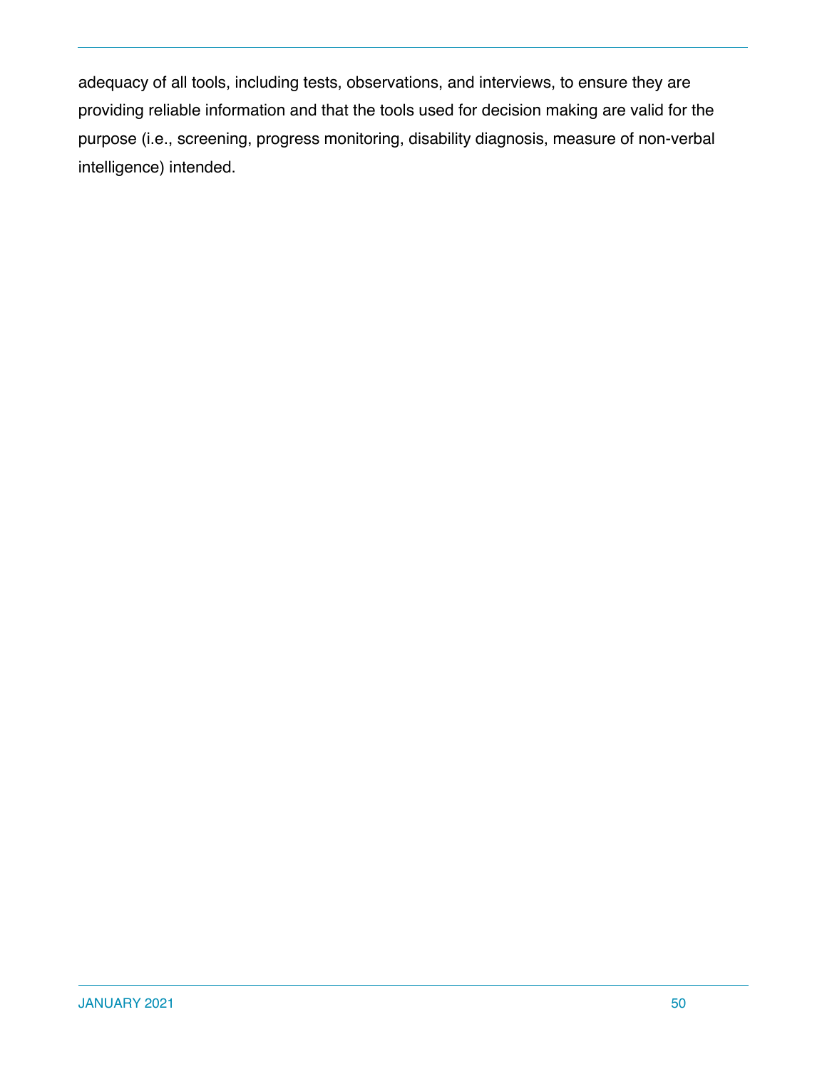adequacy of all tools, including tests, observations, and interviews, to ensure they are providing reliable information and that the tools used for decision making are valid for the purpose (i.e., screening, progress monitoring, disability diagnosis, measure of non-verbal intelligence) intended.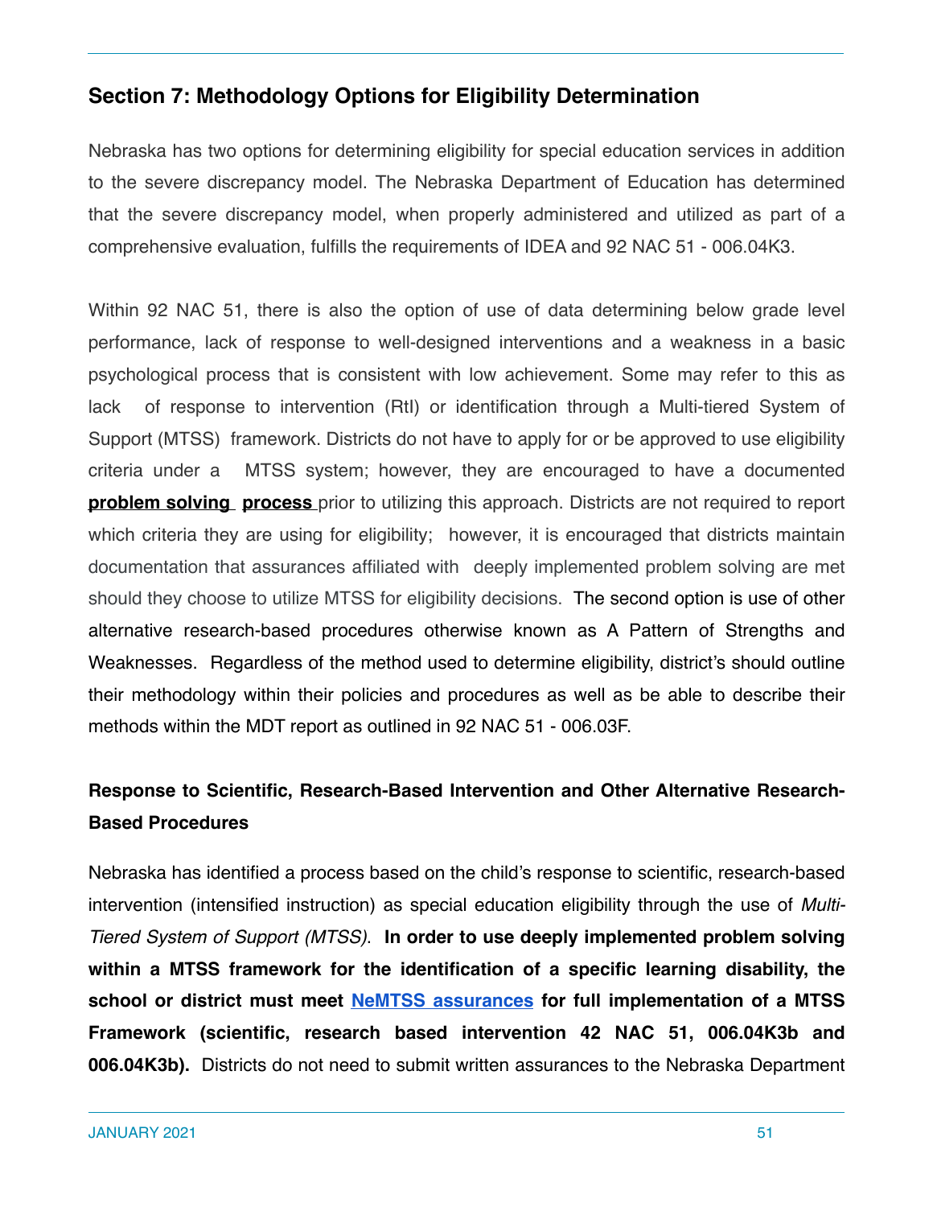## Section 7: Methodology Options for Eligibility Determination

Nebraska has two options for determining eligibility for special education services in addition to the severe discrepancy model. The Nebraska Department of Education has determined that the severe discrepancy model, when properly administered and utilized as part of a comprehensive evaluation, fulfills the requirements of IDEA and 92 NAC 51 - 006.04K3.

Within 92 NAC 51, there is also the option of use of data determining below grade level performance, lack of response to well-designed interventions and a weakness in a basic psychological process that is consistent with low achievement. Some may refer to this as lack of response to intervention (RtI) or identification through a Multi-tiered System of Support (MTSS) framework. Districts do not have to apply for or be approved to use eligibility criteria under a MTSS system; however, they are encouraged to have a documented **problem solving process** prior to utilizing this approach. Districts are not required to report which criteria they are using for eligibility; however, it is encouraged that districts maintain documentation that assurances affiliated with deeply implemented problem solving are met should they choose to utilize MTSS for eligibility decisions. The second option is use of other alternative research-based procedures otherwise known as A Pattern of Strengths and Weaknesses. Regardless of the method used to determine eligibility, district's should outline their methodology within their policies and procedures as well as be able to describe their methods within the MDT report as outlined in 92 NAC 51 - 006.03F.

### Response to Scientific, Research-Based Intervention and Other Alternative Research-Based Procedures

Nebraska has identified a process based on the child's response to scientific, research-based intervention (intensified instruction) as special education eligibility through the use of *Multi-Tiered System of Support (MTSS).* **In order to use deeply implemented problem solving within a MTSS framework for the identification of a specific learning disability, the school or district must meet NeMTSS assurances for full implementation of a MTSS Framework (scientific, research based intervention 42 NAC 51, 006.04K3b and 006.04K3b).** Districts do not need to submit written assurances to the Nebraska Department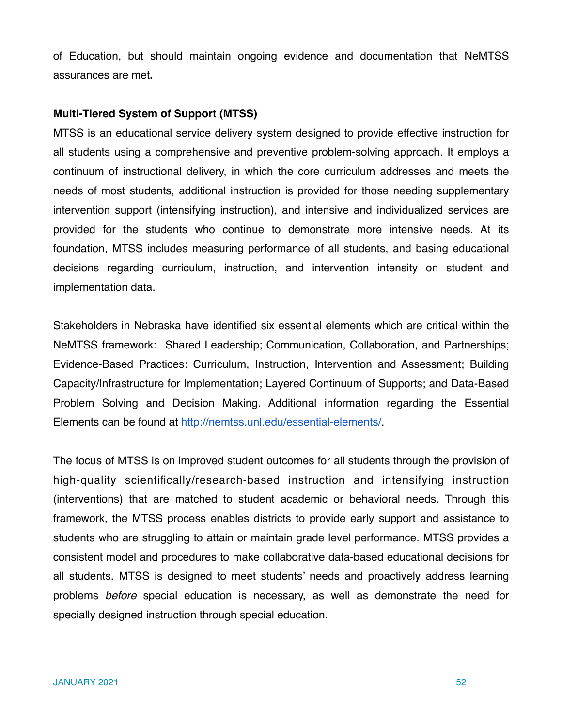of Education, but should maintain ongoing evidence and documentation that NeMTSS assurances are met**.**

**Multi-Tiered System of Support (MTSS)**

MTSS is an educational service delivery system designed to provide effective instruction for all students using a comprehensive and preventive problem-solving approach. It employs a continuum of instructional delivery, in which the core curriculum addresses and meets the needs of most students, additional instruction is provided for those needing supplementary intervention support (intensifying instruction), and intensive and individualized services are provided for the students who continue to demonstrate more intensive needs. At its foundation, MTSS includes measuring performance of all students, and basing educational decisions regarding curriculum, instruction, and intervention intensity on student and implementation data.

Stakeholders in Nebraska have identified six essential elements which are critical within the NeMTSS framework: Shared Leadership; Communication, Collaboration, and Partnerships; Evidence-Based Practices: Curriculum, Instruction, Intervention and Assessment; Building Capacity/Infrastructure for Implementation; Layered Continuum of Supports; and Data-Based Problem Solving and Decision Making. Additional information regarding the Essential Elements can be found at [http://nemtss.unl.edu/essential-elements/](http://nemtss.unl.edu/essential-elements/).

The focus of MTSS is on improved student outcomes for all students through the provision of high-quality scientifically/research-based instruction and intensifying instruction (interventions) that are matched to student academic or behavioral needs. Through this framework, the MTSS process enables districts to provide early support and assistance to students who are struggling to attain or maintain grade level performance. MTSS provides a consistent model and procedures to make collaborative data-based educational decisions for all students. MTSS is designed to meet students' needs and proactively address learning problems *before* special education is necessary, as well as demonstrate the need for specially designed instruction through special education.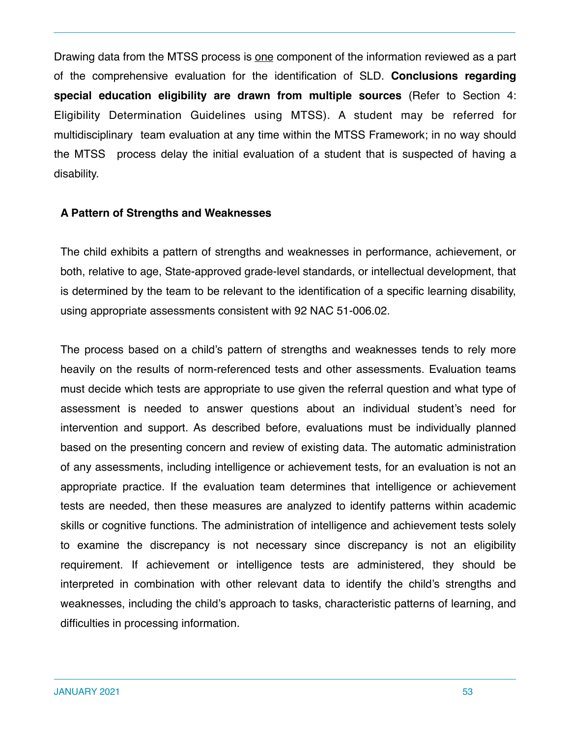Drawing data from the MTSS process is one component of the information reviewed as a part of the comprehensive evaluation for the identification of SLD. **Conclusions regarding special education eligibility are drawn from multiple sources** (Refer to Section 4: Eligibility Determination Guidelines using MTSS). A student may be referred for multidisciplinary team evaluation at any time within the MTSS Framework; in no way should the MTSS process delay the initial evaluation of a student that is suspected of having a disability.

**A Pattern of Strengths and Weaknesses**

The child exhibits a pattern of strengths and weaknesses in performance, achievement, or both, relative to age, State-approved grade-level standards, or intellectual development, that is determined by the team to be relevant to the identification of a specific learning disability, using appropriate assessments consistent with 92 NAC 51-006.02.

The process based on a child's pattern of strengths and weaknesses tends to rely more heavily on the results of norm-referenced tests and other assessments. Evaluation teams must decide which tests are appropriate to use given the referral question and what type of assessment is needed to answer questions about an individual student's need for intervention and support. As described before, evaluations must be individually planned based on the presenting concern and review of existing data. The automatic administration of any assessments, including intelligence or achievement tests, for an evaluation is not an appropriate practice. If the evaluation team determines that intelligence or achievement tests are needed, then these measures are analyzed to identify patterns within academic skills or cognitive functions. The administration of intelligence and achievement tests solely to examine the discrepancy is not necessary since discrepancy is not an eligibility requirement. If achievement or intelligence tests are administered, they should be interpreted in combination with other relevant data to identify the child's strengths and weaknesses, including the child's approach to tasks, characteristic patterns of learning, and difficulties in processing information.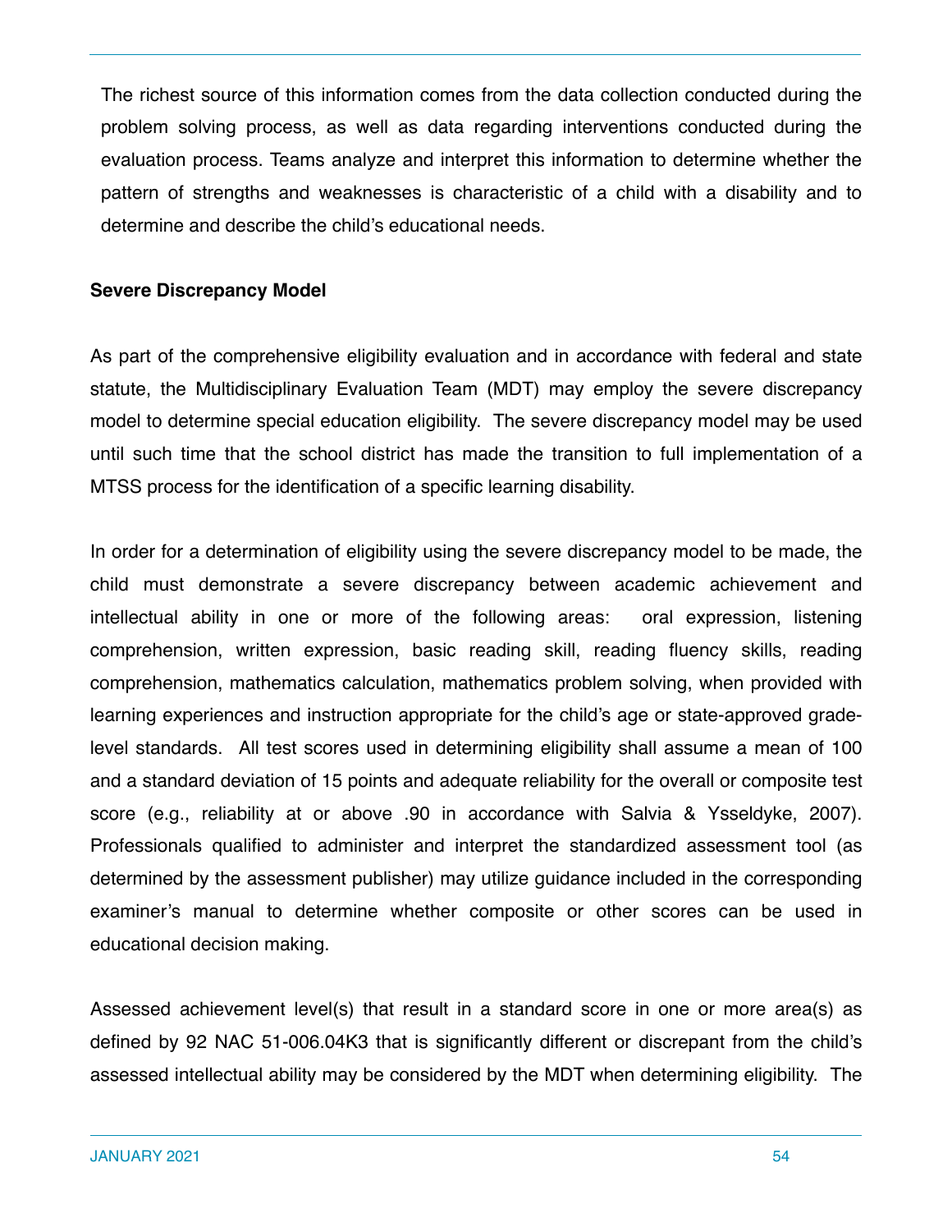The richest source of this information comes from the data collection conducted during the problem solving process, as well as data regarding interventions conducted during the evaluation process. Teams analyze and interpret this information to determine whether the pattern of strengths and weaknesses is characteristic of a child with a disability and to determine and describe the child's educational needs.

**Severe Discrepancy Model**

As part of the comprehensive eligibility evaluation and in accordance with federal and state statute, the Multidisciplinary Evaluation Team (MDT) may employ the severe discrepancy model to determine special education eligibility. The severe discrepancy model may be used until such time that the school district has made the transition to full implementation of a MTSS process for the identification of a specific learning disability.

In order for a determination of eligibility using the severe discrepancy model to be made, the child must demonstrate a severe discrepancy between academic achievement and intellectual ability in one or more of the following areas: oral expression, listening comprehension, written expression, basic reading skill, reading fluency skills, reading comprehension, mathematics calculation, mathematics problem solving, when provided with learning experiences and instruction appropriate for the child's age or state-approved grade-level standards. All test scores used in determining eligibility shall assume a mean of 100 and a standard deviation of 15 points and adequate reliability for the overall or composite test score (e.g., reliability at or above .90 in accordance with Salvia & Ysseldyke, 2007). Professionals qualified to administer and interpret the standardized assessment tool (as determined by the assessment publisher) may utilize guidance included in the corresponding examiner's manual to determine whether composite or other scores can be used in educational decision making.

Assessed achievement level(s) that result in a standard score in one or more area(s) as defined by 92 NAC 51-006.04K3 that is significantly different or discrepant from the child's assessed intellectual ability may be considered by the MDT when determining eligibility. The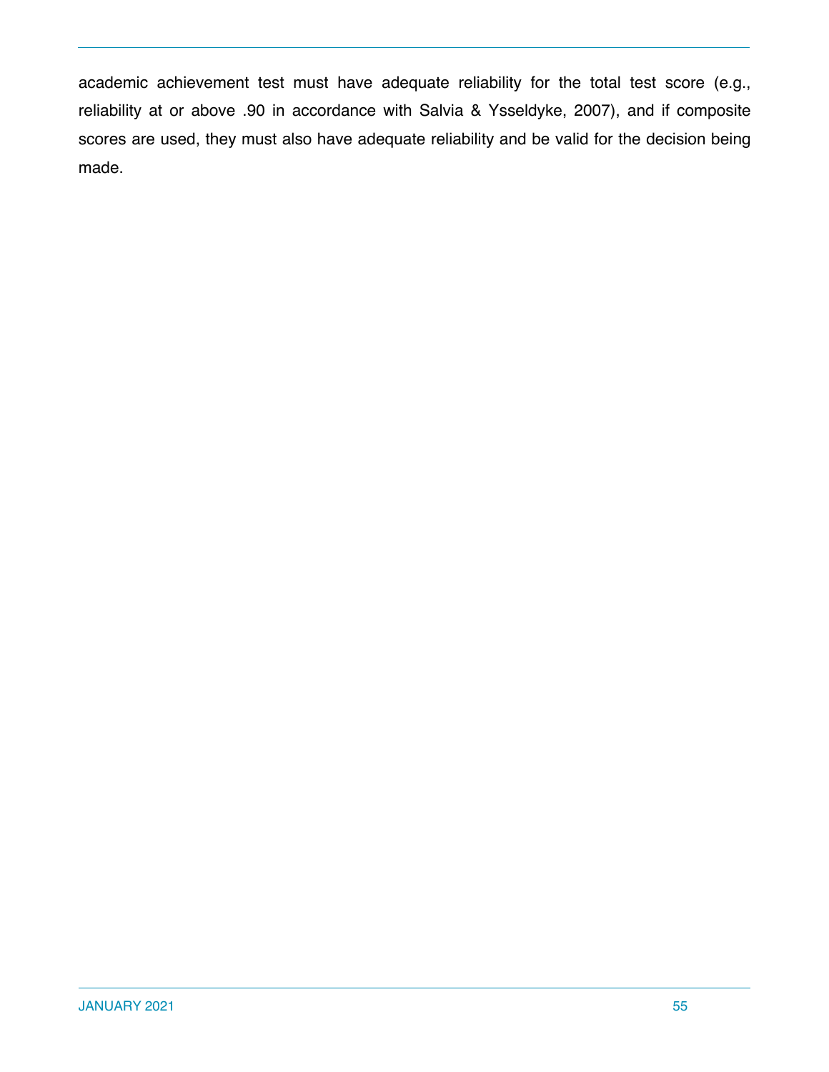academic achievement test must have adequate reliability for the total test score (e.g., reliability at or above .90 in accordance with Salvia & Ysseldyke, 2007), and if composite scores are used, they must also have adequate reliability and be valid for the decision being made.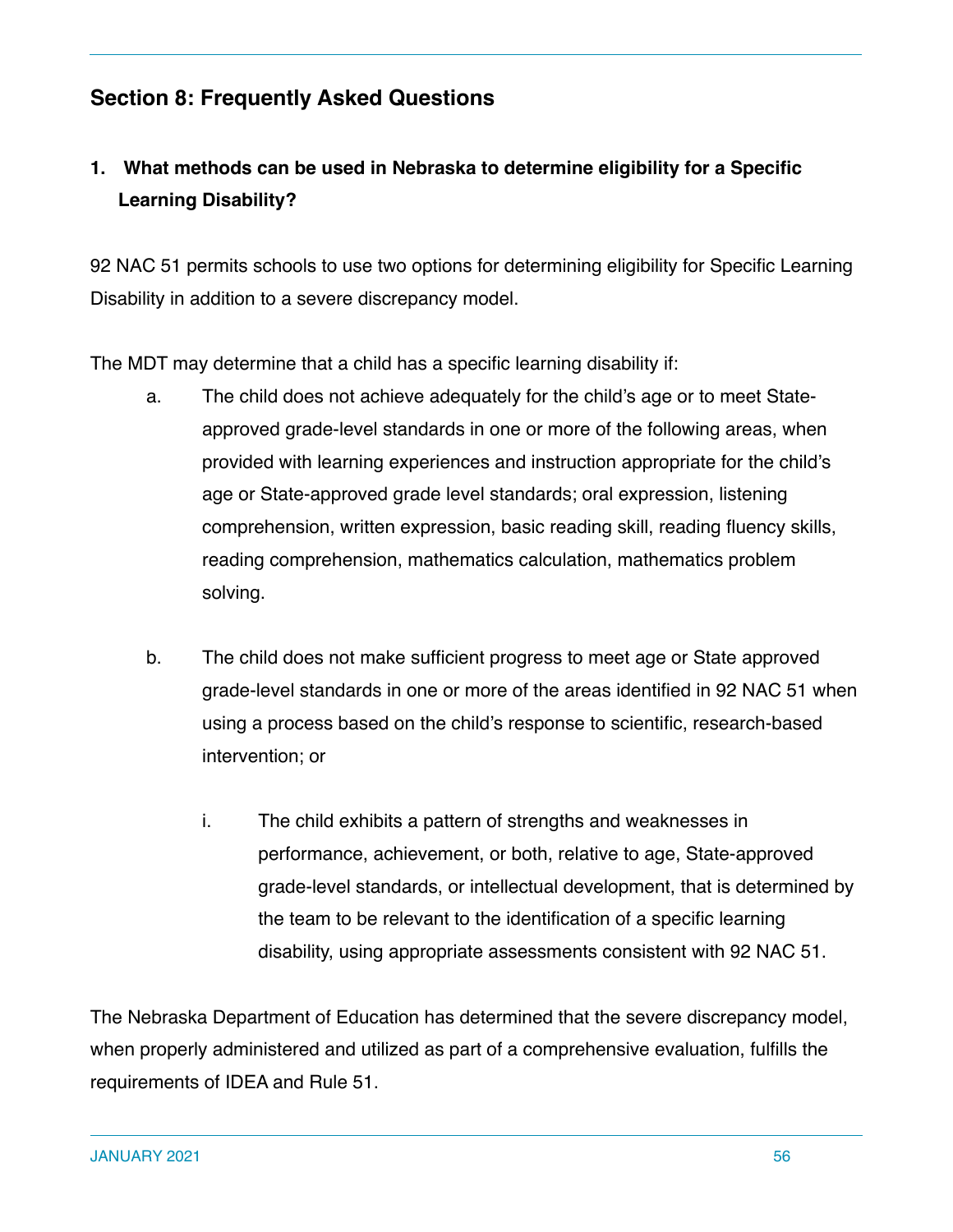## Section 8: Frequently Asked Questions

**1. What methods can be used in Nebraska to determine eligibility for a Specific Learning Disability?**

92 NAC 51 permits schools to use two options for determining eligibility for Specific Learning Disability in addition to a severe discrepancy model.

The MDT may determine that a child has a specific learning disability if:

a. The child does not achieve adequately for the child's age or to meet State-approved grade-level standards in one or more of the following areas, when provided with learning experiences and instruction appropriate for the child's age or State-approved grade level standards; oral expression, listening comprehension, written expression, basic reading skill, reading fluency skills, reading comprehension, mathematics calculation, mathematics problem solving.

b. The child does not make sufficient progress to meet age or State approved grade-level standards in one or more of the areas identified in 92 NAC 51 when using a process based on the child's response to scientific, research-based intervention; or

   i. The child exhibits a pattern of strengths and weaknesses in performance, achievement, or both, relative to age, State-approved grade-level standards, or intellectual development, that is determined by the team to be relevant to the identification of a specific learning disability, using appropriate assessments consistent with 92 NAC 51.

The Nebraska Department of Education has determined that the severe discrepancy model, when properly administered and utilized as part of a comprehensive evaluation, fulfills the requirements of IDEA and Rule 51.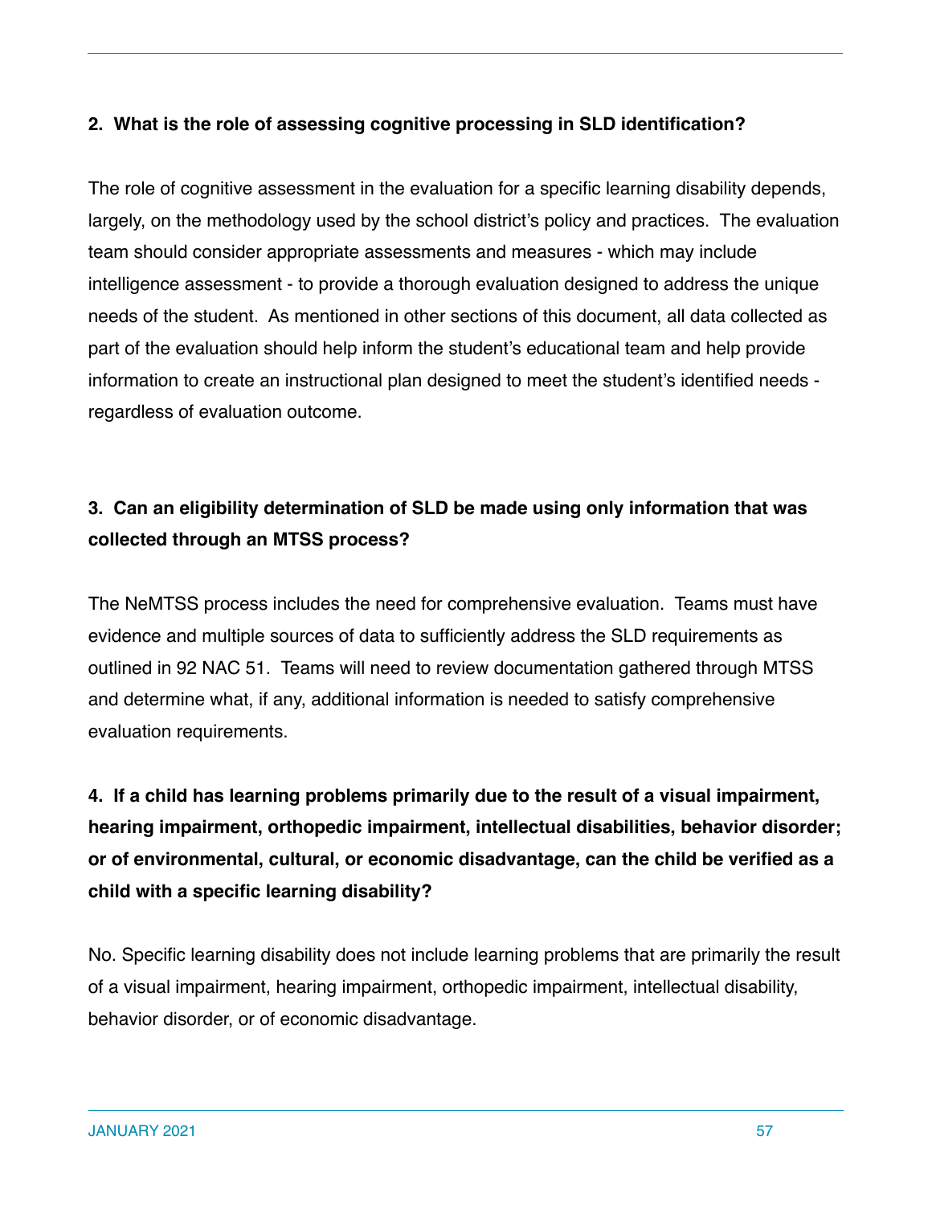**2. What is the role of assessing cognitive processing in SLD identification?**

The role of cognitive assessment in the evaluation for a specific learning disability depends, largely, on the methodology used by the school district's policy and practices. The evaluation team should consider appropriate assessments and measures - which may include intelligence assessment - to provide a thorough evaluation designed to address the unique needs of the student. As mentioned in other sections of this document, all data collected as part of the evaluation should help inform the student's educational team and help provide information to create an instructional plan designed to meet the student's identified needs - regardless of evaluation outcome.

**3. Can an eligibility determination of SLD be made using only information that was collected through an MTSS process?**

The NeMTSS process includes the need for comprehensive evaluation. Teams must have evidence and multiple sources of data to sufficiently address the SLD requirements as outlined in 92 NAC 51. Teams will need to review documentation gathered through MTSS and determine what, if any, additional information is needed to satisfy comprehensive evaluation requirements.

**4. If a child has learning problems primarily due to the result of a visual impairment, hearing impairment, orthopedic impairment, intellectual disabilities, behavior disorder; or of environmental, cultural, or economic disadvantage, can the child be verified as a child with a specific learning disability?**

No. Specific learning disability does not include learning problems that are primarily the result of a visual impairment, hearing impairment, orthopedic impairment, intellectual disability, behavior disorder, or of economic disadvantage.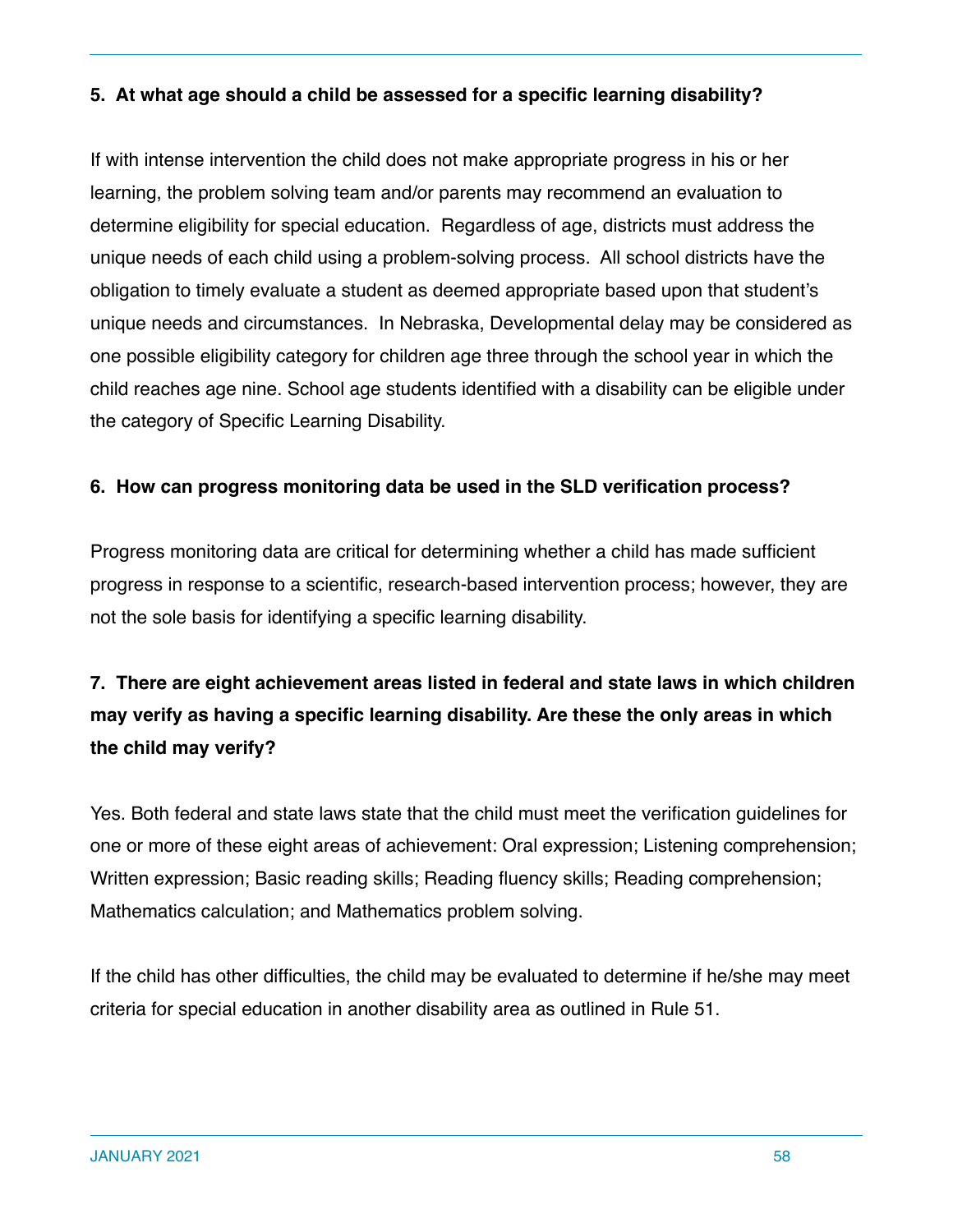**5. At what age should a child be assessed for a specific learning disability?**

If with intense intervention the child does not make appropriate progress in his or her learning, the problem solving team and/or parents may recommend an evaluation to determine eligibility for special education. Regardless of age, districts must address the unique needs of each child using a problem-solving process. All school districts have the obligation to timely evaluate a student as deemed appropriate based upon that student's unique needs and circumstances. In Nebraska, Developmental delay may be considered as one possible eligibility category for children age three through the school year in which the child reaches age nine. School age students identified with a disability can be eligible under the category of Specific Learning Disability.

**6. How can progress monitoring data be used in the SLD verification process?**

Progress monitoring data are critical for determining whether a child has made sufficient progress in response to a scientific, research-based intervention process; however, they are not the sole basis for identifying a specific learning disability.

**7. There are eight achievement areas listed in federal and state laws in which children may verify as having a specific learning disability. Are these the only areas in which the child may verify?**

Yes. Both federal and state laws state that the child must meet the verification guidelines for one or more of these eight areas of achievement: Oral expression; Listening comprehension; Written expression; Basic reading skills; Reading fluency skills; Reading comprehension; Mathematics calculation; and Mathematics problem solving.

If the child has other difficulties, the child may be evaluated to determine if he/she may meet criteria for special education in another disability area as outlined in Rule 51.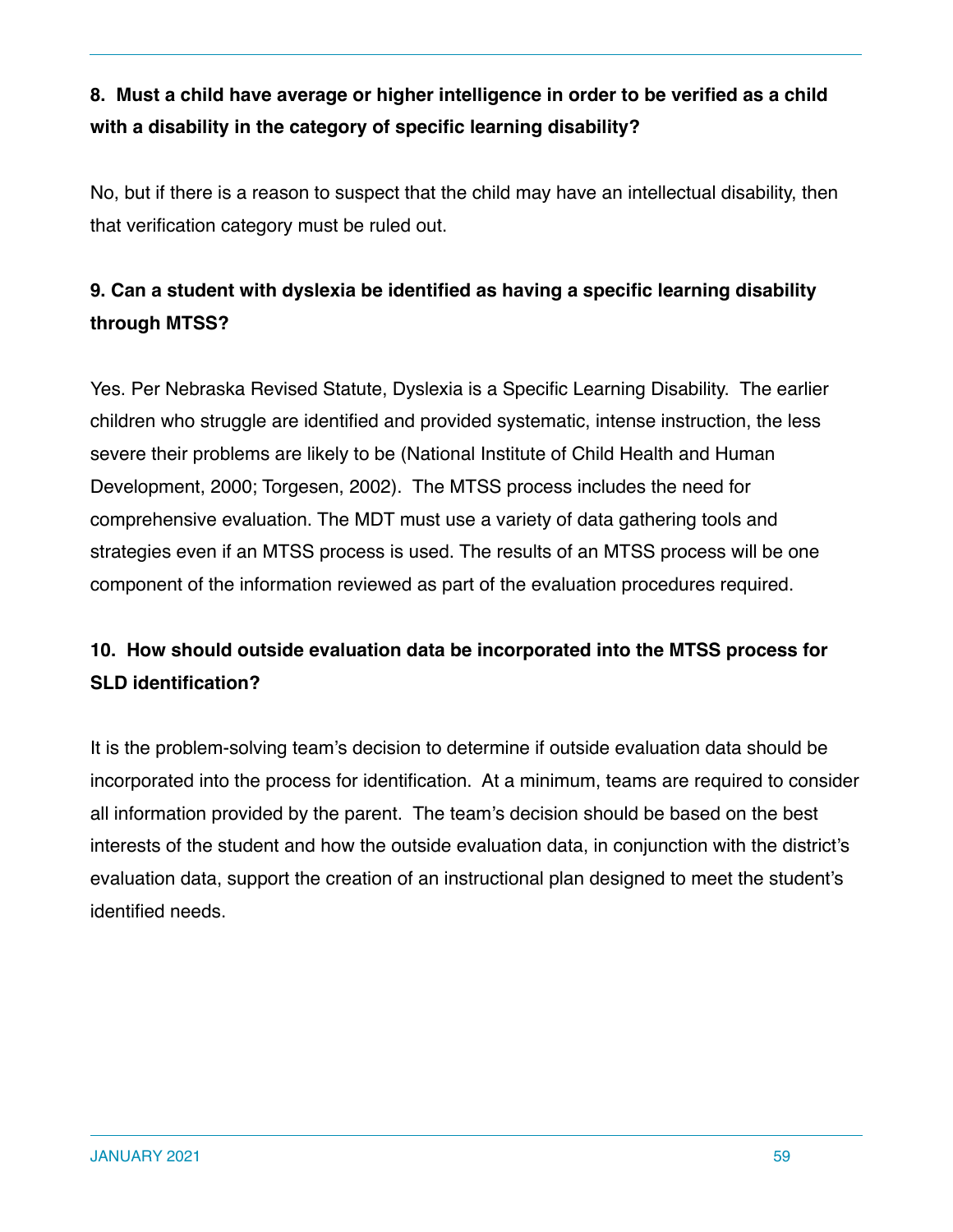**8. Must a child have average or higher intelligence in order to be verified as a child with a disability in the category of specific learning disability?**

No, but if there is a reason to suspect that the child may have an intellectual disability, then that verification category must be ruled out.

**9. Can a student with dyslexia be identified as having a specific learning disability through MTSS?**

Yes. Per Nebraska Revised Statute, Dyslexia is a Specific Learning Disability. The earlier children who struggle are identified and provided systematic, intense instruction, the less severe their problems are likely to be (National Institute of Child Health and Human Development, 2000; Torgesen, 2002). The MTSS process includes the need for comprehensive evaluation. The MDT must use a variety of data gathering tools and strategies even if an MTSS process is used. The results of an MTSS process will be one component of the information reviewed as part of the evaluation procedures required.

**10. How should outside evaluation data be incorporated into the MTSS process for SLD identification?**

It is the problem-solving team's decision to determine if outside evaluation data should be incorporated into the process for identification. At a minimum, teams are required to consider all information provided by the parent. The team's decision should be based on the best interests of the student and how the outside evaluation data, in conjunction with the district's evaluation data, support the creation of an instructional plan designed to meet the student's identified needs.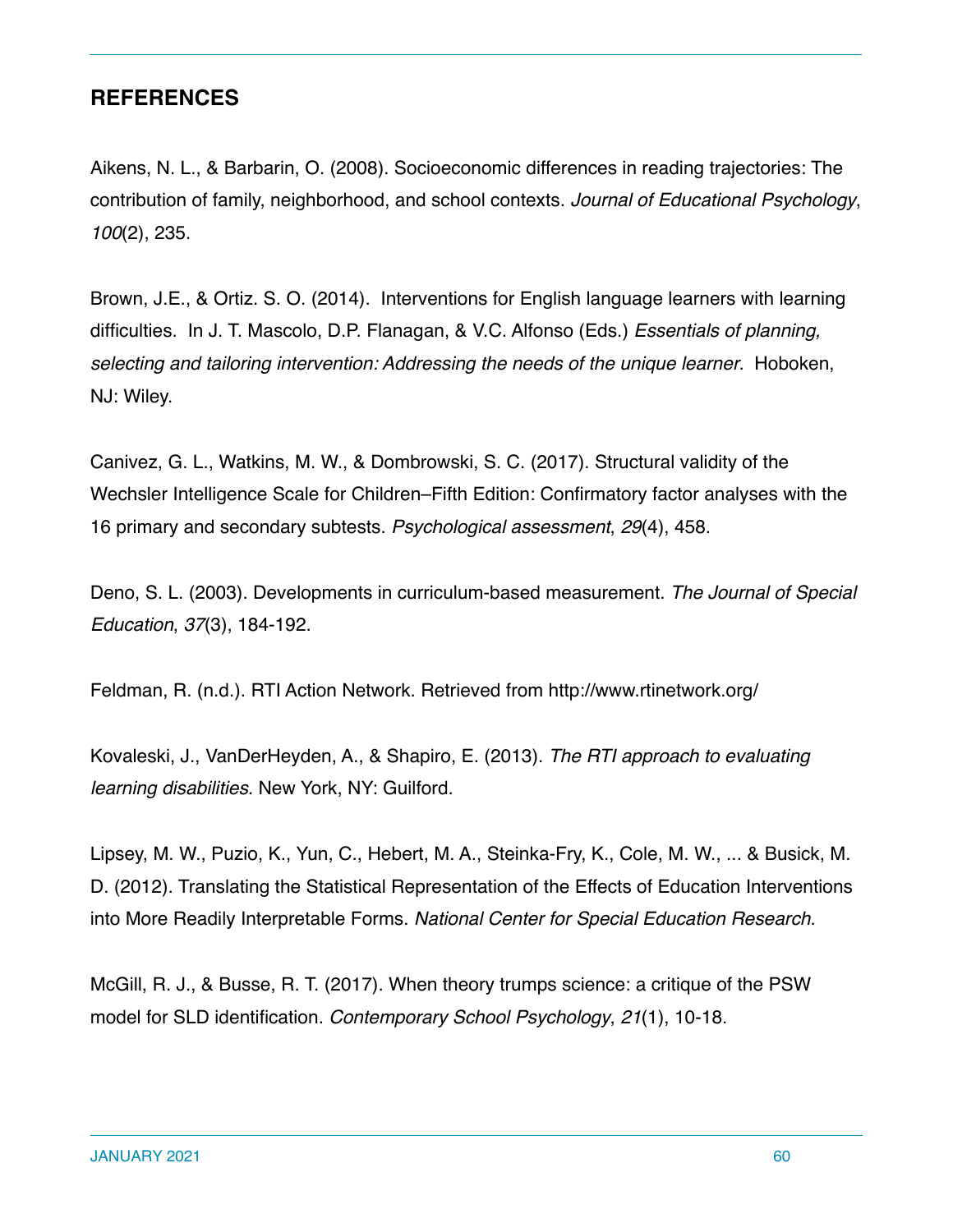## REFERENCES

Aikens, N. L., & Barbarin, O. (2008). Socioeconomic differences in reading trajectories: The contribution of family, neighborhood, and school contexts. *Journal of Educational Psychology*, *100*(2), 235.

Brown, J.E., & Ortiz. S. O. (2014). Interventions for English language learners with learning difficulties. In J. T. Mascolo, D.P. Flanagan, & V.C. Alfonso (Eds.) *Essentials of planning, selecting and tailoring intervention: Addressing the needs of the unique learner*. Hoboken, NJ: Wiley.

Canivez, G. L., Watkins, M. W., & Dombrowski, S. C. (2017). Structural validity of the Wechsler Intelligence Scale for Children–Fifth Edition: Confirmatory factor analyses with the 16 primary and secondary subtests. *Psychological assessment*, *29*(4), 458.

Deno, S. L. (2003). Developments in curriculum-based measurement. *The Journal of Special Education*, *37*(3), 184-192.

Feldman, R. (n.d.). RTI Action Network. Retrieved from http://www.rtinetwork.org/

Kovaleski, J., VanDerHeyden, A., & Shapiro, E. (2013). *The RTI approach to evaluating learning disabilities.* New York, NY: Guilford.

Lipsey, M. W., Puzio, K., Yun, C., Hebert, M. A., Steinka-Fry, K., Cole, M. W., ... & Busick, M. D. (2012). Translating the Statistical Representation of the Effects of Education Interventions into More Readily Interpretable Forms. *National Center for Special Education Research*.

McGill, R. J., & Busse, R. T. (2017). When theory trumps science: a critique of the PSW model for SLD identification. *Contemporary School Psychology*, *21*(1), 10-18.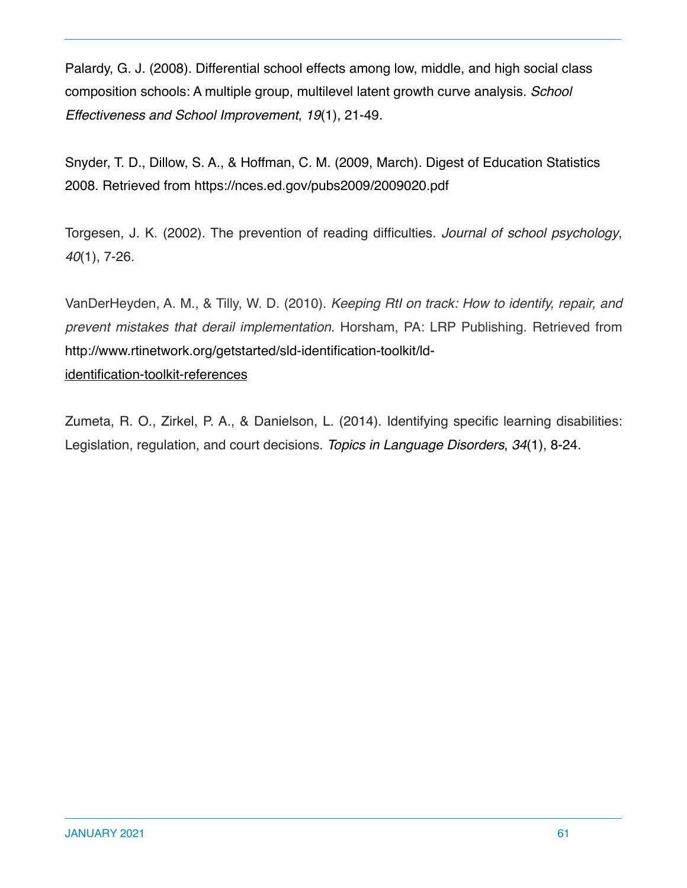Palardy, G. J. (2008). Differential school effects among low, middle, and high social class composition schools: A multiple group, multilevel latent growth curve analysis. *School Effectiveness and School Improvement*, *19*(1), 21-49.

Snyder, T. D., Dillow, S. A., & Hoffman, C. M. (2009, March). Digest of Education Statistics 2008. Retrieved from https://nces.ed.gov/pubs2009/2009020.pdf

Torgesen, J. K. (2002). The prevention of reading difficulties. *Journal of school psychology*, *40*(1), 7-26.

VanDerHeyden, A. M., & Tilly, W. D. (2010). *Keeping RtI on track: How to identify, repair, and prevent mistakes that derail implementation*. Horsham, PA: LRP Publishing. Retrieved from http://www.rtinetwork.org/getstarted/sld-identification-toolkit/ld-identification-toolkit-references

Zumeta, R. O., Zirkel, P. A., & Danielson, L. (2014). Identifying specific learning disabilities: Legislation, regulation, and court decisions. *Topics in Language Disorders*, *34*(1), 8-24.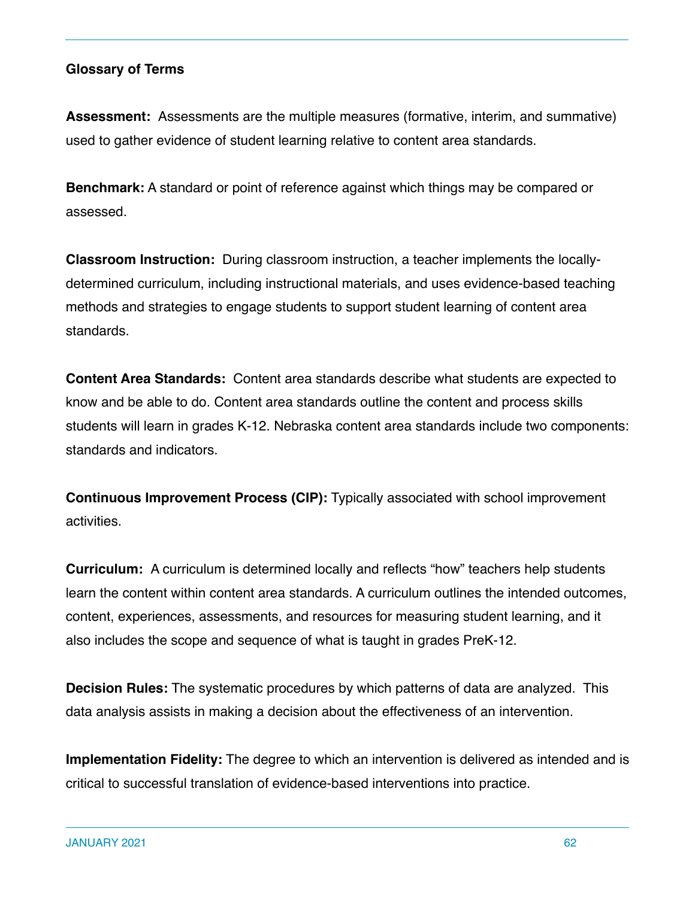## Glossary of Terms

**Assessment:** Assessments are the multiple measures (formative, interim, and summative) used to gather evidence of student learning relative to content area standards.

**Benchmark:** A standard or point of reference against which things may be compared or assessed.

**Classroom Instruction:** During classroom instruction, a teacher implements the locally-determined curriculum, including instructional materials, and uses evidence-based teaching methods and strategies to engage students to support student learning of content area standards.

**Content Area Standards:** Content area standards describe what students are expected to know and be able to do. Content area standards outline the content and process skills students will learn in grades K-12. Nebraska content area standards include two components: standards and indicators.

**Continuous Improvement Process (CIP):** Typically associated with school improvement activities.

**Curriculum:** A curriculum is determined locally and reflects "how" teachers help students learn the content within content area standards. A curriculum outlines the intended outcomes, content, experiences, assessments, and resources for measuring student learning, and it also includes the scope and sequence of what is taught in grades PreK-12.

**Decision Rules:** The systematic procedures by which patterns of data are analyzed. This data analysis assists in making a decision about the effectiveness of an intervention.

**Implementation Fidelity:** The degree to which an intervention is delivered as intended and is critical to successful translation of evidence-based interventions into practice.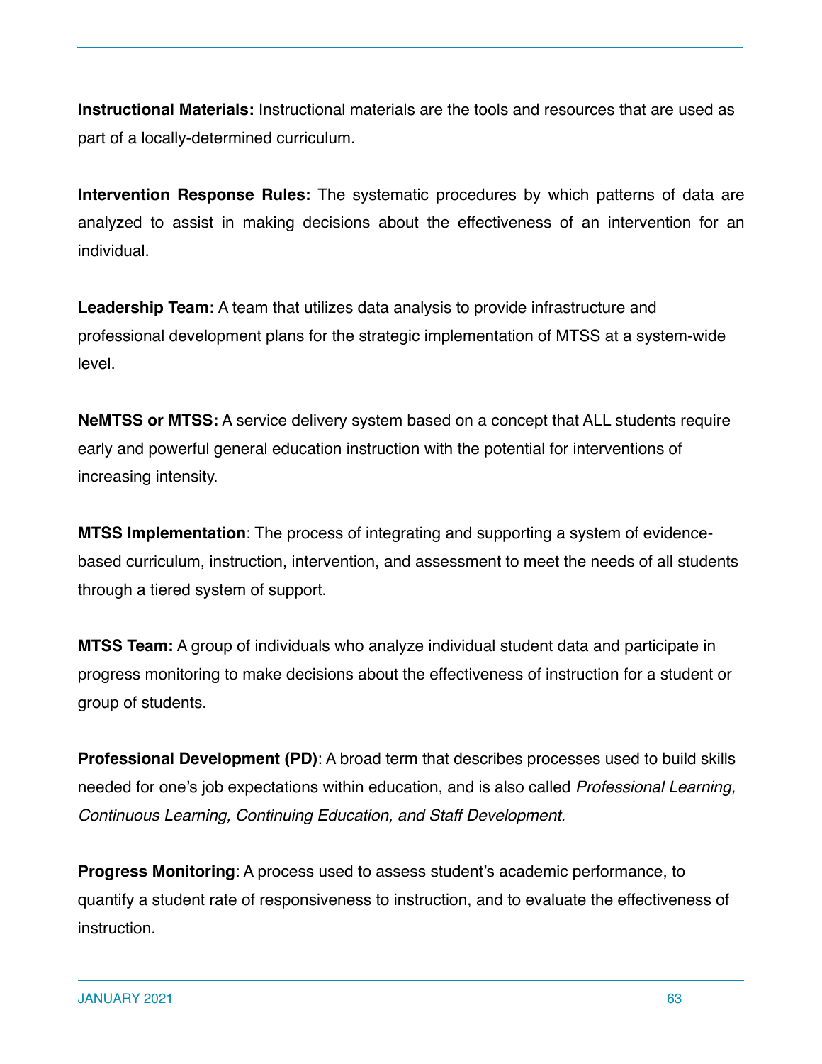**Instructional Materials:** Instructional materials are the tools and resources that are used as part of a locally-determined curriculum.

**Intervention Response Rules:** The systematic procedures by which patterns of data are analyzed to assist in making decisions about the effectiveness of an intervention for an individual.

**Leadership Team:** A team that utilizes data analysis to provide infrastructure and professional development plans for the strategic implementation of MTSS at a system-wide level.

**NeMTSS or MTSS:** A service delivery system based on a concept that ALL students require early and powerful general education instruction with the potential for interventions of increasing intensity.

**MTSS Implementation**: The process of integrating and supporting a system of evidence-based curriculum, instruction, intervention, and assessment to meet the needs of all students through a tiered system of support.

**MTSS Team:** A group of individuals who analyze individual student data and participate in progress monitoring to make decisions about the effectiveness of instruction for a student or group of students.

**Professional Development (PD)**: A broad term that describes processes used to build skills needed for one's job expectations within education, and is also called *Professional Learning, Continuous Learning, Continuing Education, and Staff Development.*

**Progress Monitoring**: A process used to assess student's academic performance, to quantify a student rate of responsiveness to instruction, and to evaluate the effectiveness of instruction.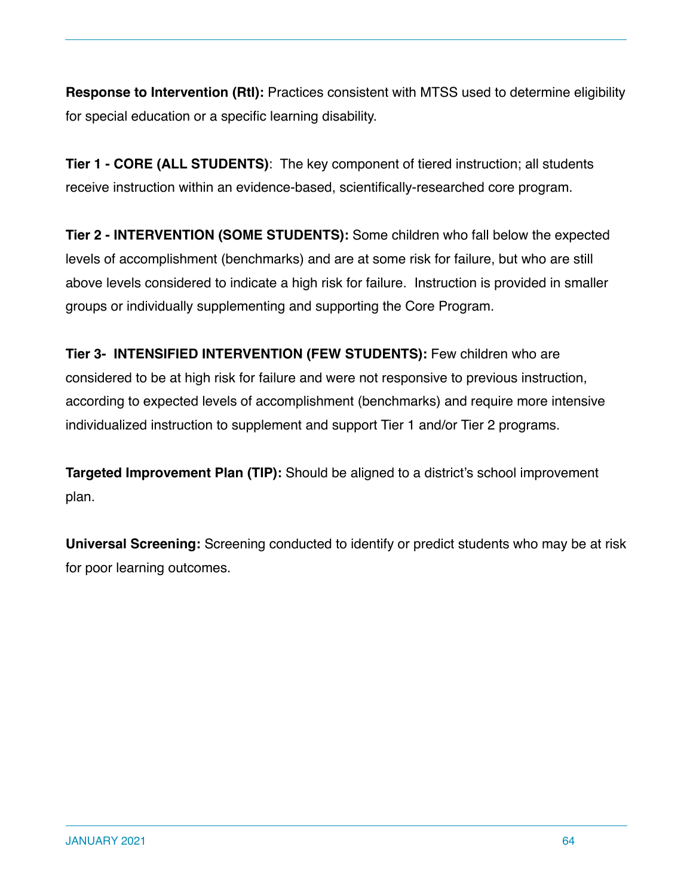**Response to Intervention (RtI):** Practices consistent with MTSS used to determine eligibility for special education or a specific learning disability.

**Tier 1 - CORE (ALL STUDENTS)**: The key component of tiered instruction; all students receive instruction within an evidence-based, scientifically-researched core program.

**Tier 2 - INTERVENTION (SOME STUDENTS):** Some children who fall below the expected levels of accomplishment (benchmarks) and are at some risk for failure, but who are still above levels considered to indicate a high risk for failure. Instruction is provided in smaller groups or individually supplementing and supporting the Core Program.

**Tier 3- INTENSIFIED INTERVENTION (FEW STUDENTS):** Few children who are considered to be at high risk for failure and were not responsive to previous instruction, according to expected levels of accomplishment (benchmarks) and require more intensive individualized instruction to supplement and support Tier 1 and/or Tier 2 programs.

**Targeted Improvement Plan (TIP):** Should be aligned to a district's school improvement plan.

**Universal Screening:** Screening conducted to identify or predict students who may be at risk for poor learning outcomes.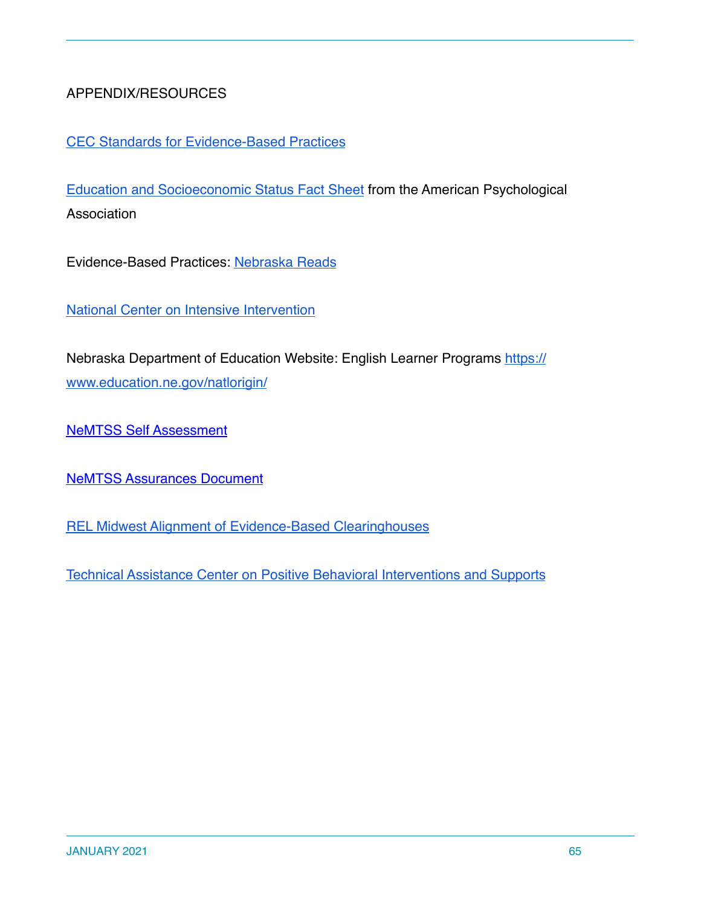## APPENDIX/RESOURCES

CEC Standards for Evidence-Based Practices

Education and Socioeconomic Status Fact Sheet from the American Psychological Association

Evidence-Based Practices: Nebraska Reads

National Center on Intensive Intervention

Nebraska Department of Education Website: English Learner Programs https://www.education.ne.gov/natlorigin/

NeMTSS Self Assessment

NeMTSS Assurances Document

REL Midwest Alignment of Evidence-Based Clearinghouses

Technical Assistance Center on Positive Behavioral Interventions and Supports